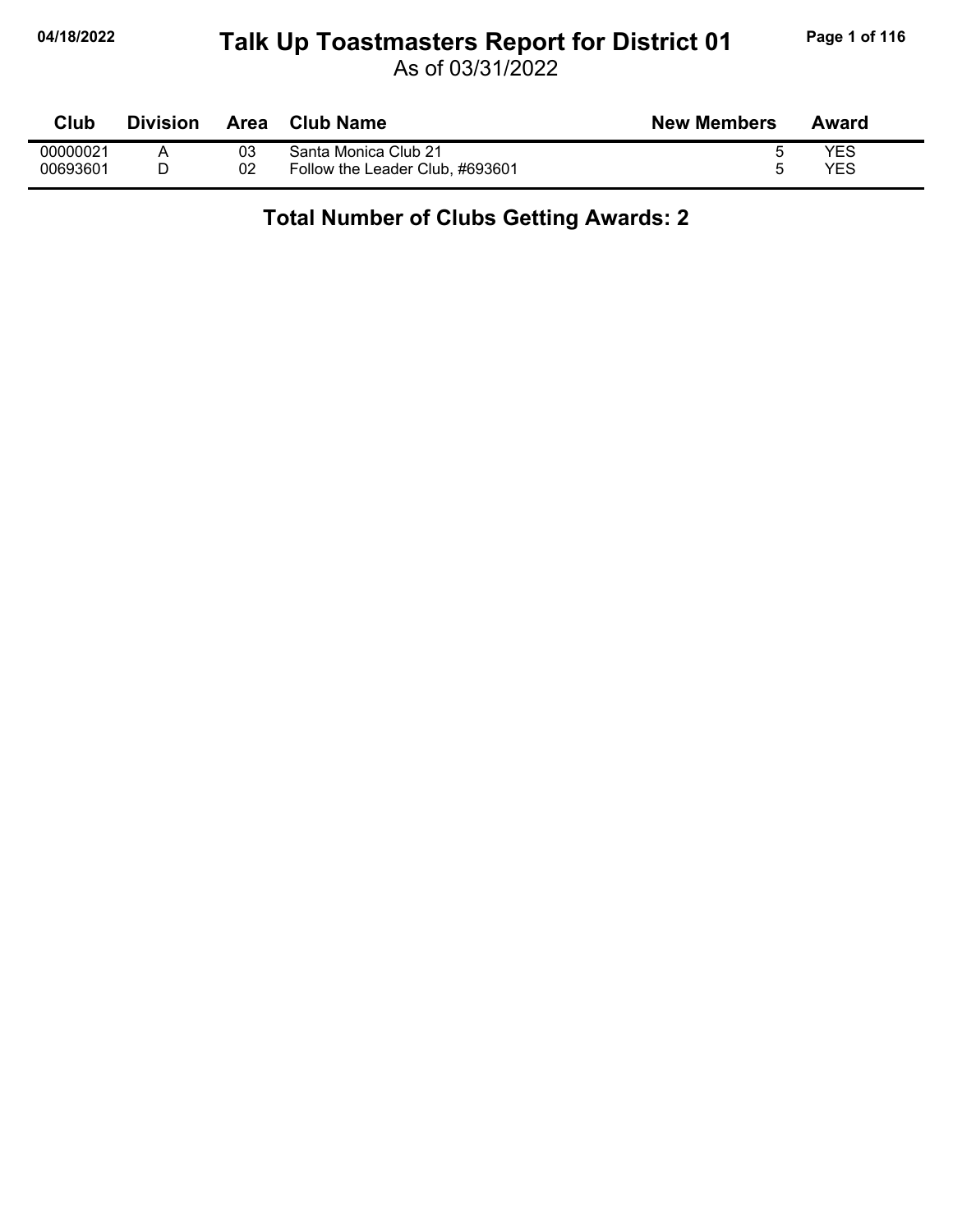# Talk Up Toastmasters Report for District 01

As of 03/31/2022

| Club | Division | Area | Club Name | New Members | Award |
|---|---|---|---|---|---|
| 00000021 | A | 03 | Santa Monica Club 21 | 5 | YES |
| 00693601 | D | 02 | Follow the Leader Club, #693601 | 5 | YES |

**Total Number of Clubs Getting Awards: 2**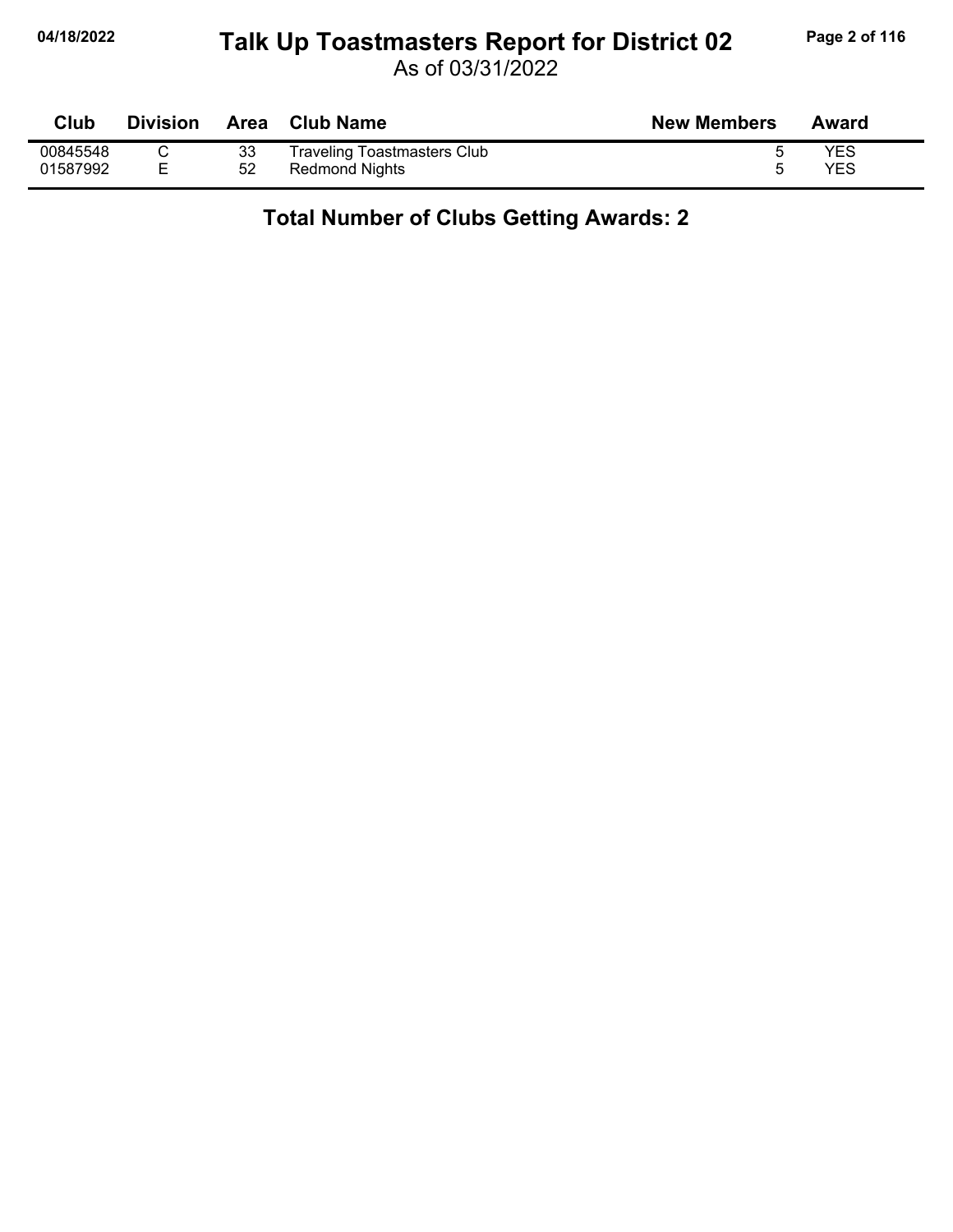# Talk Up Toastmasters Report for District 02

As of 03/31/2022

| Club | Division | Area | Club Name | New Members | Award |
| --- | --- | --- | --- | --- | --- |
| 00845548 | C | 33 | Traveling Toastmasters Club | 5 | YES |
| 01587992 | E | 52 | Redmond Nights | 5 | YES |

**Total Number of Clubs Getting Awards: 2**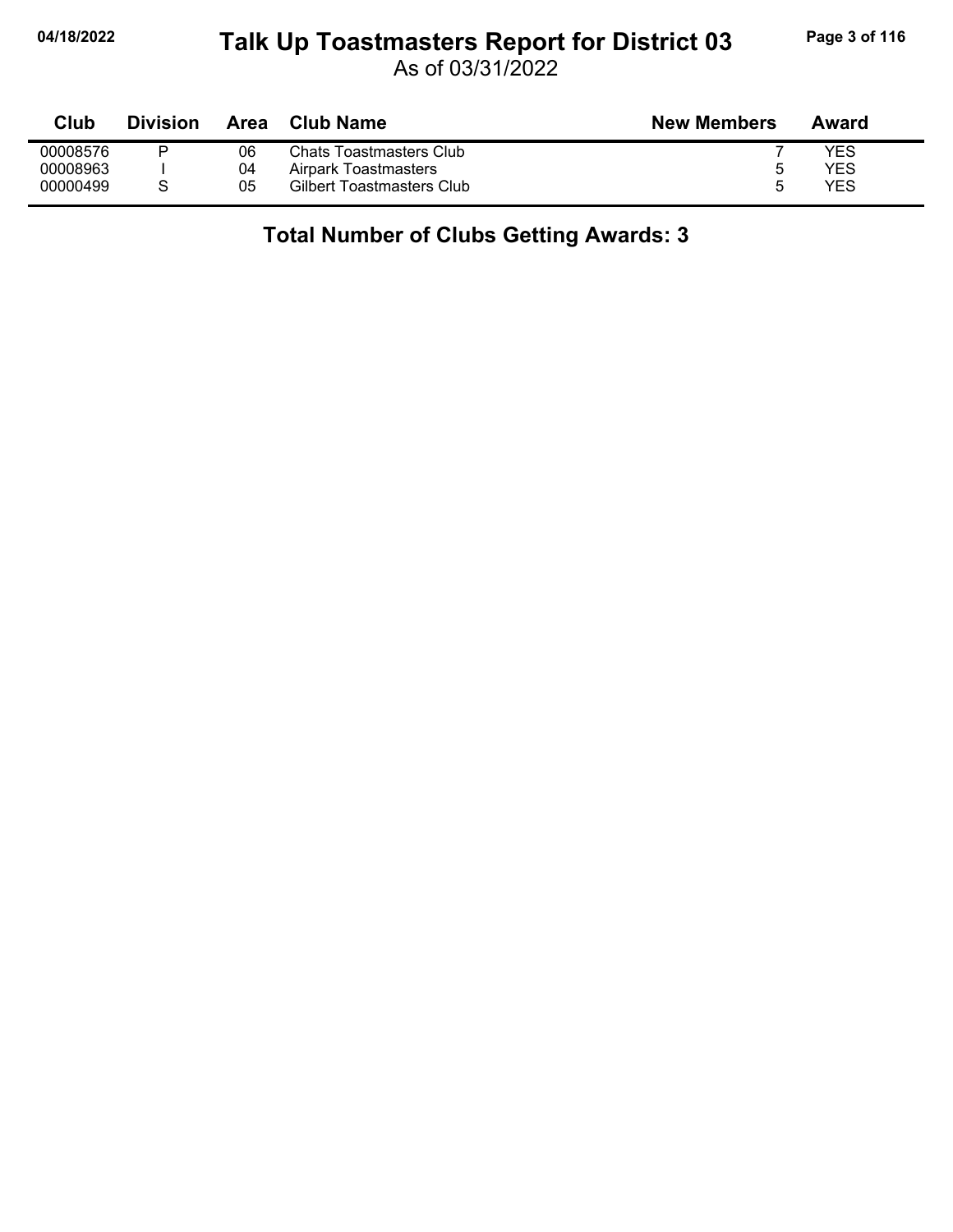# Talk Up Toastmasters Report for District 03

As of 03/31/2022

| Club | Division | Area | Club Name | New Members | Award |
|---|---|---|---|---|---|
| 00008576 | P | 06 | Chats Toastmasters Club | 7 | YES |
| 00008963 | I | 04 | Airpark Toastmasters | 5 | YES |
| 00000499 | S | 05 | Gilbert Toastmasters Club | 5 | YES |

**Total Number of Clubs Getting Awards: 3**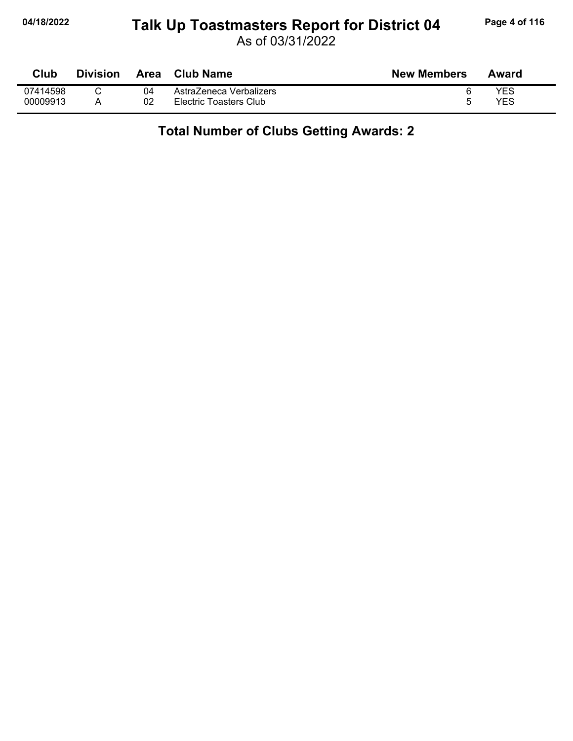# Talk Up Toastmasters Report for District 04

As of 03/31/2022

| Club | Division | Area | Club Name | New Members | Award |
|---|---|---|---|---|---|
| 07414598 | C | 04 | AstraZeneca Verbalizers | 6 | YES |
| 00009913 | A | 02 | Electric Toasters Club | 5 | YES |

**Total Number of Clubs Getting Awards: 2**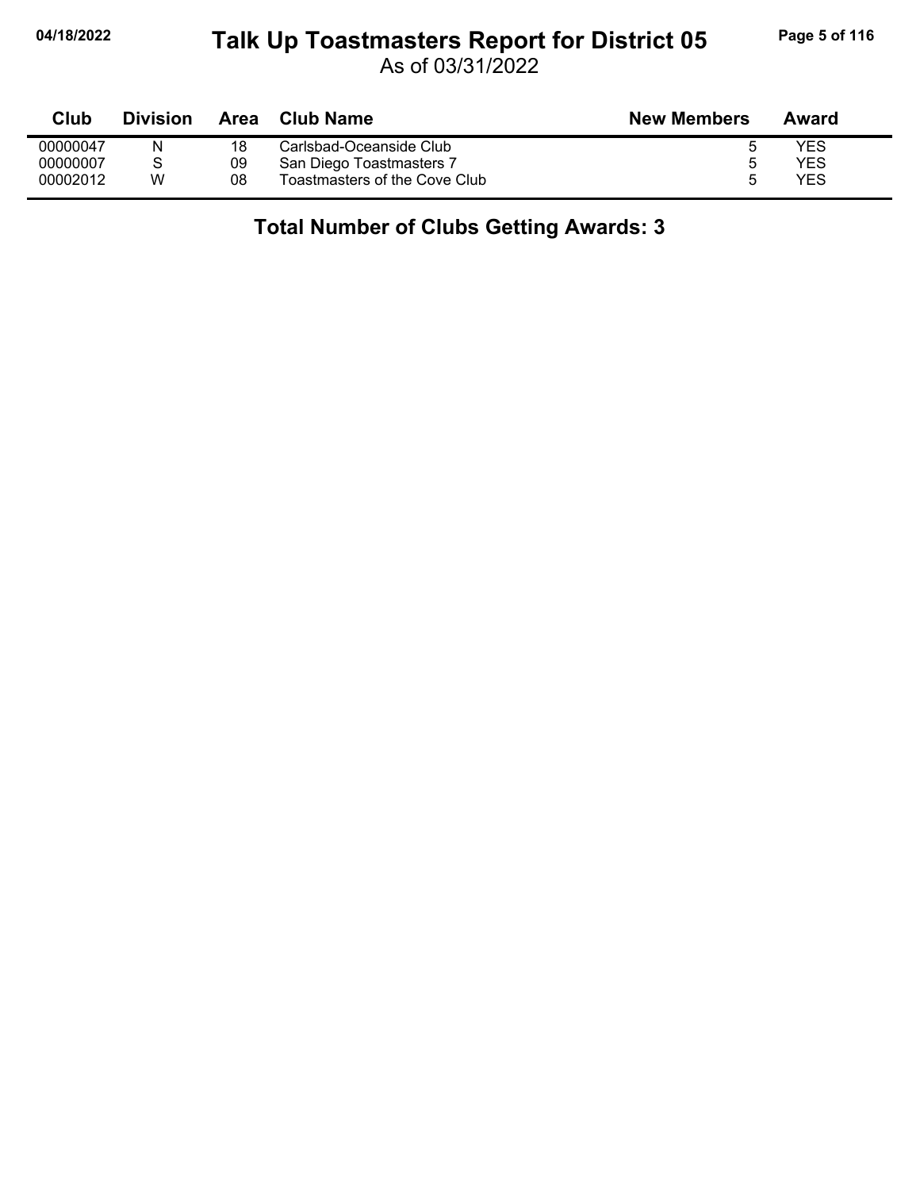# Talk Up Toastmasters Report for District 05

As of 03/31/2022

| Club | Division | Area | Club Name | New Members | Award |
|---|---|---|---|---|---|
| 00000047 | N | 18 | Carlsbad-Oceanside Club | 5 | YES |
| 00000007 | S | 09 | San Diego Toastmasters 7 | 5 | YES |
| 00002012 | W | 08 | Toastmasters of the Cove Club | 5 | YES |

**Total Number of Clubs Getting Awards: 3**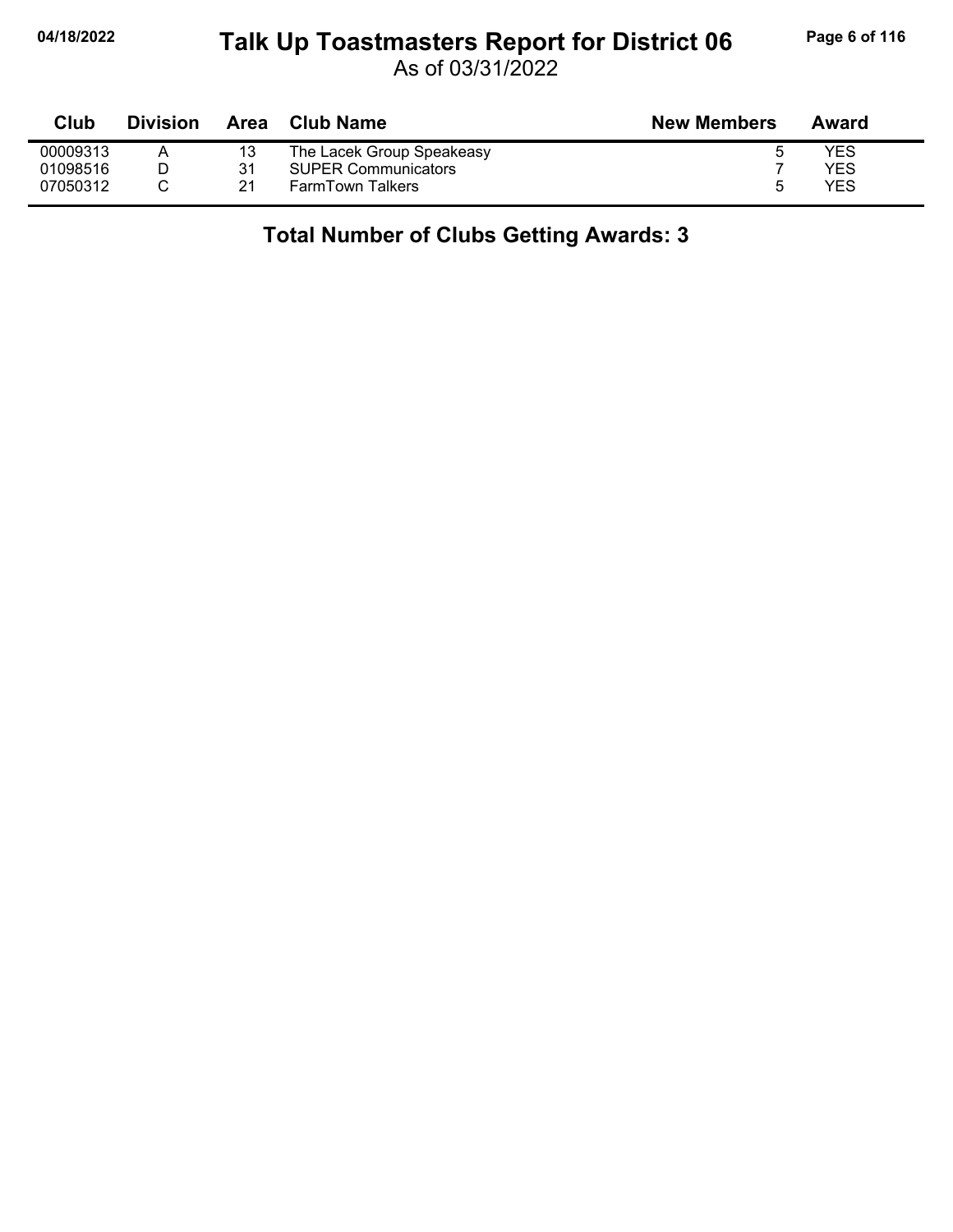# Talk Up Toastmasters Report for District 06

As of 03/31/2022

| Club | Division | Area | Club Name | New Members | Award |
|---|---|---|---|---|---|
| 00009313 | A | 13 | The Lacek Group Speakeasy | 5 | YES |
| 01098516 | D | 31 | SUPER Communicators | 7 | YES |
| 07050312 | C | 21 | FarmTown Talkers | 5 | YES |

**Total Number of Clubs Getting Awards: 3**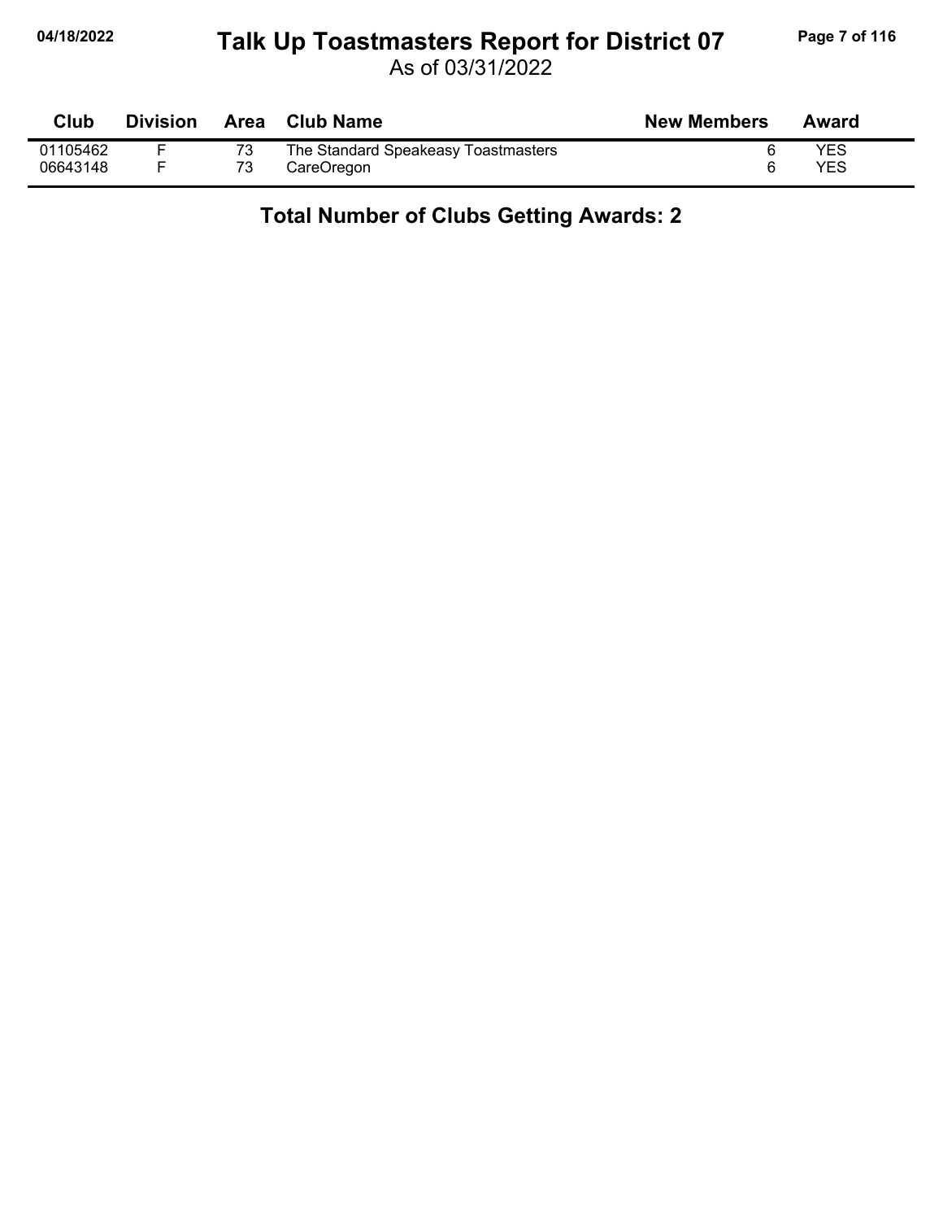| Club | Division | Area | Club Name | New Members | Award |
|---|---|---|---|---|---|
| 01105462 | F | 73 | The Standard Speakeasy Toastmasters | 6 | YES |
| 06643148 | F | 73 | CareOregon | 6 | YES |

**Total Number of Clubs Getting Awards: 2**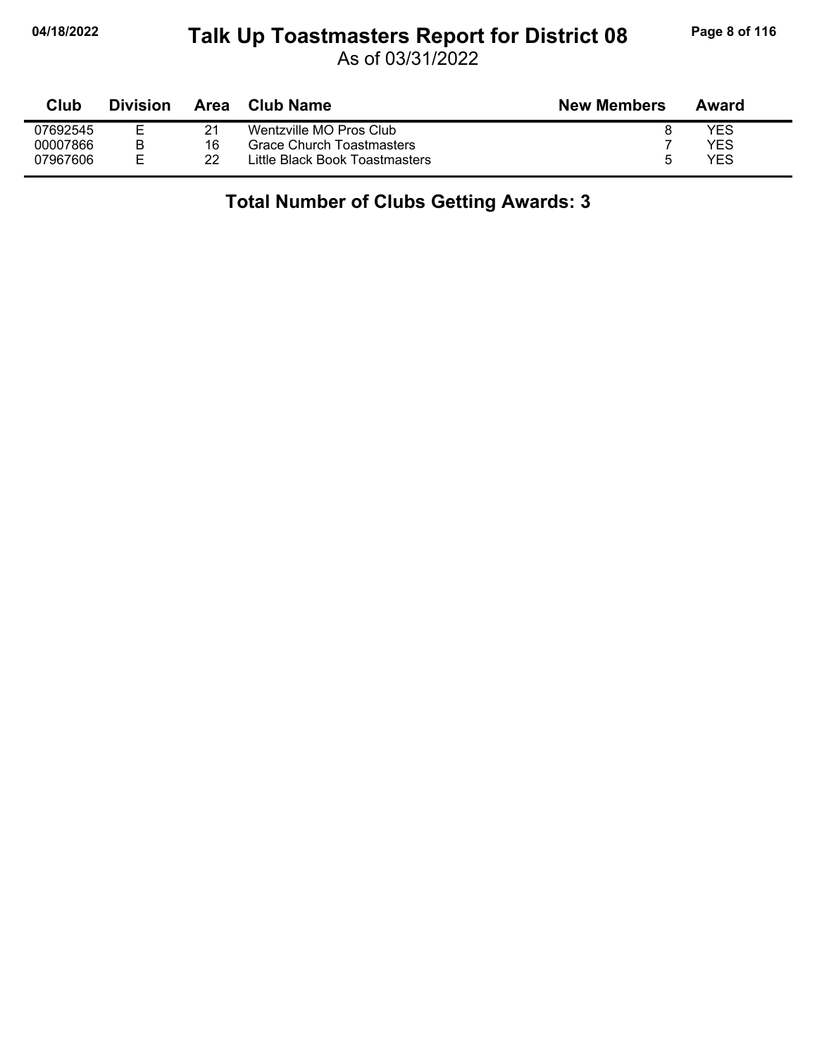# Talk Up Toastmasters Report for District 08

As of 03/31/2022

| Club | Division | Area | Club Name | New Members | Award |
|---|---|---|---|---|---|
| 07692545 | E | 21 | Wentzville MO Pros Club | 8 | YES |
| 00007866 | B | 16 | Grace Church Toastmasters | 7 | YES |
| 07967606 | E | 22 | Little Black Book Toastmasters | 5 | YES |

**Total Number of Clubs Getting Awards: 3**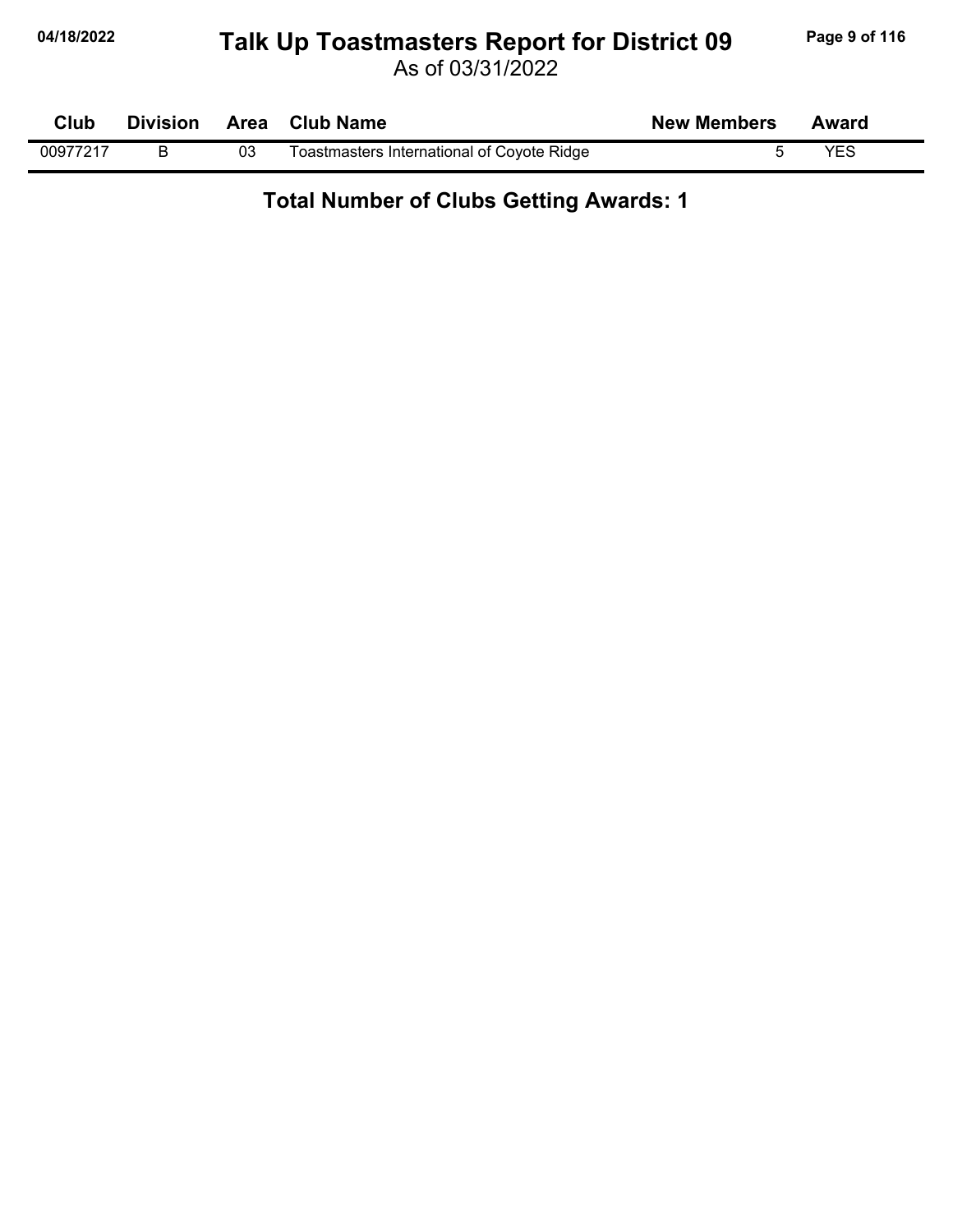# Talk Up Toastmasters Report for District 09

As of 03/31/2022

| Club | Division | Area | Club Name | New Members | Award |
|---|---|---|---|---|---|
| 00977217 | B | 03 | Toastmasters International of Coyote Ridge | 5 | YES |

**Total Number of Clubs Getting Awards: 1**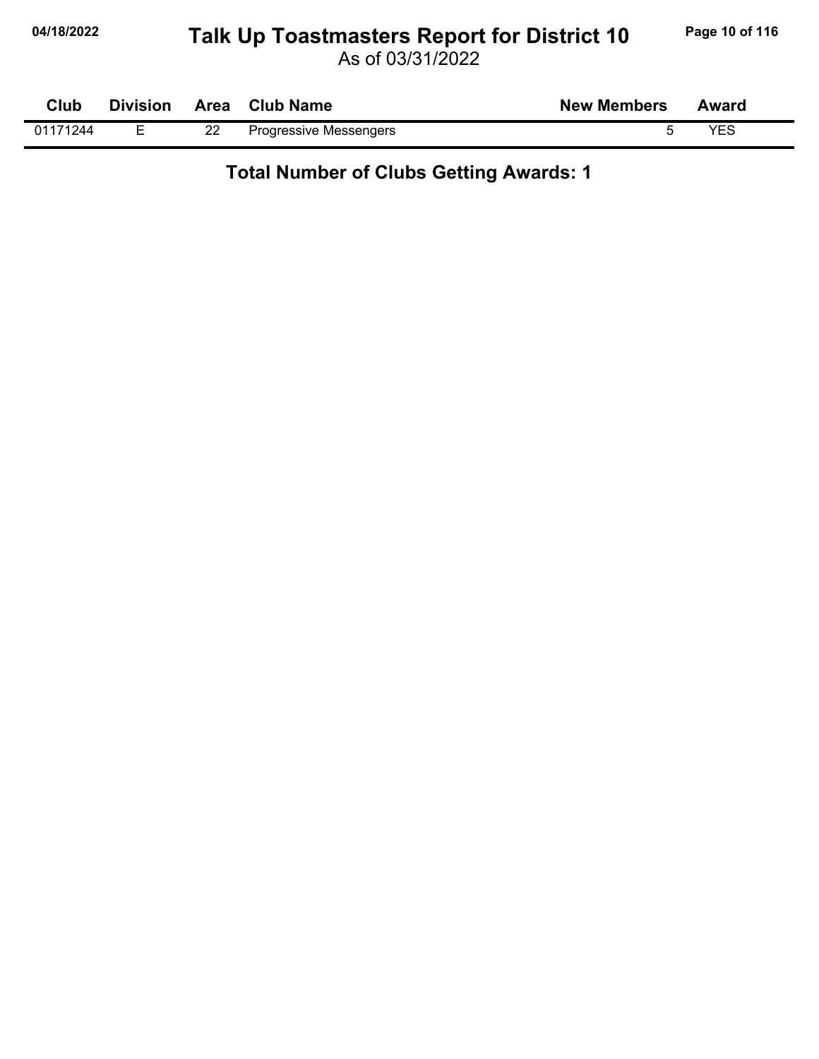| Club | Division | Area | Club Name | New Members | Award |
|---|---|---|---|---|---|
| 01171244 | E | 22 | Progressive Messengers | 5 | YES |

**Total Number of Clubs Getting Awards: 1**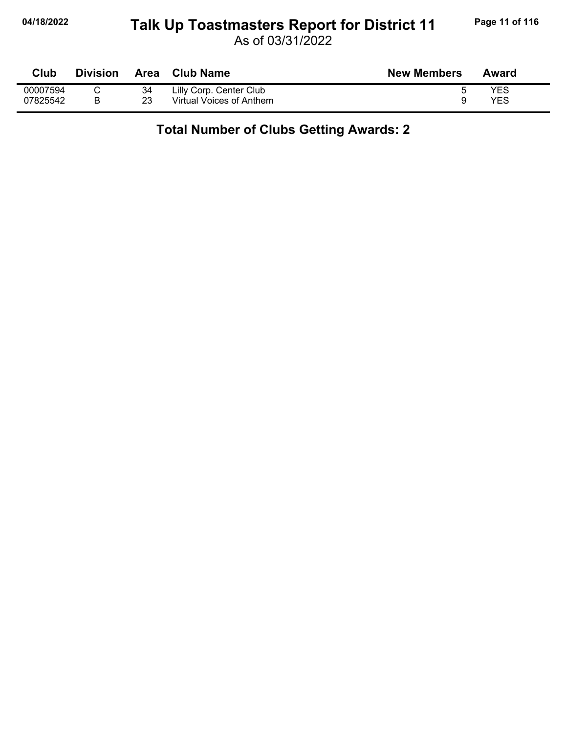# Talk Up Toastmasters Report for District 11

As of 03/31/2022

| Club | Division | Area | Club Name | New Members | Award |
|---|---|---|---|---|---|
| 00007594 | C | 34 | Lilly Corp. Center Club | 5 | YES |
| 07825542 | B | 23 | Virtual Voices of Anthem | 9 | YES |

**Total Number of Clubs Getting Awards: 2**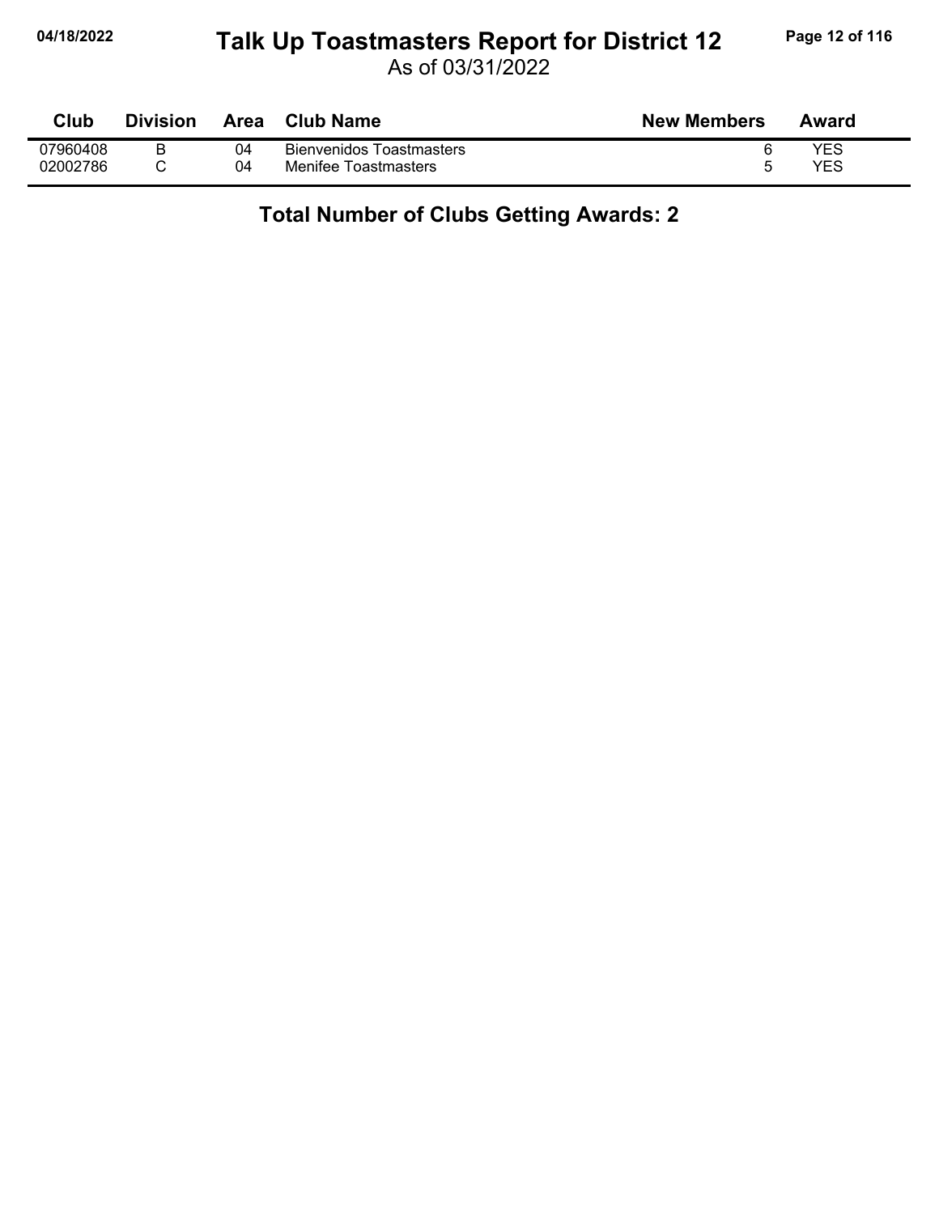# Talk Up Toastmasters Report for District 12

As of 03/31/2022

| Club | Division | Area | Club Name | New Members | Award |
|---|---|---|---|---|---|
| 07960408 | B | 04 | Bienvenidos Toastmasters | 6 | YES |
| 02002786 | C | 04 | Menifee Toastmasters | 5 | YES |

**Total Number of Clubs Getting Awards: 2**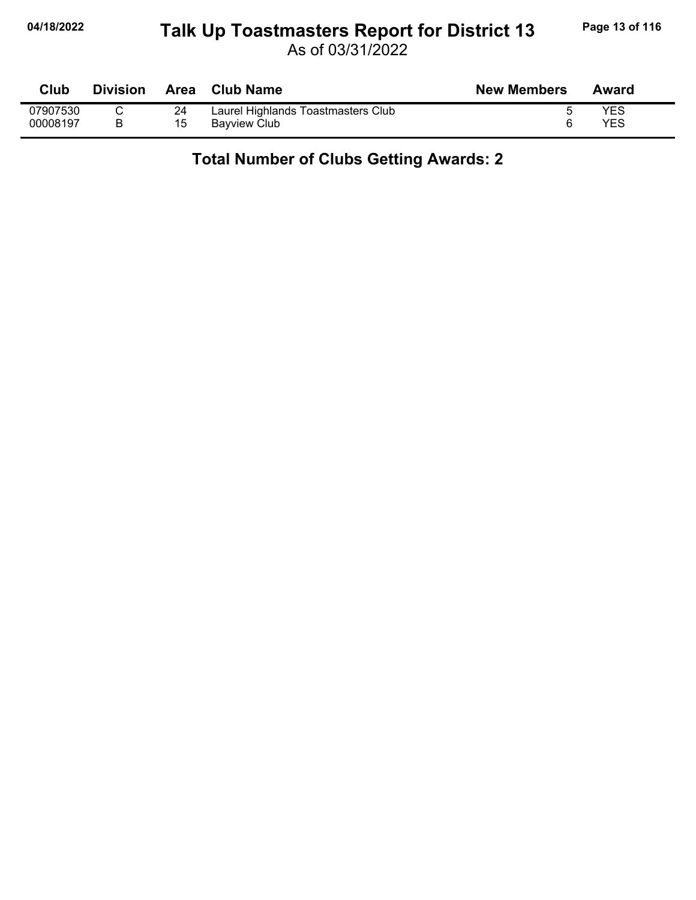# Talk Up Toastmasters Report for District 13

As of 03/31/2022

| Club | Division | Area | Club Name | New Members | Award |
|---|---|---|---|---|---|
| 07907530 | C | 24 | Laurel Highlands Toastmasters Club | 5 | YES |
| 00008197 | B | 15 | Bayview Club | 6 | YES |

**Total Number of Clubs Getting Awards: 2**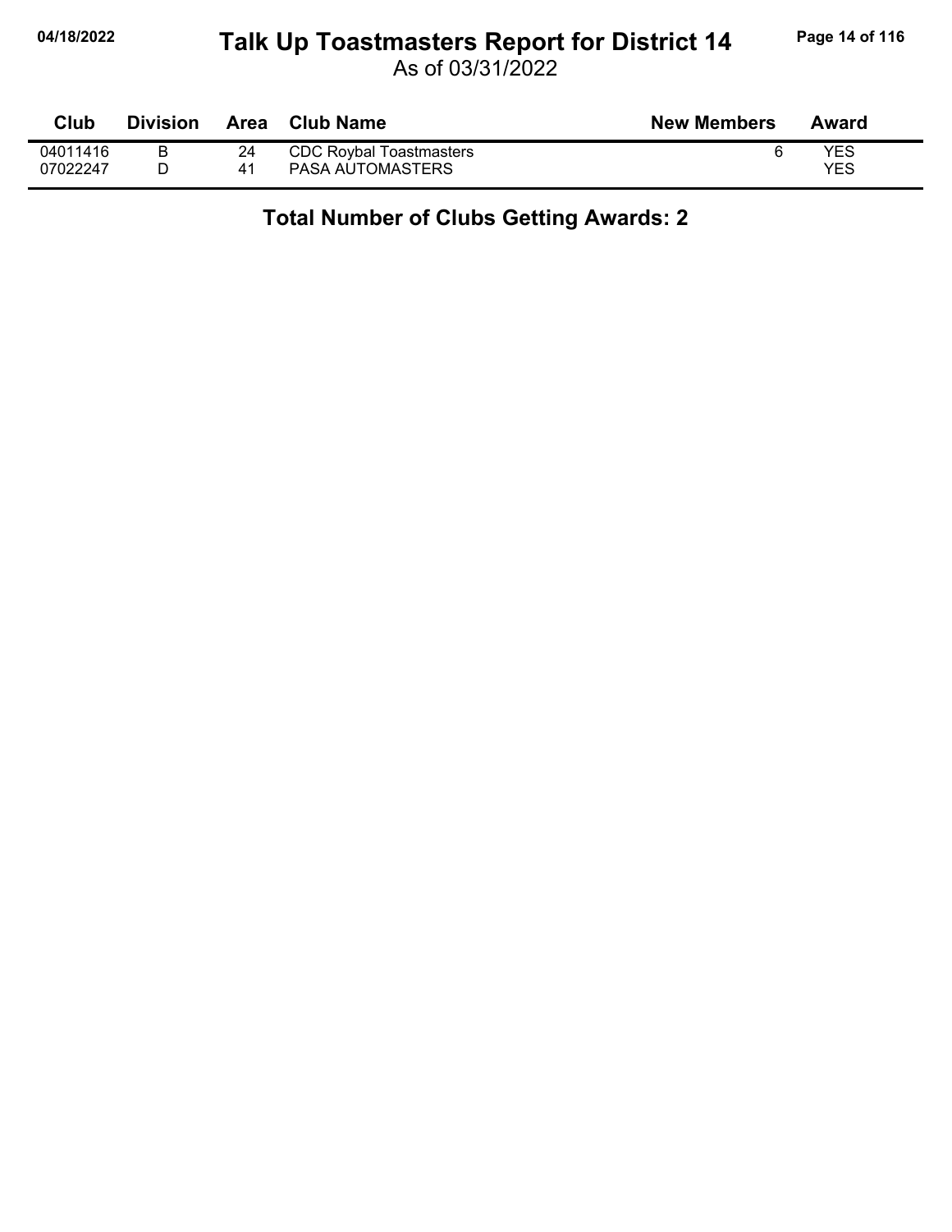# Talk Up Toastmasters Report for District 14

As of 03/31/2022

| Club | Division | Area | Club Name | New Members | Award |
|---|---|---|---|---|---|
| 04011416 | B | 24 | CDC Roybal Toastmasters | 6 | YES |
| 07022247 | D | 41 | PASA AUTOMASTERS | | YES |

**Total Number of Clubs Getting Awards: 2**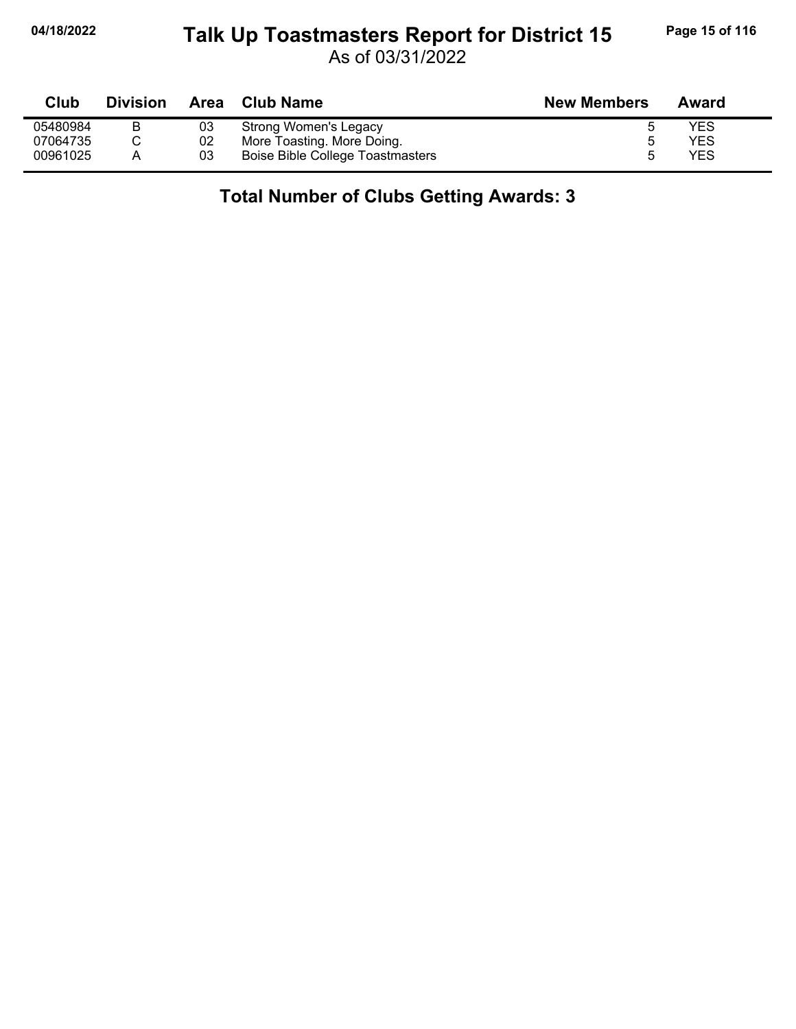# Talk Up Toastmasters Report for District 15

As of 03/31/2022

| Club | Division | Area | Club Name | New Members | Award |
|---|---|---|---|---|---|
| 05480984 | B | 03 | Strong Women's Legacy | 5 | YES |
| 07064735 | C | 02 | More Toasting. More Doing. | 5 | YES |
| 00961025 | A | 03 | Boise Bible College Toastmasters | 5 | YES |

## Total Number of Clubs Getting Awards: 3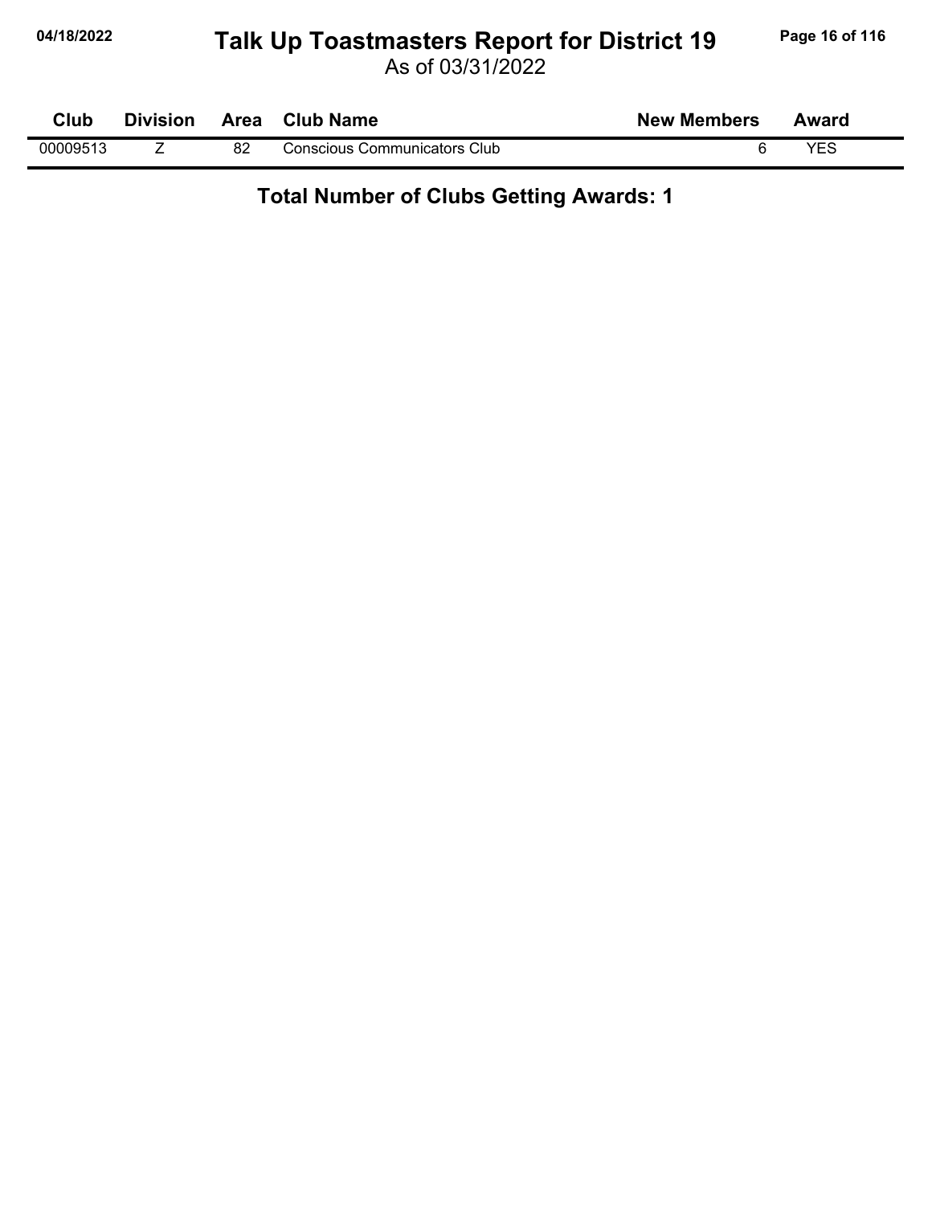# Talk Up Toastmasters Report for District 19

As of 03/31/2022

| Club | Division | Area | Club Name | New Members | Award |
|---|---|---|---|---|---|
| 00009513 | Z | 82 | Conscious Communicators Club | 6 | YES |

**Total Number of Clubs Getting Awards: 1**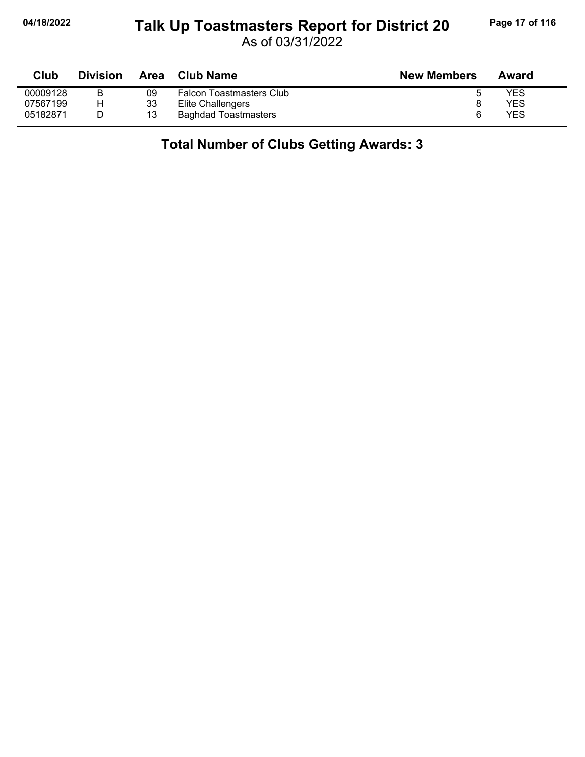# Talk Up Toastmasters Report for District 20

As of 03/31/2022

| Club | Division | Area | Club Name | New Members | Award |
|---|---|---|---|---|---|
| 00009128 | B | 09 | Falcon Toastmasters Club | 5 | YES |
| 07567199 | H | 33 | Elite Challengers | 8 | YES |
| 05182871 | D | 13 | Baghdad Toastmasters | 6 | YES |

## Total Number of Clubs Getting Awards: 3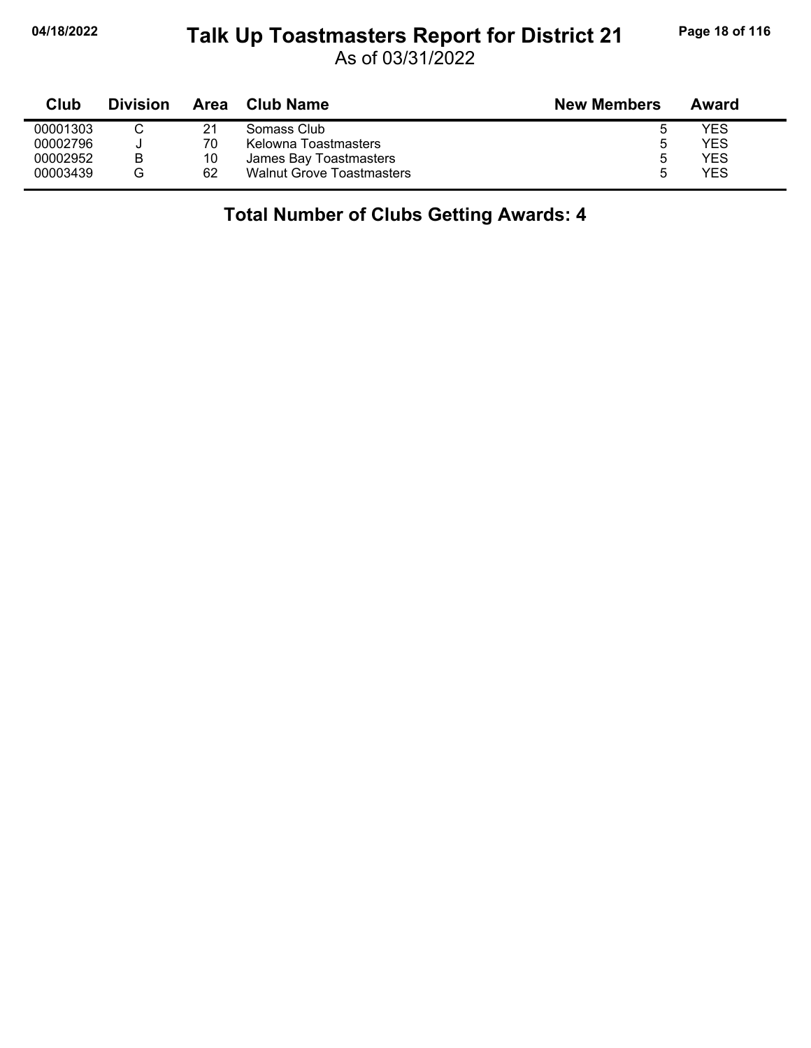# Talk Up Toastmasters Report for District 21

As of 03/31/2022

| Club | Division | Area | Club Name | New Members | Award |
|---|---|---|---|---|---|
| 00001303 | C | 21 | Somass Club | 5 | YES |
| 00002796 | J | 70 | Kelowna Toastmasters | 5 | YES |
| 00002952 | B | 10 | James Bay Toastmasters | 5 | YES |
| 00003439 | G | 62 | Walnut Grove Toastmasters | 5 | YES |

## Total Number of Clubs Getting Awards: 4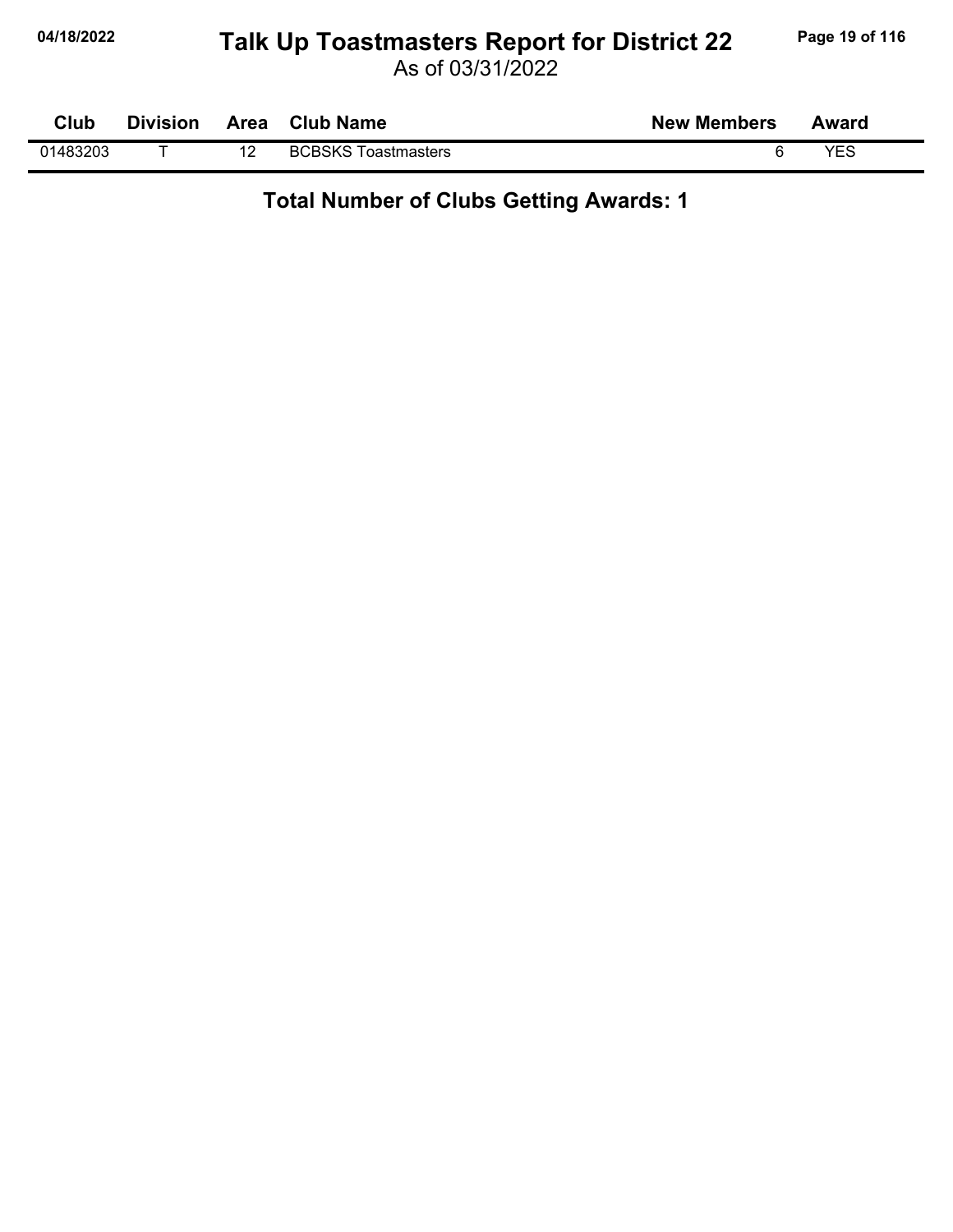# Talk Up Toastmasters Report for District 22

As of 03/31/2022

| Club | Division | Area | Club Name | New Members | Award |
|---|---|---|---|---|---|
| 01483203 | T | 12 | BCBSKS Toastmasters | 6 | YES |

**Total Number of Clubs Getting Awards: 1**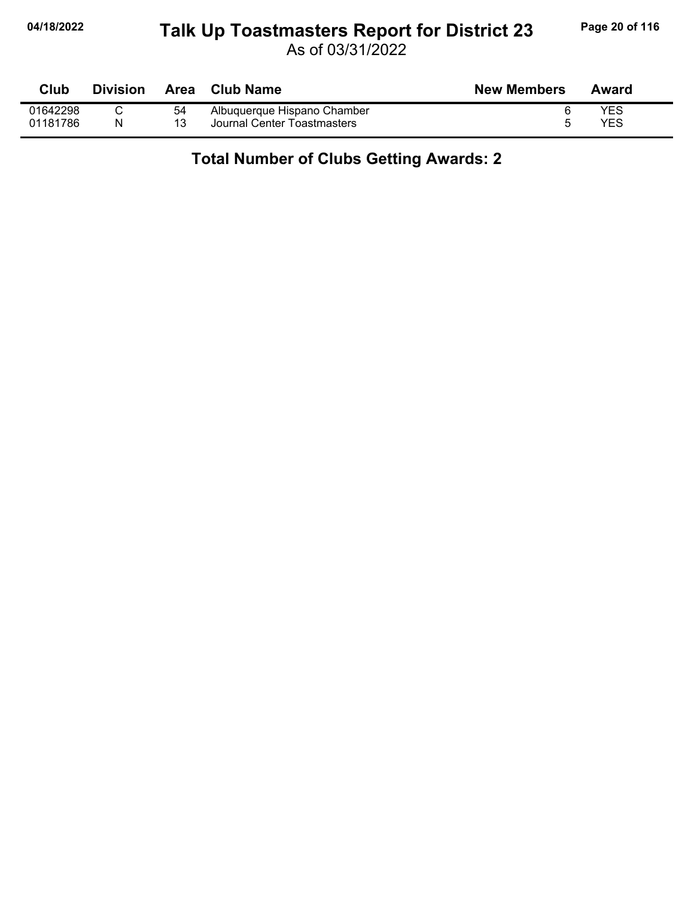# Talk Up Toastmasters Report for District 23

As of 03/31/2022

| Club | Division | Area | Club Name | New Members | Award |
|---|---|---|---|---|---|
| 01642298 | C | 54 | Albuquerque Hispano Chamber | 6 | YES |
| 01181786 | N | 13 | Journal Center Toastmasters | 5 | YES |

**Total Number of Clubs Getting Awards: 2**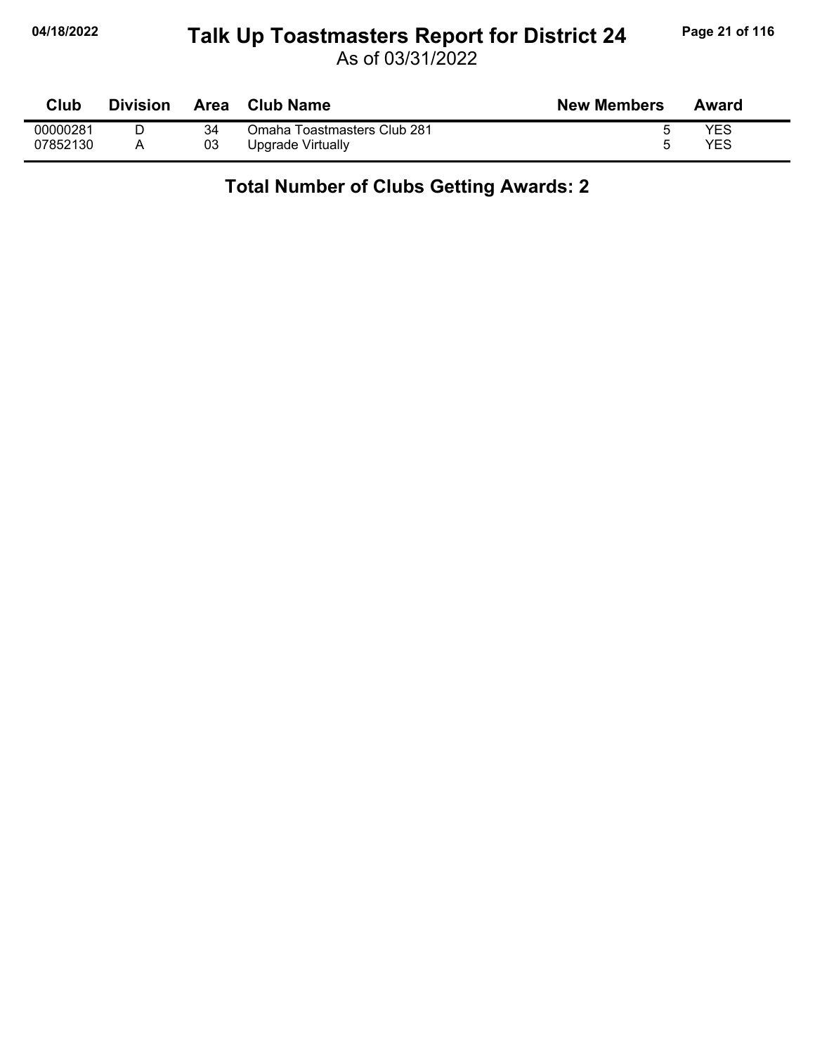# Talk Up Toastmasters Report for District 24

As of 03/31/2022

| Club | Division | Area | Club Name | New Members | Award |
|---|---|---|---|---|---|
| 00000281 | D | 34 | Omaha Toastmasters Club 281 | 5 | YES |
| 07852130 | A | 03 | Upgrade Virtually | 5 | YES |

**Total Number of Clubs Getting Awards: 2**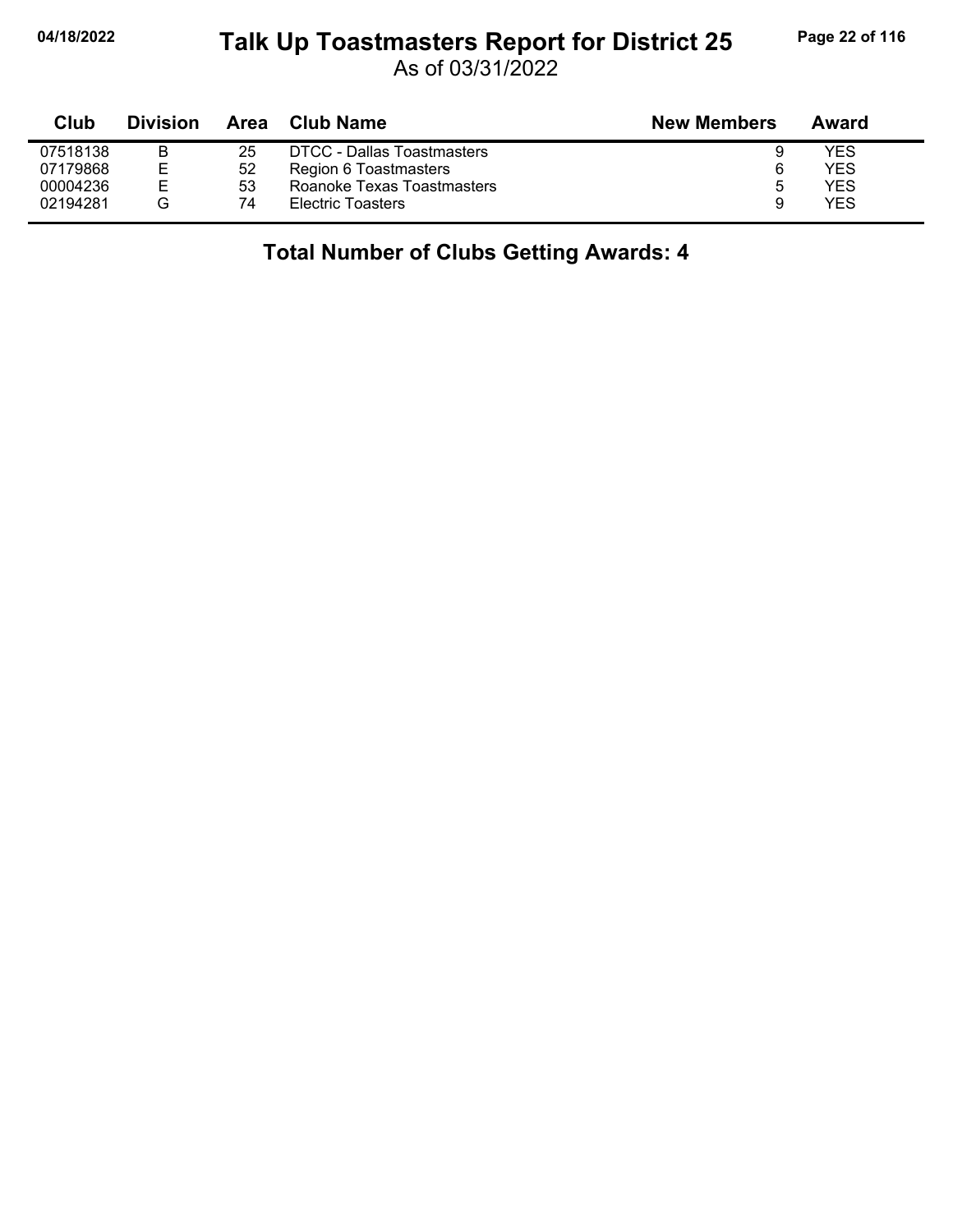# Talk Up Toastmasters Report for District 25

As of 03/31/2022

| Club | Division | Area | Club Name | New Members | Award |
|---|---|---|---|---|---|
| 07518138 | B | 25 | DTCC - Dallas Toastmasters | 9 | YES |
| 07179868 | E | 52 | Region 6 Toastmasters | 6 | YES |
| 00004236 | E | 53 | Roanoke Texas Toastmasters | 5 | YES |
| 02194281 | G | 74 | Electric Toasters | 9 | YES |

**Total Number of Clubs Getting Awards: 4**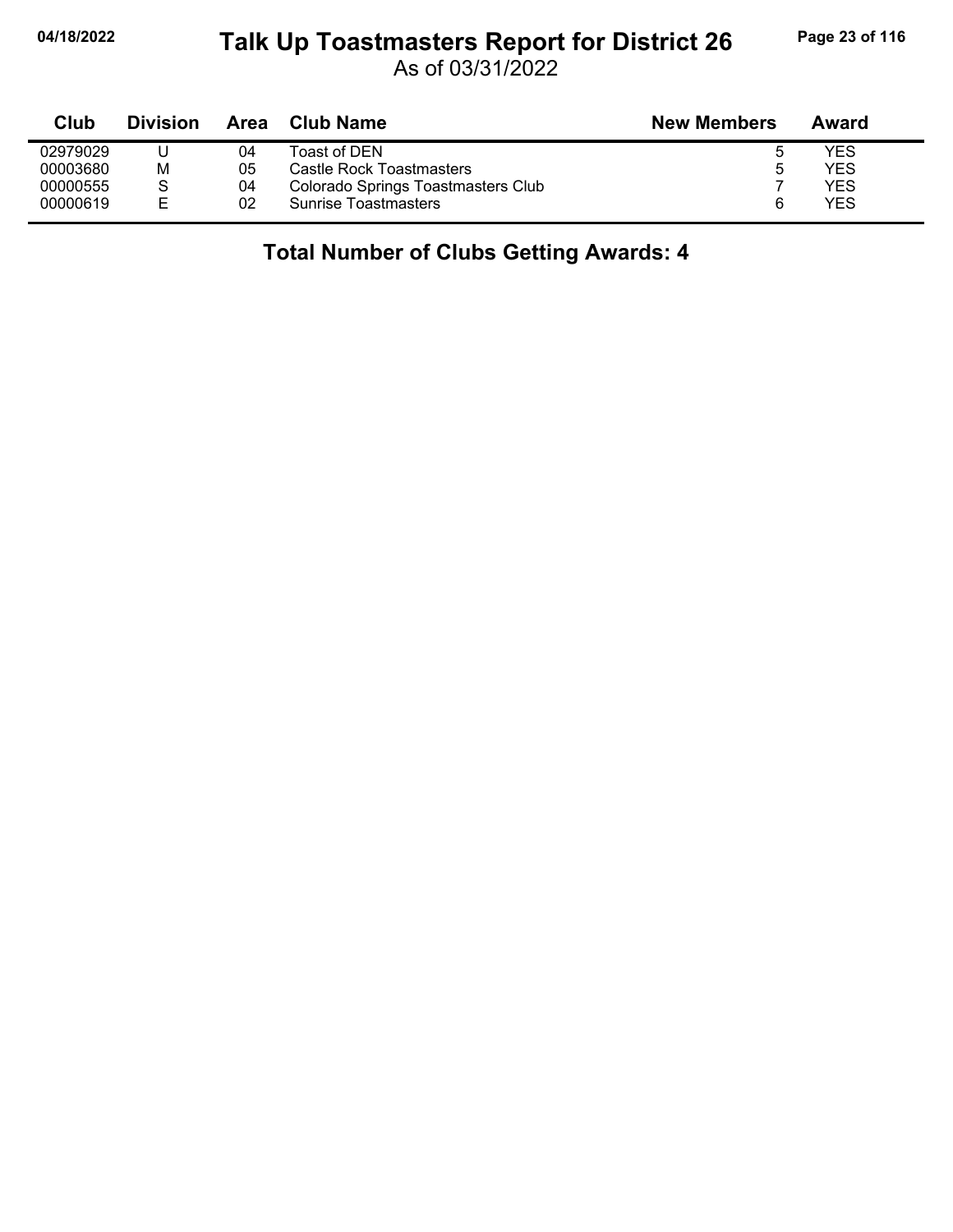# Talk Up Toastmasters Report for District 26

As of 03/31/2022

| Club | Division | Area | Club Name | New Members | Award |
|---|---|---|---|---|---|
| 02979029 | U | 04 | Toast of DEN | 5 | YES |
| 00003680 | M | 05 | Castle Rock Toastmasters | 5 | YES |
| 00000555 | S | 04 | Colorado Springs Toastmasters Club | 7 | YES |
| 00000619 | E | 02 | Sunrise Toastmasters | 6 | YES |

## Total Number of Clubs Getting Awards: 4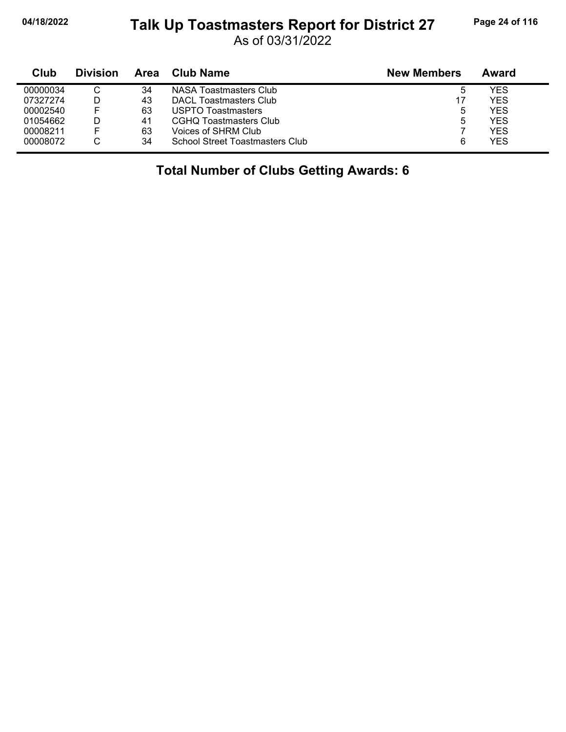# Talk Up Toastmasters Report for District 27

As of 03/31/2022

| Club | Division | Area | Club Name | New Members | Award |
|---|---|---|---|---|---|
| 00000034 | C | 34 | NASA Toastmasters Club | 5 | YES |
| 07327274 | D | 43 | DACL Toastmasters Club | 17 | YES |
| 00002540 | F | 63 | USPTO Toastmasters | 5 | YES |
| 01054662 | D | 41 | CGHQ Toastmasters Club | 5 | YES |
| 00008211 | F | 63 | Voices of SHRM Club | 7 | YES |
| 00008072 | C | 34 | School Street Toastmasters Club | 6 | YES |

**Total Number of Clubs Getting Awards: 6**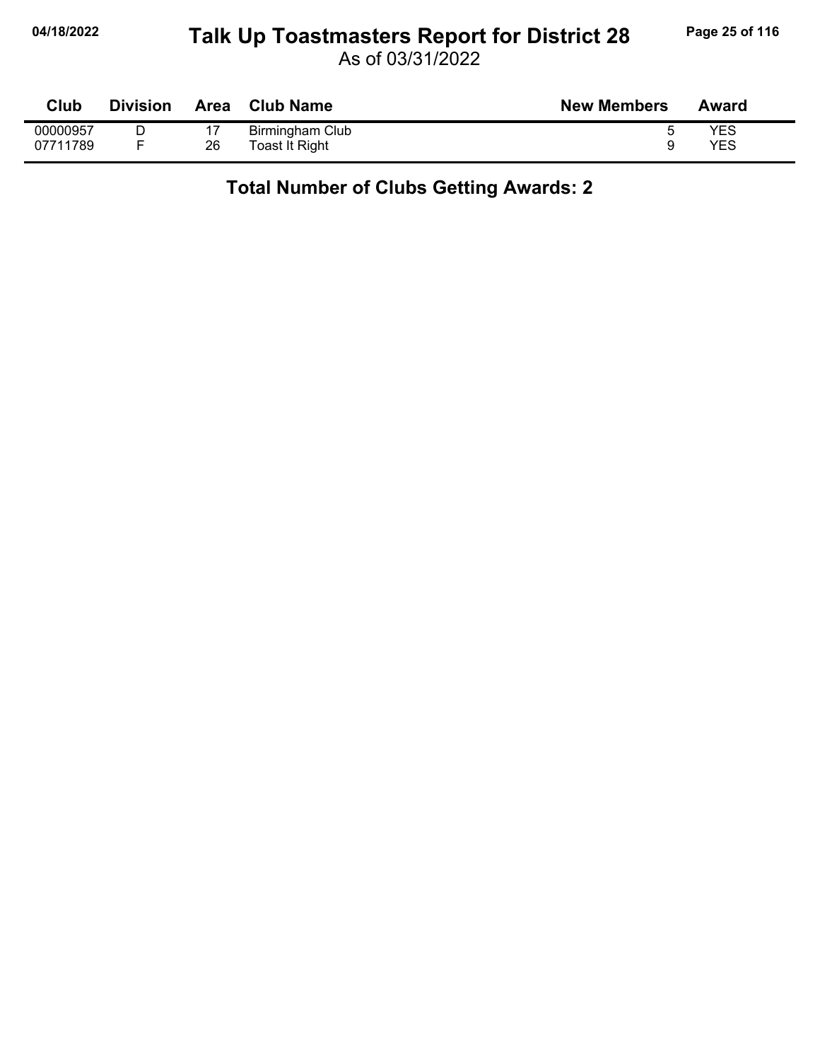# Talk Up Toastmasters Report for District 28

As of 03/31/2022

| Club | Division | Area | Club Name | New Members | Award |
|---|---|---|---|---|---|
| 00000957 | D | 17 | Birmingham Club | 5 | YES |
| 07711789 | F | 26 | Toast It Right | 9 | YES |

**Total Number of Clubs Getting Awards: 2**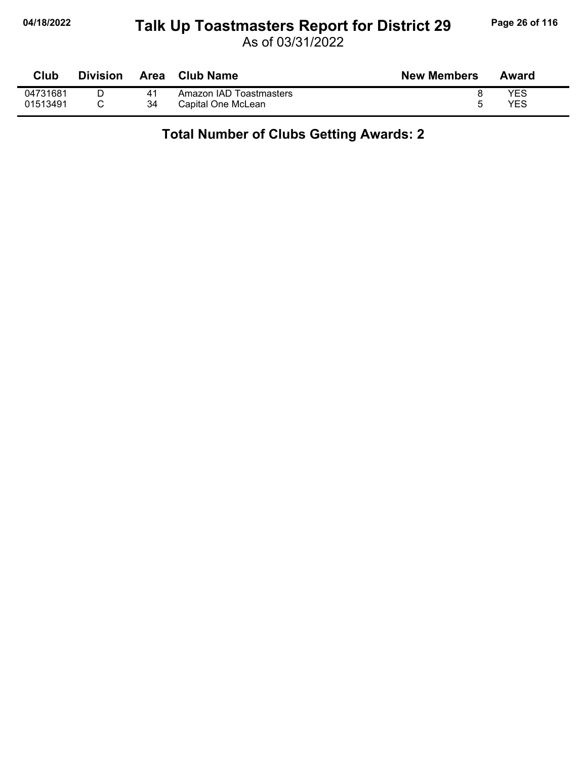# Talk Up Toastmasters Report for District 29

As of 03/31/2022

| Club | Division | Area | Club Name | New Members | Award |
|---|---|---|---|---|---|
| 04731681 | D | 41 | Amazon IAD Toastmasters | 8 | YES |
| 01513491 | C | 34 | Capital One McLean | 5 | YES |

**Total Number of Clubs Getting Awards: 2**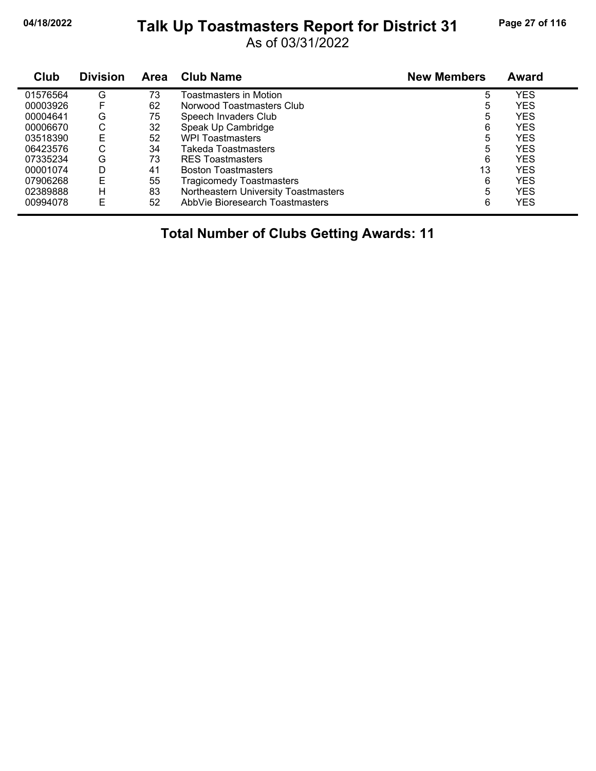# Talk Up Toastmasters Report for District 31

As of 03/31/2022

| Club | Division | Area | Club Name | New Members | Award |
|---|---|---|---|---|---|
| 01576564 | G | 73 | Toastmasters in Motion | 5 | YES |
| 00003926 | F | 62 | Norwood Toastmasters Club | 5 | YES |
| 00004641 | G | 75 | Speech Invaders Club | 5 | YES |
| 00006670 | C | 32 | Speak Up Cambridge | 6 | YES |
| 03518390 | E | 52 | WPI Toastmasters | 5 | YES |
| 06423576 | C | 34 | Takeda Toastmasters | 5 | YES |
| 07335234 | G | 73 | RES Toastmasters | 6 | YES |
| 00001074 | D | 41 | Boston Toastmasters | 13 | YES |
| 07906268 | E | 55 | Tragicomedy Toastmasters | 6 | YES |
| 02389888 | H | 83 | Northeastern University Toastmasters | 5 | YES |
| 00994078 | E | 52 | AbbVie Bioresearch Toastmasters | 6 | YES |

**Total Number of Clubs Getting Awards: 11**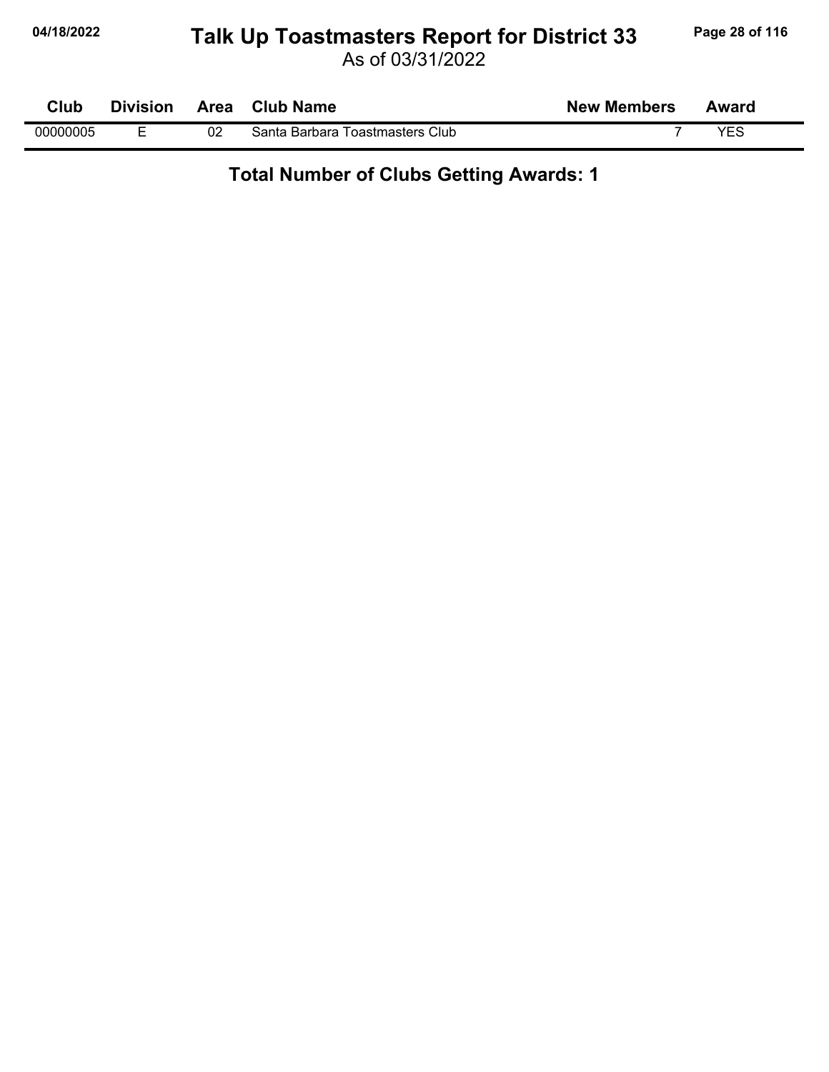# Talk Up Toastmasters Report for District 33

As of 03/31/2022

| Club | Division | Area | Club Name | New Members | Award |
|---|---|---|---|---|---|
| 00000005 | E | 02 | Santa Barbara Toastmasters Club | 7 | YES |

**Total Number of Clubs Getting Awards: 1**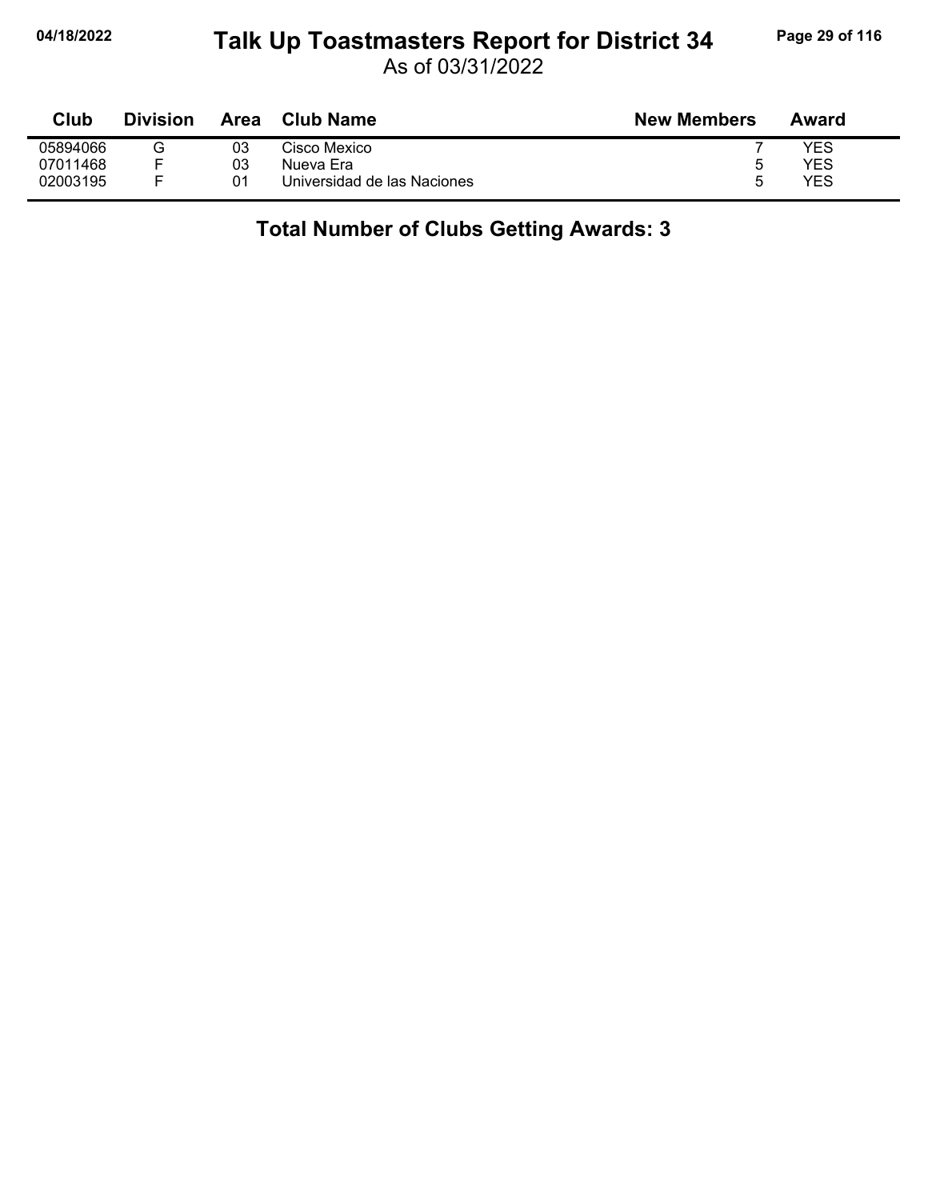# Talk Up Toastmasters Report for District 34

As of 03/31/2022

| Club | Division | Area | Club Name | New Members | Award |
|---|---|---|---|---|---|
| 05894066 | G | 03 | Cisco Mexico | 7 | YES |
| 07011468 | F | 03 | Nueva Era | 5 | YES |
| 02003195 | F | 01 | Universidad de las Naciones | 5 | YES |

**Total Number of Clubs Getting Awards: 3**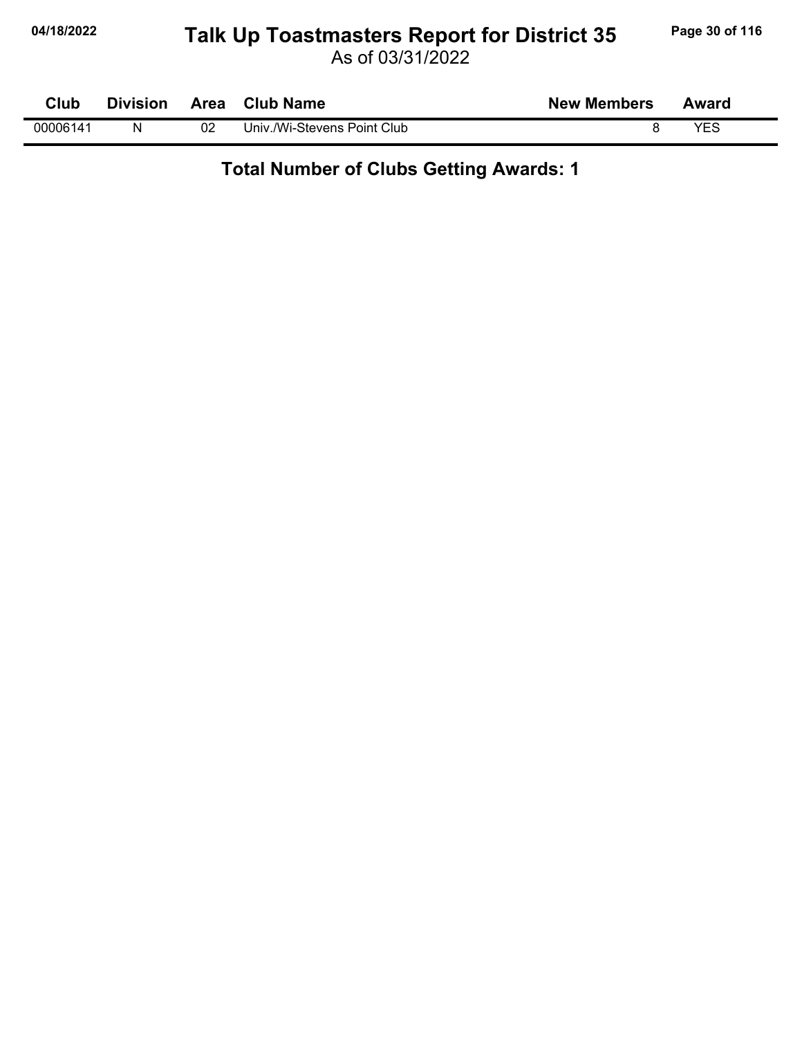# Talk Up Toastmasters Report for District 35

As of 03/31/2022

| Club | Division | Area | Club Name | New Members | Award |
|---|---|---|---|---|---|
| 00006141 | N | 02 | Univ./Wi-Stevens Point Club | 8 | YES |

**Total Number of Clubs Getting Awards: 1**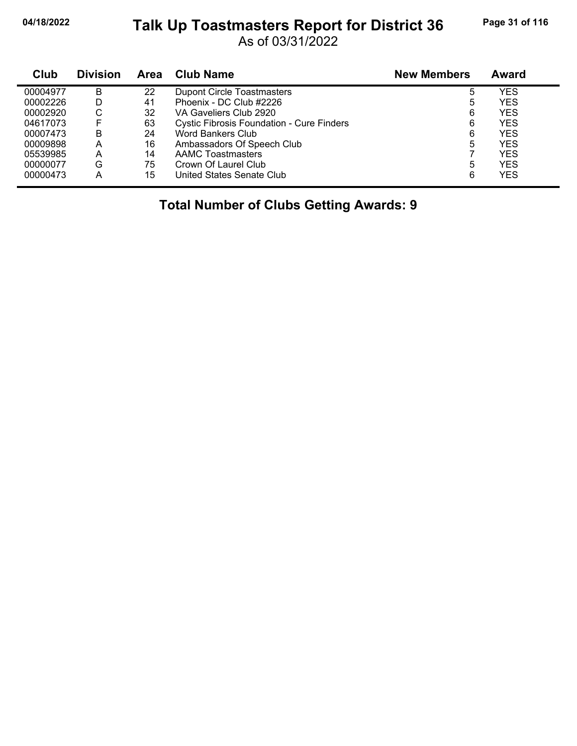# Talk Up Toastmasters Report for District 36

As of 03/31/2022

| Club | Division | Area | Club Name | New Members | Award |
|---|---|---|---|---|---|
| 00004977 | B | 22 | Dupont Circle Toastmasters | 5 | YES |
| 00002226 | D | 41 | Phoenix - DC Club #2226 | 5 | YES |
| 00002920 | C | 32 | VA Gaveliers Club 2920 | 6 | YES |
| 04617073 | F | 63 | Cystic Fibrosis Foundation - Cure Finders | 6 | YES |
| 00007473 | B | 24 | Word Bankers Club | 6 | YES |
| 00009898 | A | 16 | Ambassadors Of Speech Club | 5 | YES |
| 05539985 | A | 14 | AAMC Toastmasters | 7 | YES |
| 00000077 | G | 75 | Crown Of Laurel Club | 5 | YES |
| 00000473 | A | 15 | United States Senate Club | 6 | YES |

**Total Number of Clubs Getting Awards: 9**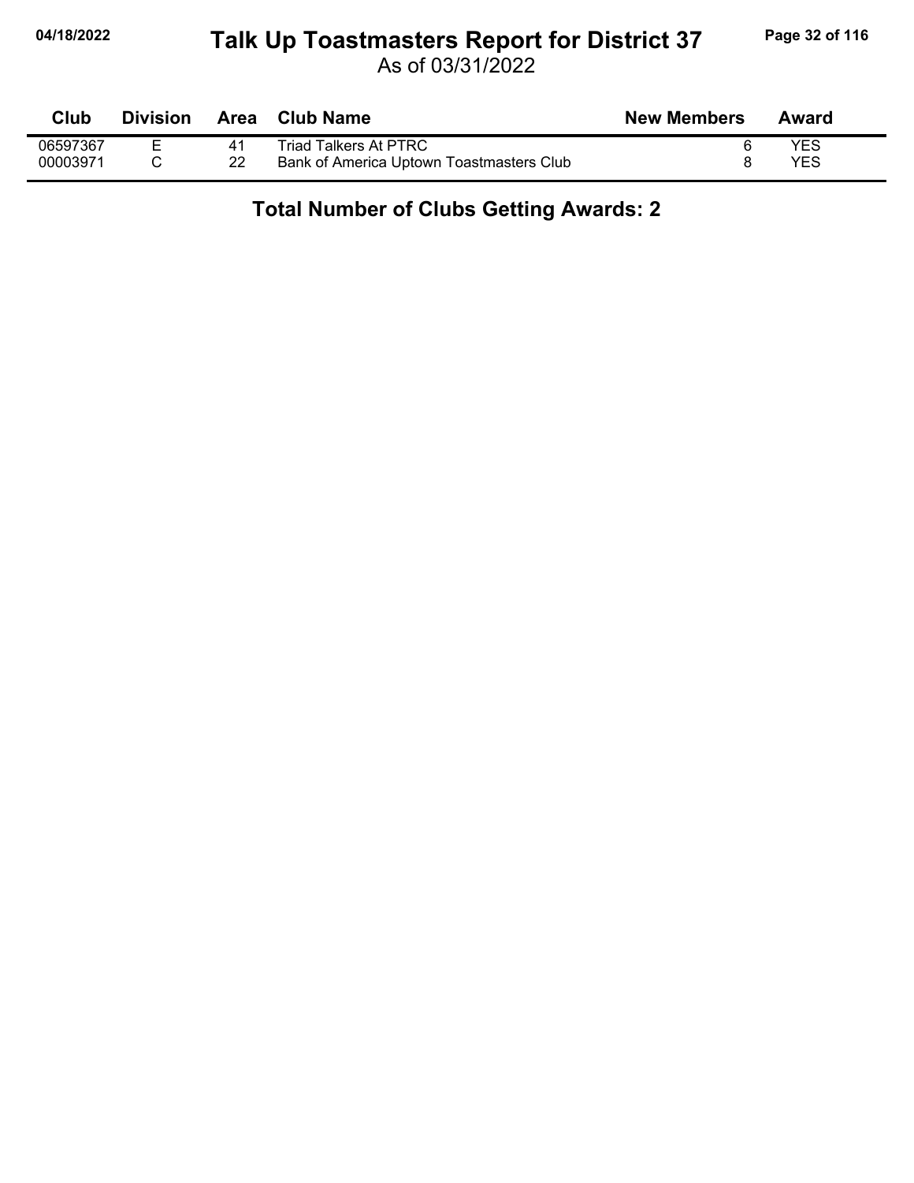| Club | Division | Area | Club Name | New Members | Award |
|---|---|---|---|---|---|
| 06597367 | E | 41 | Triad Talkers At PTRC | 6 | YES |
| 00003971 | C | 22 | Bank of America Uptown Toastmasters Club | 8 | YES |

**Total Number of Clubs Getting Awards: 2**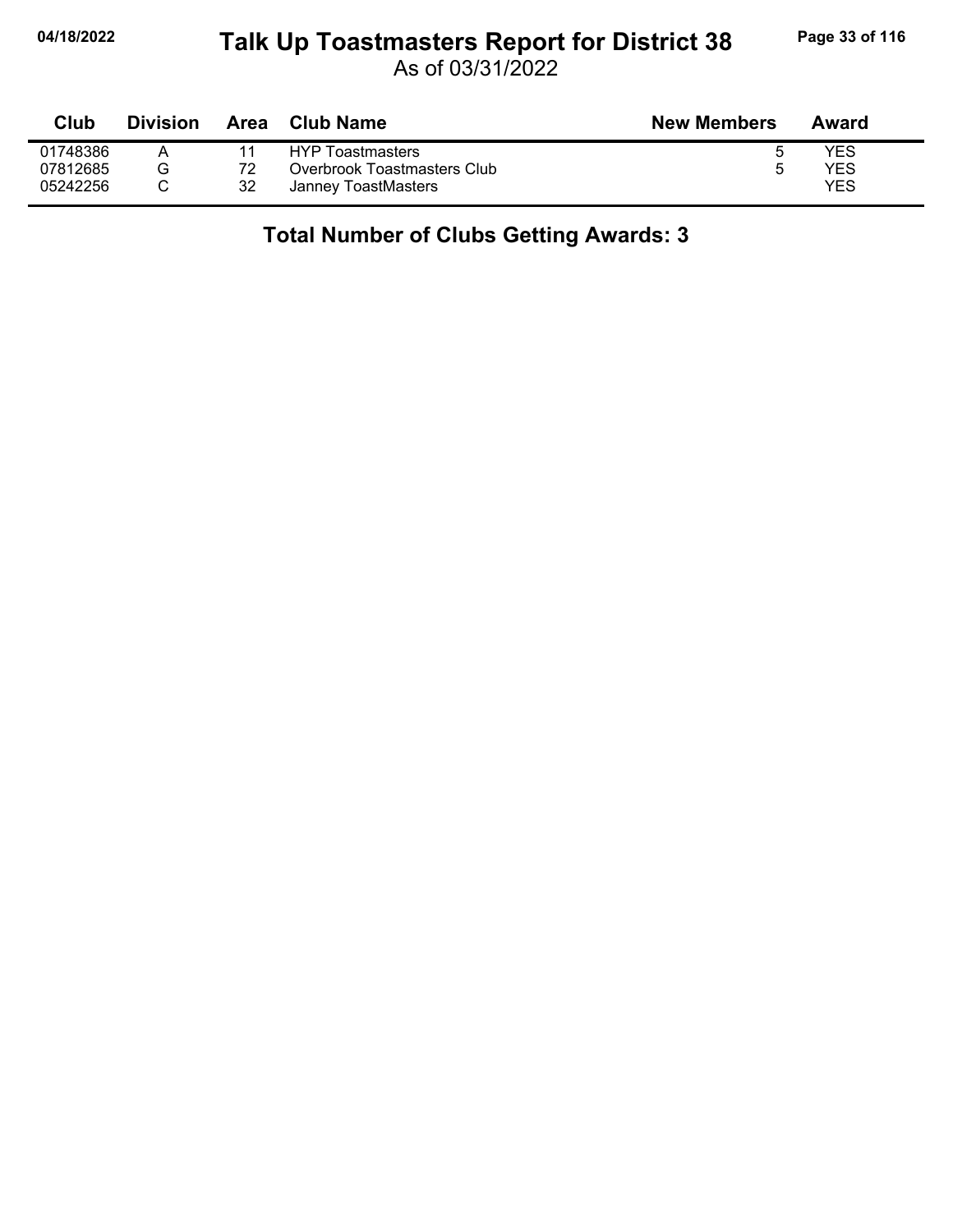# Talk Up Toastmasters Report for District 38

As of 03/31/2022

| Club | Division | Area | Club Name | New Members | Award |
|---|---|---|---|---|---|
| 01748386 | A | 11 | HYP Toastmasters | 5 | YES |
| 07812685 | G | 72 | Overbrook Toastmasters Club | 5 | YES |
| 05242256 | C | 32 | Janney ToastMasters | | YES |

**Total Number of Clubs Getting Awards: 3**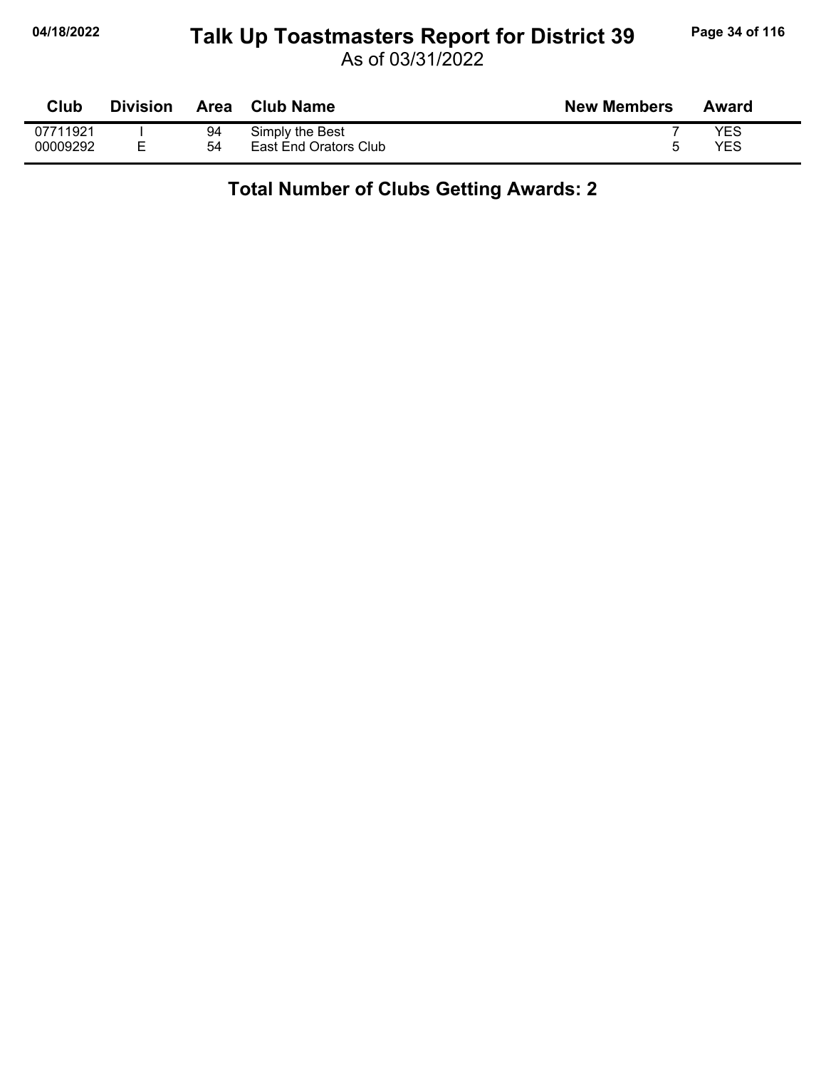# Talk Up Toastmasters Report for District 39

As of 03/31/2022

| Club | Division | Area | Club Name | New Members | Award |
|---|---|---|---|---|---|
| 07711921 | I | 94 | Simply the Best | 7 | YES |
| 00009292 | E | 54 | East End Orators Club | 5 | YES |

**Total Number of Clubs Getting Awards: 2**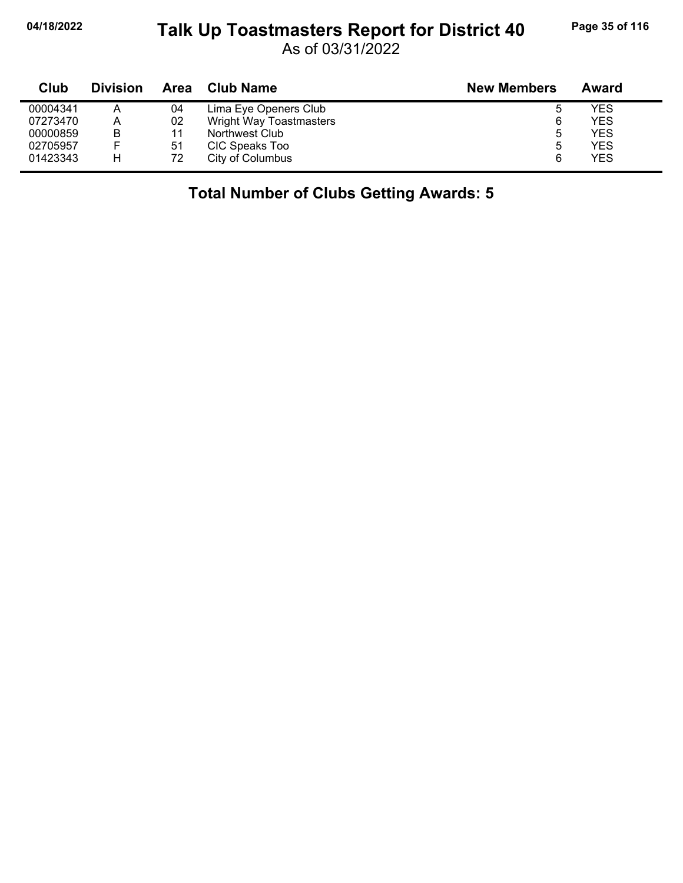# Talk Up Toastmasters Report for District 40

As of 03/31/2022

| Club | Division | Area | Club Name | New Members | Award |
|---|---|---|---|---|---|
| 00004341 | A | 04 | Lima Eye Openers Club | 5 | YES |
| 07273470 | A | 02 | Wright Way Toastmasters | 6 | YES |
| 00000859 | B | 11 | Northwest Club | 5 | YES |
| 02705957 | F | 51 | CIC Speaks Too | 5 | YES |
| 01423343 | H | 72 | City of Columbus | 6 | YES |

**Total Number of Clubs Getting Awards: 5**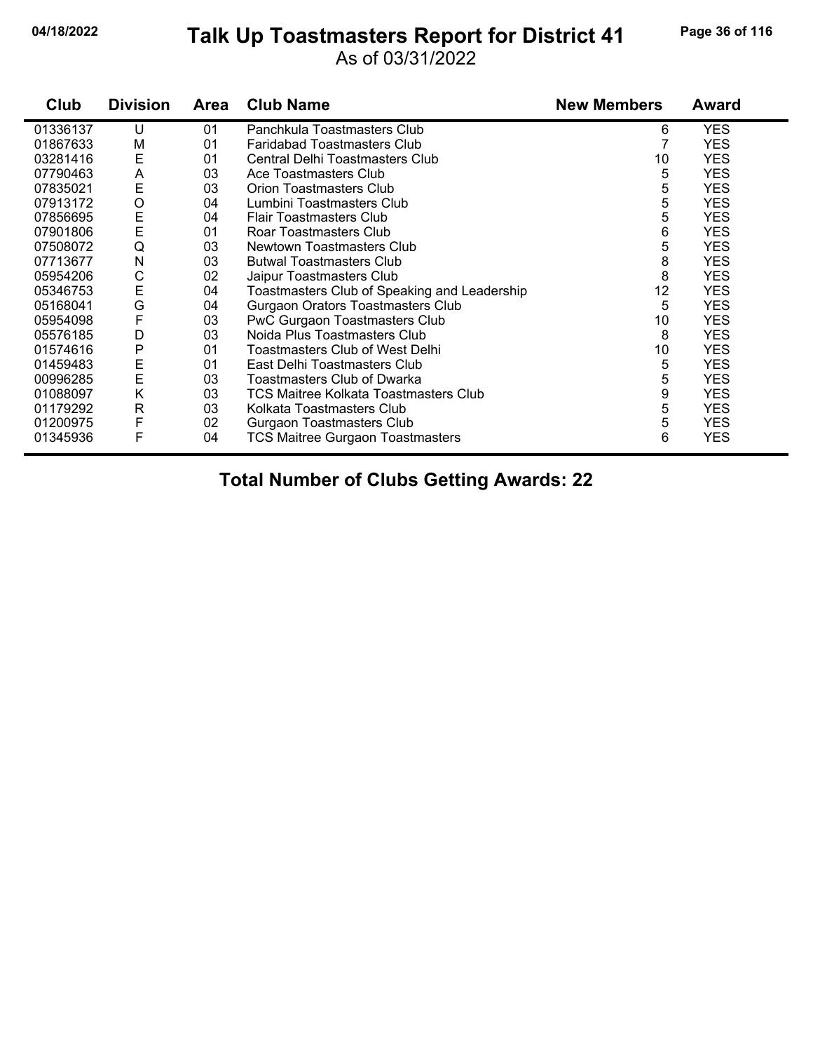# Talk Up Toastmasters Report for District 41

As of 03/31/2022

| Club | Division | Area | Club Name | New Members | Award |
|---|---|---|---|---|---|
| 01336137 | U | 01 | Panchkula Toastmasters Club | 6 | YES |
| 01867633 | M | 01 | Faridabad Toastmasters Club | 7 | YES |
| 03281416 | E | 01 | Central Delhi Toastmasters Club | 10 | YES |
| 07790463 | A | 03 | Ace Toastmasters Club | 5 | YES |
| 07835021 | E | 03 | Orion Toastmasters Club | 5 | YES |
| 07913172 | O | 04 | Lumbini Toastmasters Club | 5 | YES |
| 07856695 | E | 04 | Flair Toastmasters Club | 5 | YES |
| 07901806 | E | 01 | Roar Toastmasters Club | 6 | YES |
| 07508072 | Q | 03 | Newtown Toastmasters Club | 5 | YES |
| 07713677 | N | 03 | Butwal Toastmasters Club | 8 | YES |
| 05954206 | C | 02 | Jaipur Toastmasters Club | 8 | YES |
| 05346753 | E | 04 | Toastmasters Club of Speaking and Leadership | 12 | YES |
| 05168041 | G | 04 | Gurgaon Orators Toastmasters Club | 5 | YES |
| 05954098 | F | 03 | PwC Gurgaon Toastmasters Club | 10 | YES |
| 05576185 | D | 03 | Noida Plus Toastmasters Club | 8 | YES |
| 01574616 | P | 01 | Toastmasters Club of West Delhi | 10 | YES |
| 01459483 | E | 01 | East Delhi Toastmasters Club | 5 | YES |
| 00996285 | E | 03 | Toastmasters Club of Dwarka | 5 | YES |
| 01088097 | K | 03 | TCS Maitree Kolkata Toastmasters Club | 9 | YES |
| 01179292 | R | 03 | Kolkata Toastmasters Club | 5 | YES |
| 01200975 | F | 02 | Gurgaon Toastmasters Club | 5 | YES |
| 01345936 | F | 04 | TCS Maitree Gurgaon Toastmasters | 6 | YES |

**Total Number of Clubs Getting Awards: 22**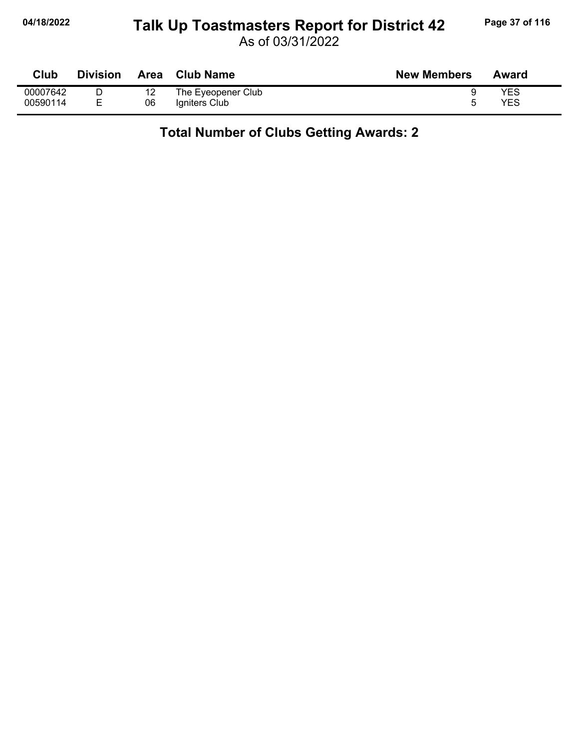# Talk Up Toastmasters Report for District 42

As of 03/31/2022

| Club | Division | Area | Club Name | New Members | Award |
|---|---|---|---|---|---|
| 00007642 | D | 12 | The Eyeopener Club | 9 | YES |
| 00590114 | E | 06 | Igniters Club | 5 | YES |

**Total Number of Clubs Getting Awards: 2**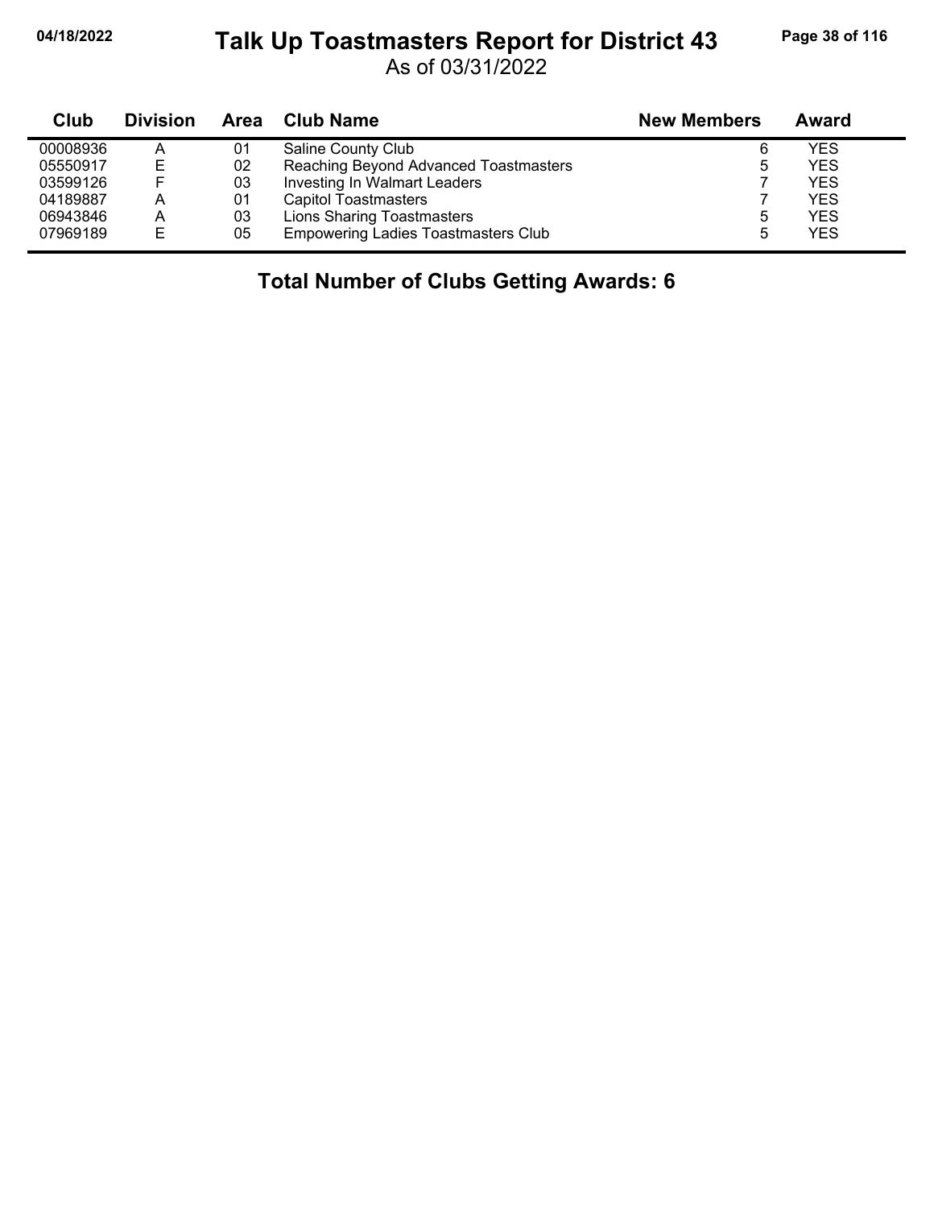# Talk Up Toastmasters Report for District 43

As of 03/31/2022

| Club | Division | Area | Club Name | New Members | Award |
|---|---|---|---|---|---|
| 00008936 | A | 01 | Saline County Club | 6 | YES |
| 05550917 | E | 02 | Reaching Beyond Advanced Toastmasters | 5 | YES |
| 03599126 | F | 03 | Investing In Walmart Leaders | 7 | YES |
| 04189887 | A | 01 | Capitol Toastmasters | 7 | YES |
| 06943846 | A | 03 | Lions Sharing Toastmasters | 5 | YES |
| 07969189 | E | 05 | Empowering Ladies Toastmasters Club | 5 | YES |

**Total Number of Clubs Getting Awards: 6**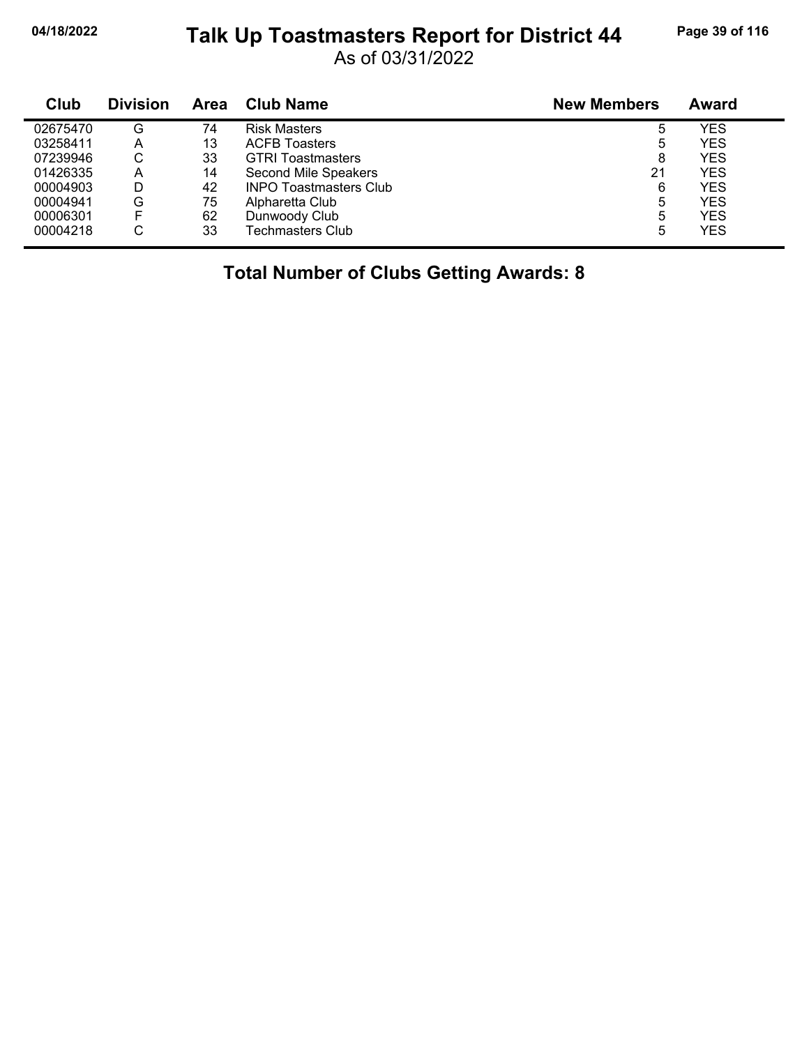# Talk Up Toastmasters Report for District 44

As of 03/31/2022

| Club | Division | Area | Club Name | New Members | Award |
|---|---|---|---|---|---|
| 02675470 | G | 74 | Risk Masters | 5 | YES |
| 03258411 | A | 13 | ACFB Toasters | 5 | YES |
| 07239946 | C | 33 | GTRI Toastmasters | 8 | YES |
| 01426335 | A | 14 | Second Mile Speakers | 21 | YES |
| 00004903 | D | 42 | INPO Toastmasters Club | 6 | YES |
| 00004941 | G | 75 | Alpharetta Club | 5 | YES |
| 00006301 | F | 62 | Dunwoody Club | 5 | YES |
| 00004218 | C | 33 | Techmasters Club | 5 | YES |

**Total Number of Clubs Getting Awards: 8**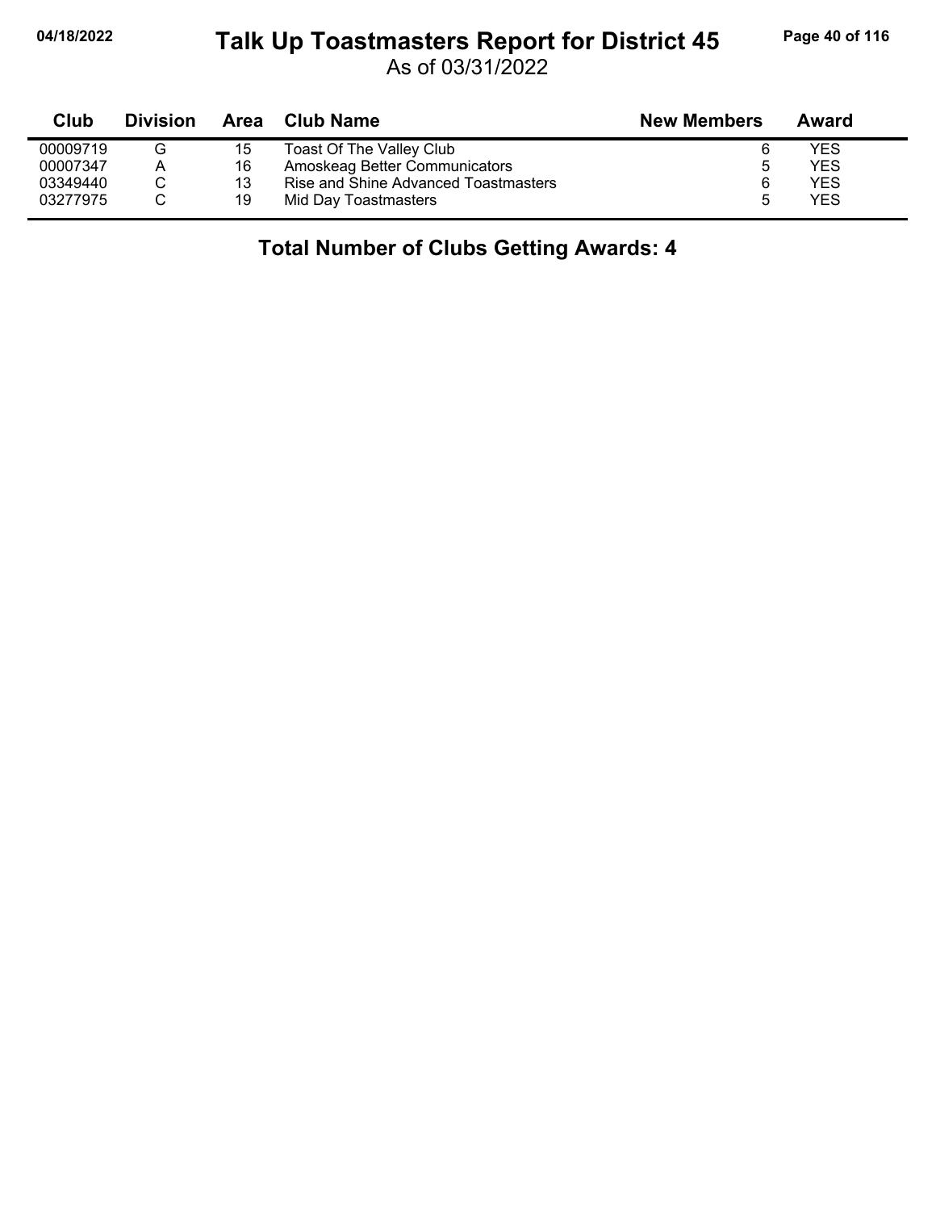# Talk Up Toastmasters Report for District 45

As of 03/31/2022

| Club | Division | Area | Club Name | New Members | Award |
|---|---|---|---|---|---|
| 00009719 | G | 15 | Toast Of The Valley Club | 6 | YES |
| 00007347 | A | 16 | Amoskeag Better Communicators | 5 | YES |
| 03349440 | C | 13 | Rise and Shine Advanced Toastmasters | 6 | YES |
| 03277975 | C | 19 | Mid Day Toastmasters | 5 | YES |

**Total Number of Clubs Getting Awards: 4**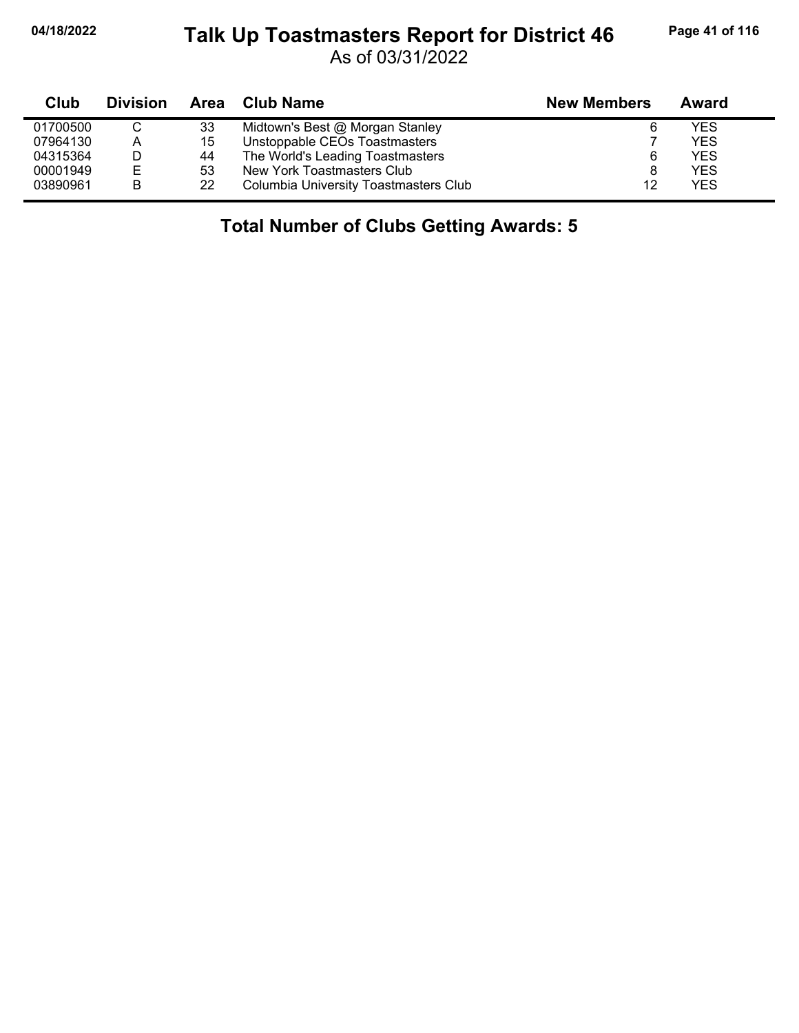# Talk Up Toastmasters Report for District 46

As of 03/31/2022

| Club | Division | Area | Club Name | New Members | Award |
|---|---|---|---|---|---|
| 01700500 | C | 33 | Midtown's Best @ Morgan Stanley | 6 | YES |
| 07964130 | A | 15 | Unstoppable CEOs Toastmasters | 7 | YES |
| 04315364 | D | 44 | The World's Leading Toastmasters | 6 | YES |
| 00001949 | E | 53 | New York Toastmasters Club | 8 | YES |
| 03890961 | B | 22 | Columbia University Toastmasters Club | 12 | YES |

**Total Number of Clubs Getting Awards: 5**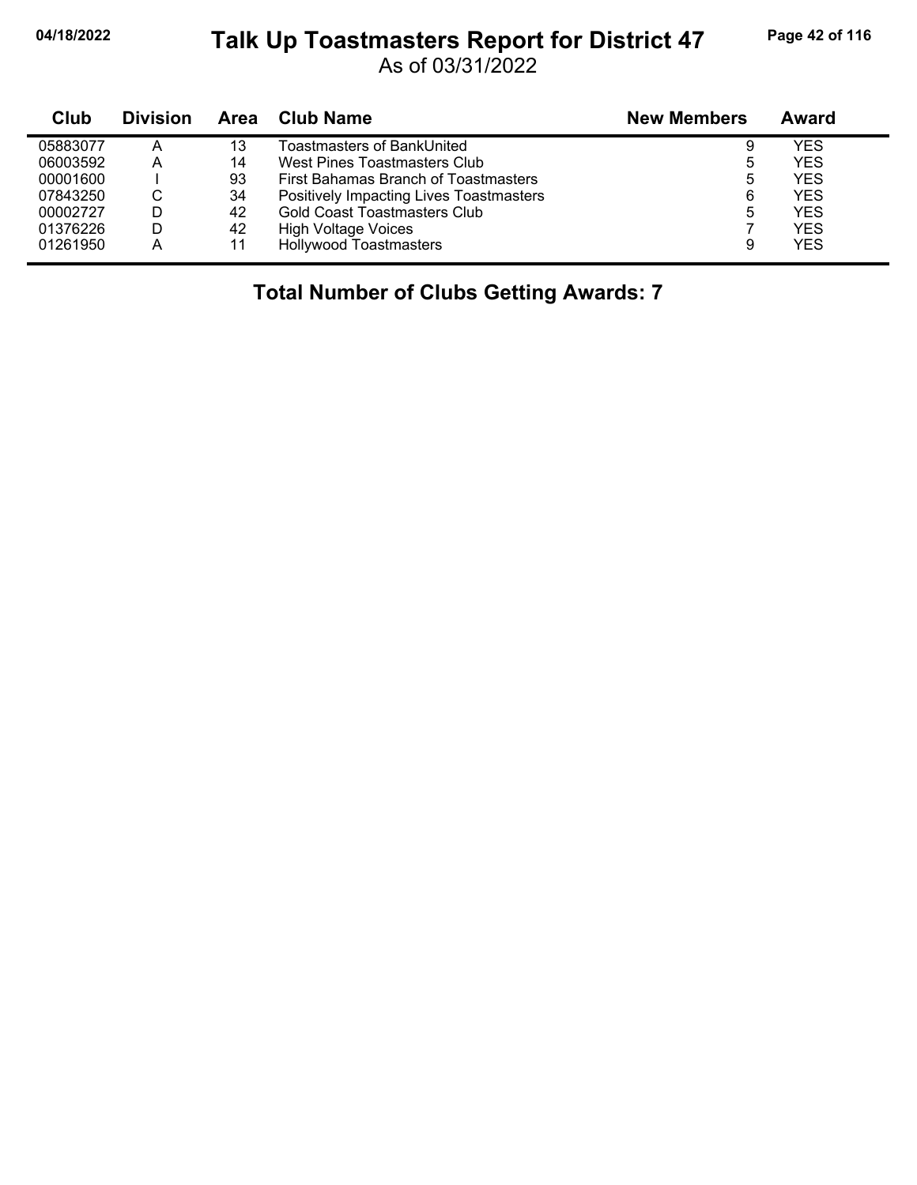# Talk Up Toastmasters Report for District 47

As of 03/31/2022

| Club | Division | Area | Club Name | New Members | Award |
|---|---|---|---|---|---|
| 05883077 | A | 13 | Toastmasters of BankUnited | 9 | YES |
| 06003592 | A | 14 | West Pines Toastmasters Club | 5 | YES |
| 00001600 | I | 93 | First Bahamas Branch of Toastmasters | 5 | YES |
| 07843250 | C | 34 | Positively Impacting Lives Toastmasters | 6 | YES |
| 00002727 | D | 42 | Gold Coast Toastmasters Club | 5 | YES |
| 01376226 | D | 42 | High Voltage Voices | 7 | YES |
| 01261950 | A | 11 | Hollywood Toastmasters | 9 | YES |

**Total Number of Clubs Getting Awards: 7**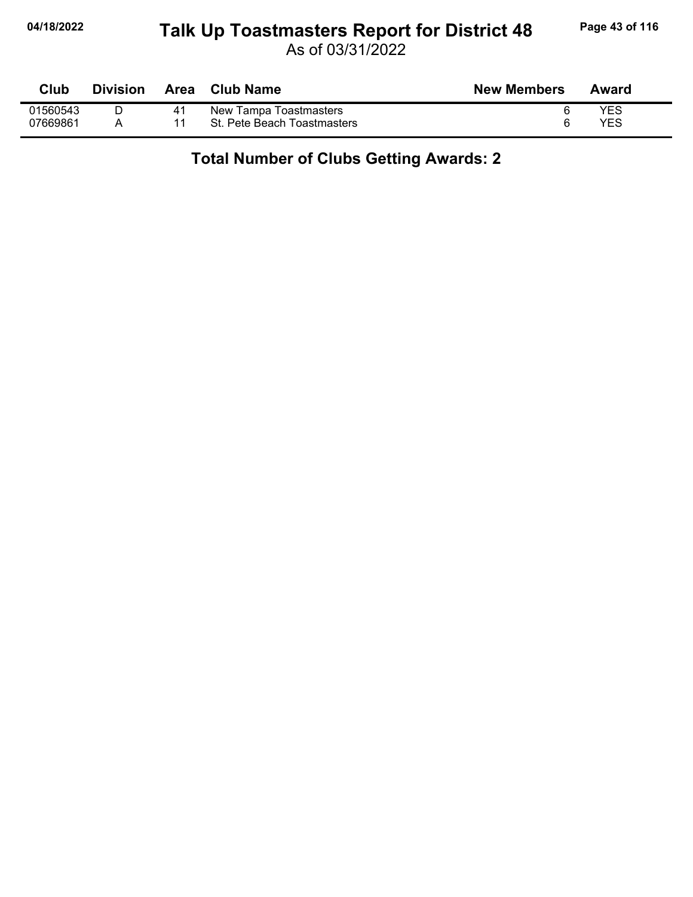# Talk Up Toastmasters Report for District 48

As of 03/31/2022

| Club | Division | Area | Club Name | New Members | Award |
|---|---|---|---|---|---|
| 01560543 | D | 41 | New Tampa Toastmasters | 6 | YES |
| 07669861 | A | 11 | St. Pete Beach Toastmasters | 6 | YES |

**Total Number of Clubs Getting Awards: 2**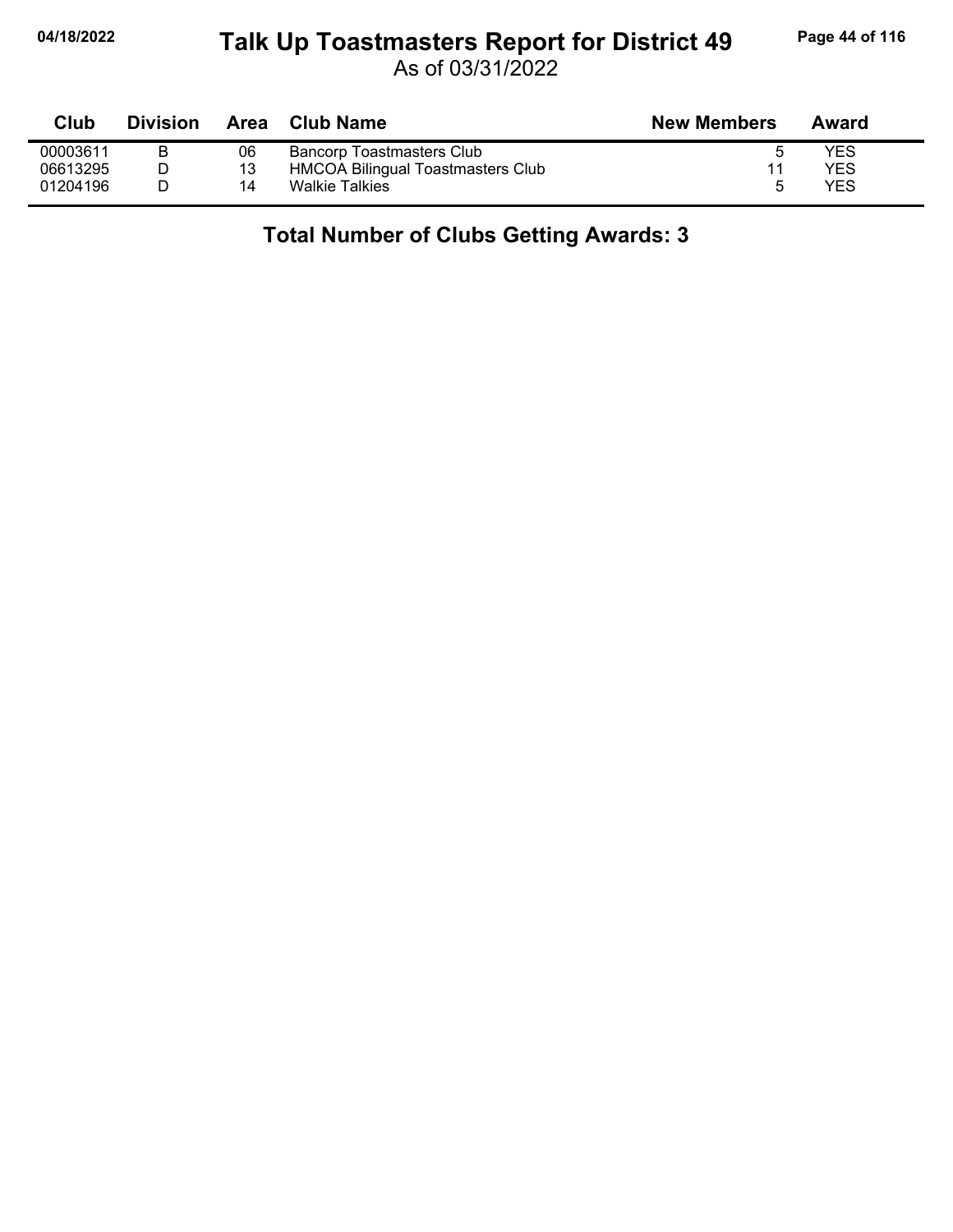# Talk Up Toastmasters Report for District 49

As of 03/31/2022

| Club | Division | Area | Club Name | New Members | Award |
|---|---|---|---|---|---|
| 00003611 | B | 06 | Bancorp Toastmasters Club | 5 | YES |
| 06613295 | D | 13 | HMCOA Bilingual Toastmasters Club | 11 | YES |
| 01204196 | D | 14 | Walkie Talkies | 5 | YES |

**Total Number of Clubs Getting Awards: 3**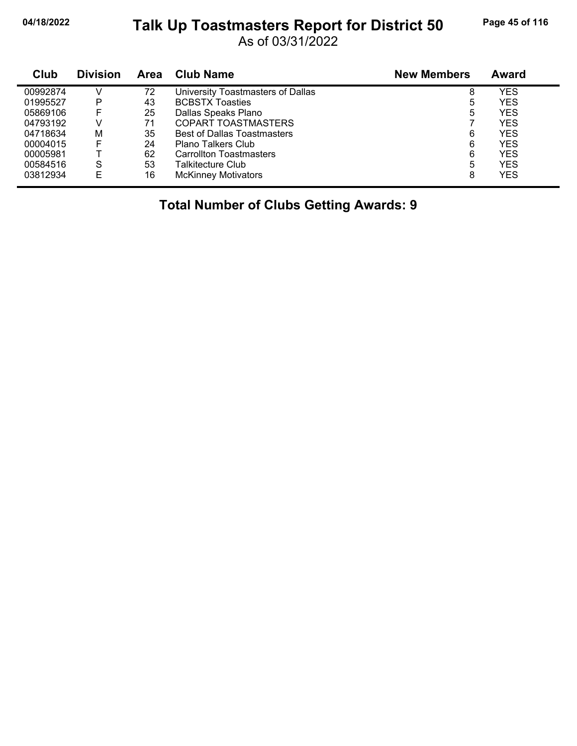# Talk Up Toastmasters Report for District 50

As of 03/31/2022

| Club | Division | Area | Club Name | New Members | Award |
|---|---|---|---|---|---|
| 00992874 | V | 72 | University Toastmasters of Dallas | 8 | YES |
| 01995527 | P | 43 | BCBSTX Toasties | 5 | YES |
| 05869106 | F | 25 | Dallas Speaks Plano | 5 | YES |
| 04793192 | V | 71 | COPART TOASTMASTERS | 7 | YES |
| 04718634 | M | 35 | Best of Dallas Toastmasters | 6 | YES |
| 00004015 | F | 24 | Plano Talkers Club | 6 | YES |
| 00005981 | T | 62 | Carrollton Toastmasters | 6 | YES |
| 00584516 | S | 53 | Talkitecture Club | 5 | YES |
| 03812934 | E | 16 | McKinney Motivators | 8 | YES |

**Total Number of Clubs Getting Awards: 9**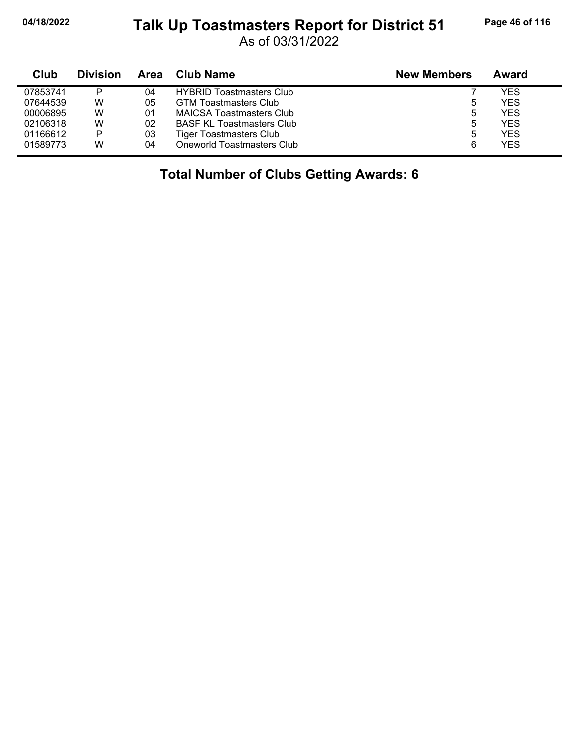# Talk Up Toastmasters Report for District 51

As of 03/31/2022

| Club | Division | Area | Club Name | New Members | Award |
|---|---|---|---|---|---|
| 07853741 | P | 04 | HYBRID Toastmasters Club | 7 | YES |
| 07644539 | W | 05 | GTM Toastmasters Club | 5 | YES |
| 00006895 | W | 01 | MAICSA Toastmasters Club | 5 | YES |
| 02106318 | W | 02 | BASF KL Toastmasters Club | 5 | YES |
| 01166612 | P | 03 | Tiger Toastmasters Club | 5 | YES |
| 01589773 | W | 04 | Oneworld Toastmasters Club | 6 | YES |

**Total Number of Clubs Getting Awards: 6**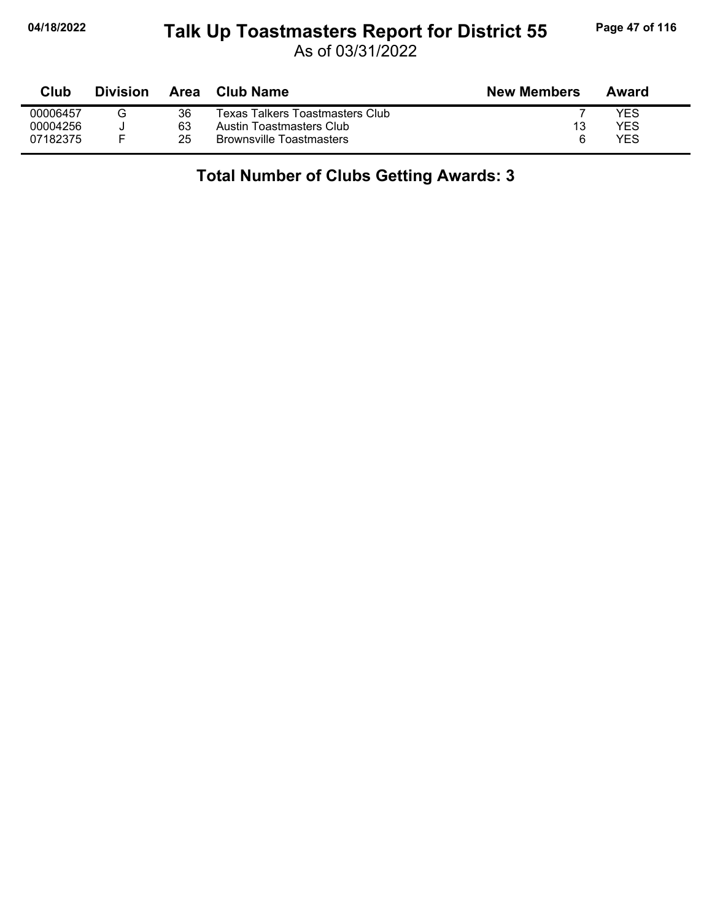# Talk Up Toastmasters Report for District 55

As of 03/31/2022

| Club | Division | Area | Club Name | New Members | Award |
|---|---|---|---|---|---|
| 00006457 | G | 36 | Texas Talkers Toastmasters Club | 7 | YES |
| 00004256 | J | 63 | Austin Toastmasters Club | 13 | YES |
| 07182375 | F | 25 | Brownsville Toastmasters | 6 | YES |

## Total Number of Clubs Getting Awards: 3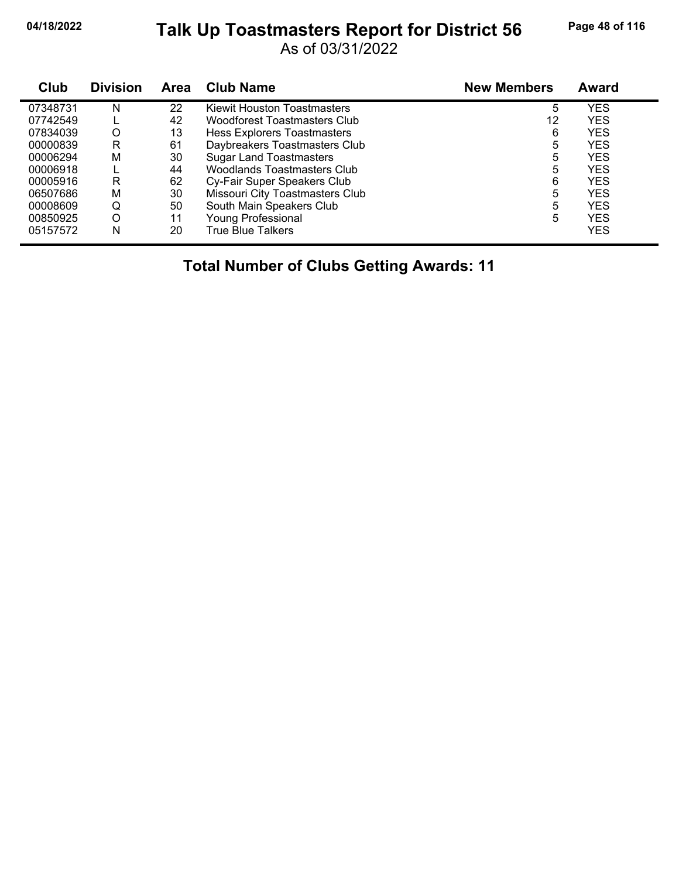# Talk Up Toastmasters Report for District 56

As of 03/31/2022

| Club | Division | Area | Club Name | New Members | Award |
|---|---|---|---|---|---|
| 07348731 | N | 22 | Kiewit Houston Toastmasters | 5 | YES |
| 07742549 | L | 42 | Woodforest Toastmasters Club | 12 | YES |
| 07834039 | O | 13 | Hess Explorers Toastmasters | 6 | YES |
| 00000839 | R | 61 | Daybreakers Toastmasters Club | 5 | YES |
| 00006294 | M | 30 | Sugar Land Toastmasters | 5 | YES |
| 00006918 | L | 44 | Woodlands Toastmasters Club | 5 | YES |
| 00005916 | R | 62 | Cy-Fair Super Speakers Club | 6 | YES |
| 06507686 | M | 30 | Missouri City Toastmasters Club | 5 | YES |
| 00008609 | Q | 50 | South Main Speakers Club | 5 | YES |
| 00850925 | O | 11 | Young Professional | 5 | YES |
| 05157572 | N | 20 | True Blue Talkers | | YES |

**Total Number of Clubs Getting Awards: 11**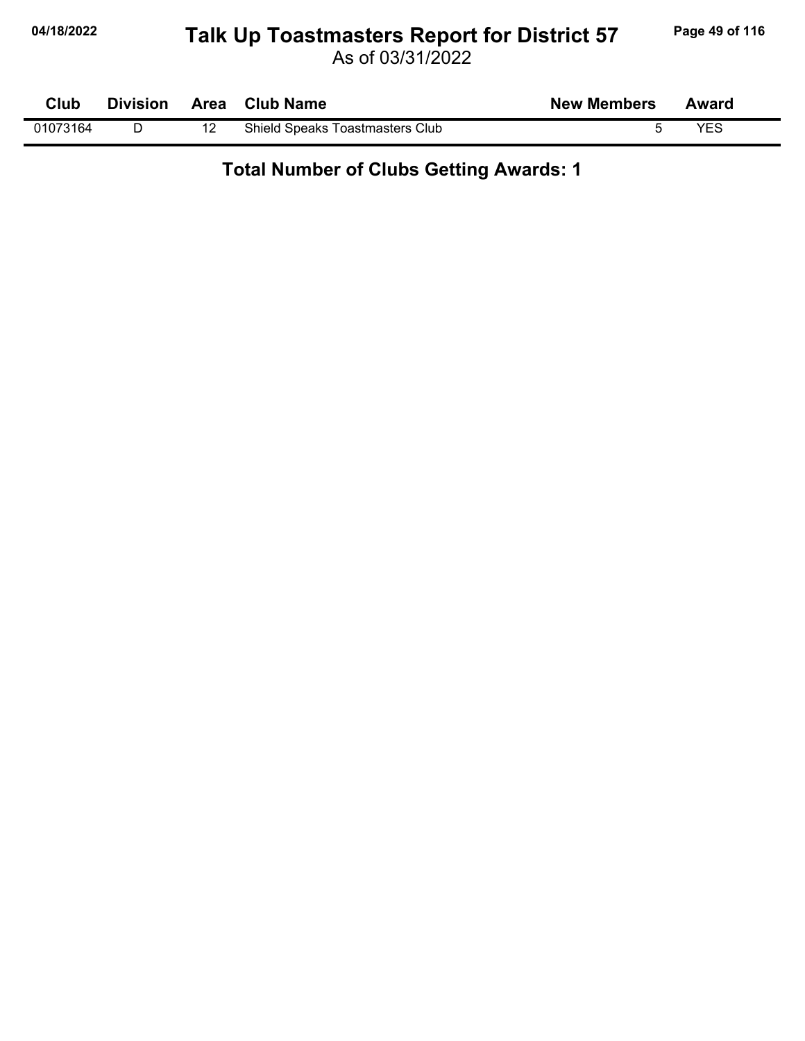# Talk Up Toastmasters Report for District 57

As of 03/31/2022

| Club | Division | Area | Club Name | New Members | Award |
|---|---|---|---|---|---|
| 01073164 | D | 12 | Shield Speaks Toastmasters Club | 5 | YES |

**Total Number of Clubs Getting Awards: 1**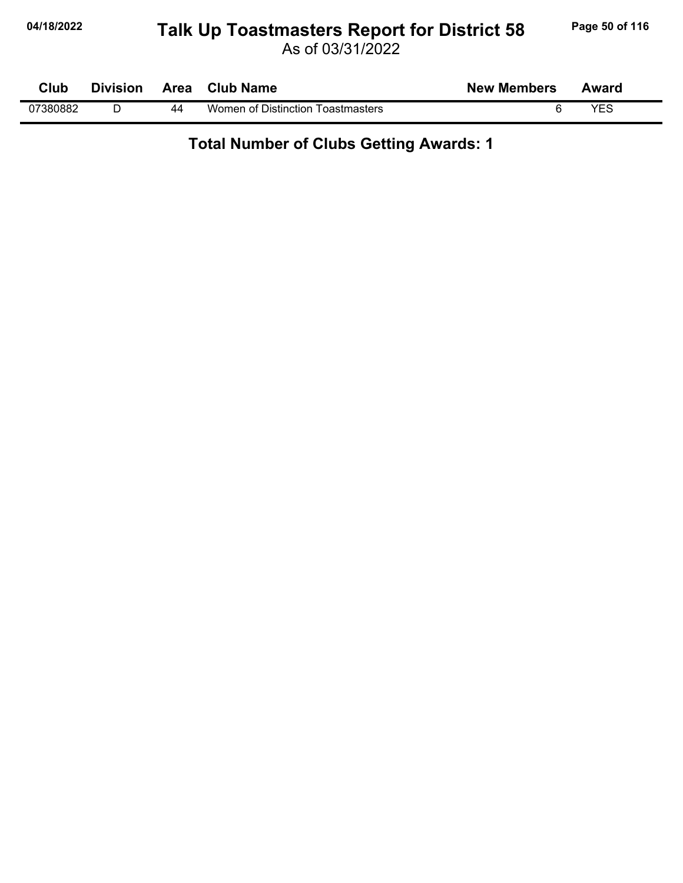# Talk Up Toastmasters Report for District 58

As of 03/31/2022

| Club | Division | Area | Club Name | New Members | Award |
|---|---|---|---|---|---|
| 07380882 | D | 44 | Women of Distinction Toastmasters | 6 | YES |

## Total Number of Clubs Getting Awards: 1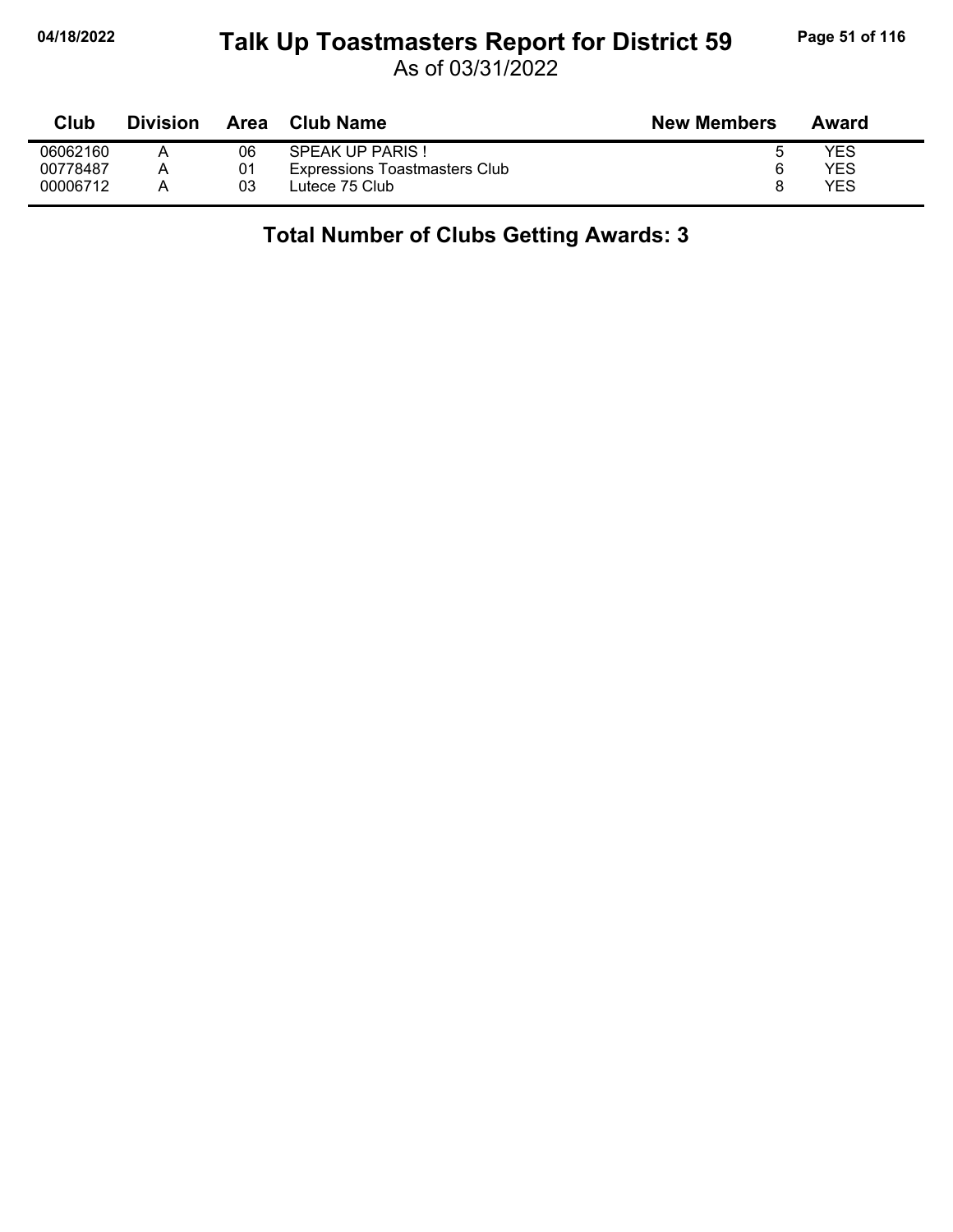# Talk Up Toastmasters Report for District 59

As of 03/31/2022

| Club | Division | Area | Club Name | New Members | Award |
|---|---|---|---|---|---|
| 06062160 | A | 06 | SPEAK UP PARIS ! | 5 | YES |
| 00778487 | A | 01 | Expressions Toastmasters Club | 6 | YES |
| 00006712 | A | 03 | Lutece 75 Club | 8 | YES |

**Total Number of Clubs Getting Awards: 3**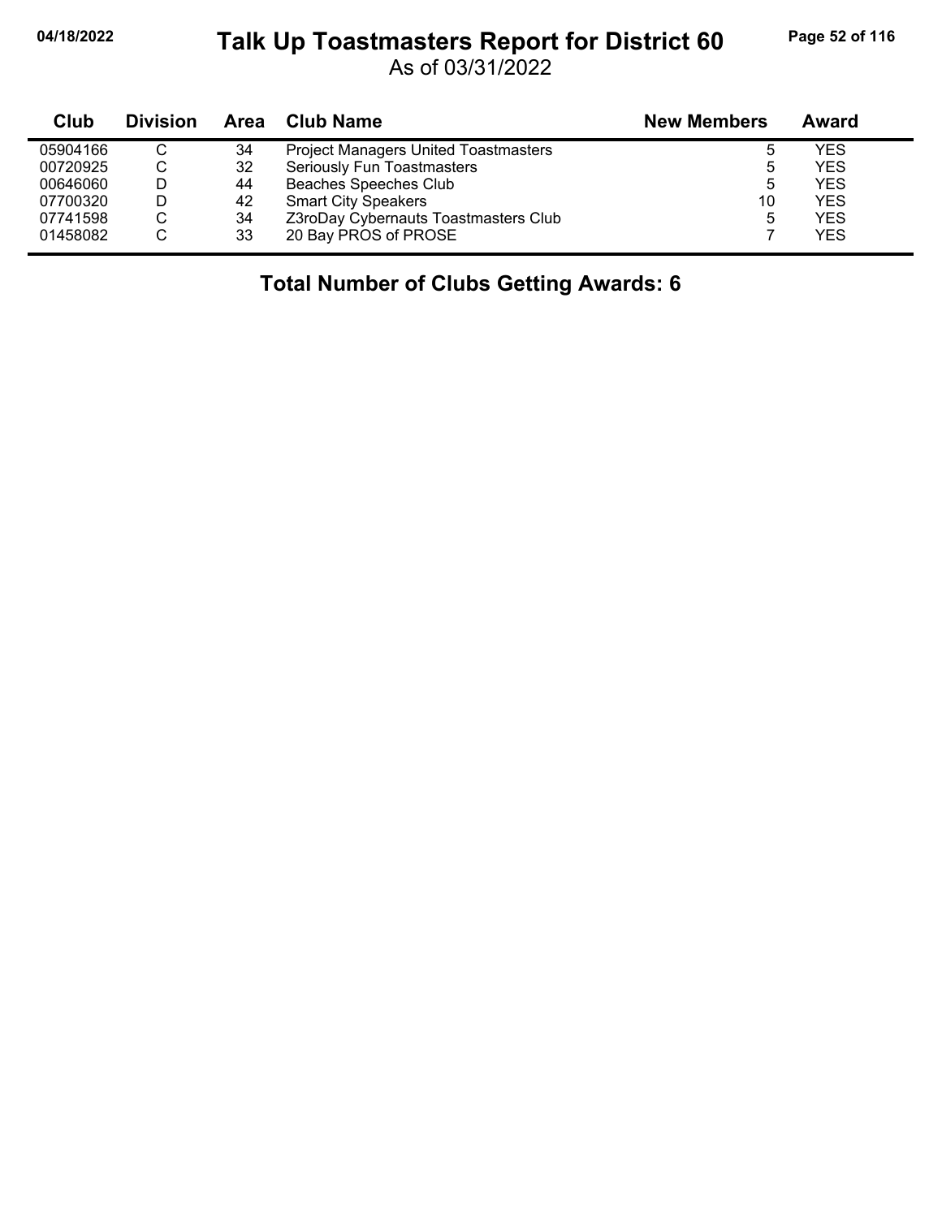# Talk Up Toastmasters Report for District 60

As of 03/31/2022

| Club | Division | Area | Club Name | New Members | Award |
|---|---|---|---|---|---|
| 05904166 | C | 34 | Project Managers United Toastmasters | 5 | YES |
| 00720925 | C | 32 | Seriously Fun Toastmasters | 5 | YES |
| 00646060 | D | 44 | Beaches Speeches Club | 5 | YES |
| 07700320 | D | 42 | Smart City Speakers | 10 | YES |
| 07741598 | C | 34 | Z3roDay Cybernauts Toastmasters Club | 5 | YES |
| 01458082 | C | 33 | 20 Bay PROS of PROSE | 7 | YES |

**Total Number of Clubs Getting Awards: 6**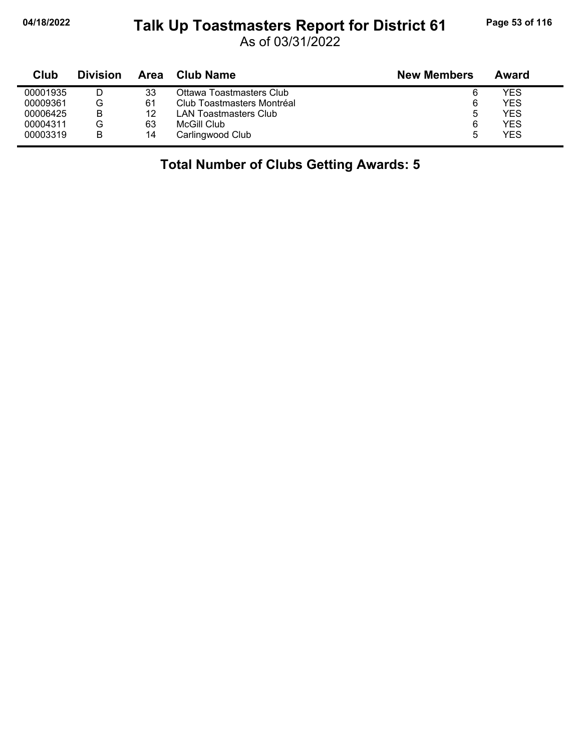# Talk Up Toastmasters Report for District 61

As of 03/31/2022

| Club | Division | Area | Club Name | New Members | Award |
|---|---|---|---|---|---|
| 00001935 | D | 33 | Ottawa Toastmasters Club | 6 | YES |
| 00009361 | G | 61 | Club Toastmasters Montréal | 6 | YES |
| 00006425 | B | 12 | LAN Toastmasters Club | 5 | YES |
| 00004311 | G | 63 | McGill Club | 6 | YES |
| 00003319 | B | 14 | Carlingwood Club | 5 | YES |

**Total Number of Clubs Getting Awards: 5**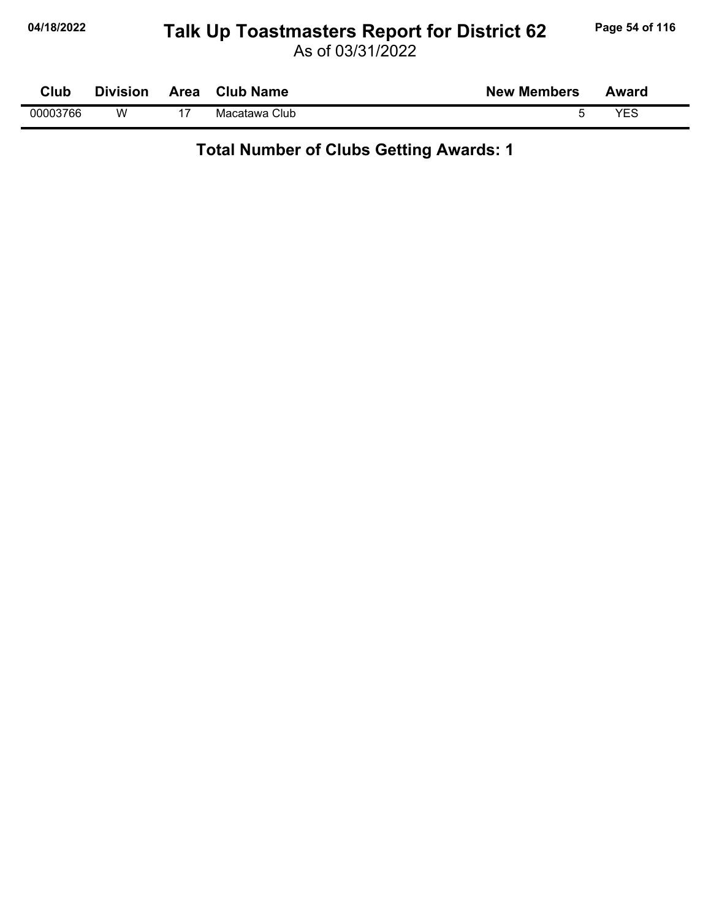# Talk Up Toastmasters Report for District 62

As of 03/31/2022

| Club | Division | Area | Club Name | New Members | Award |
|---|---|---|---|---|---|
| 00003766 | W | 17 | Macatawa Club | 5 | YES |

**Total Number of Clubs Getting Awards: 1**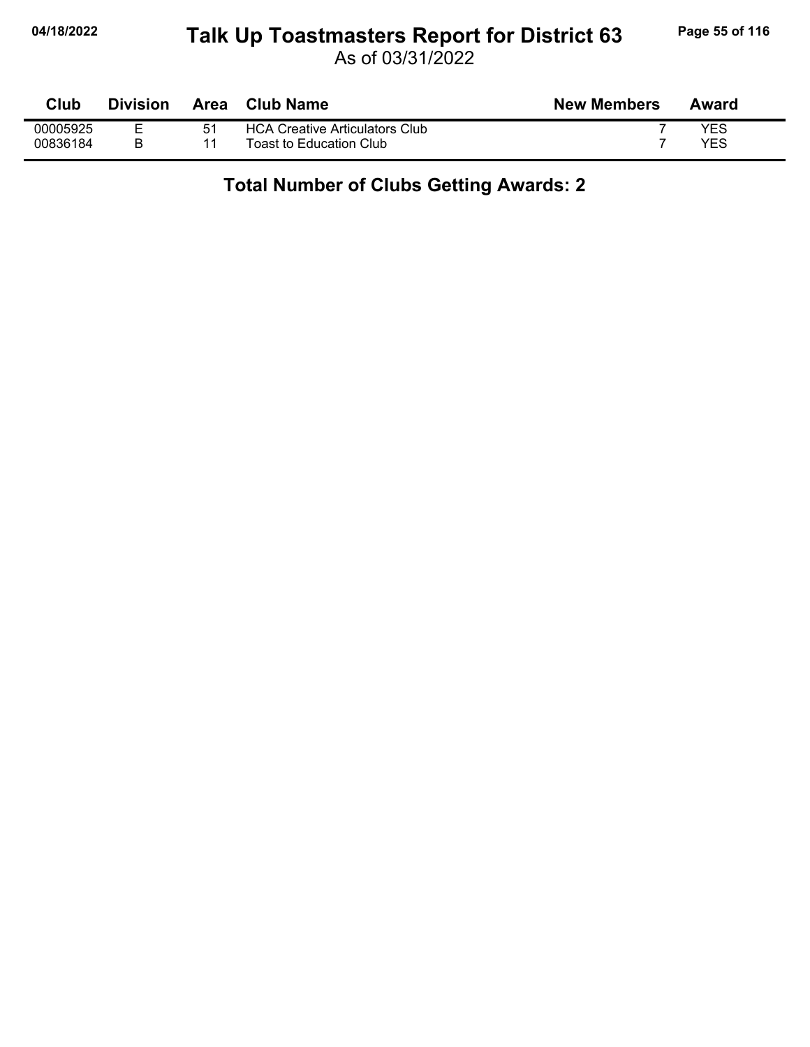# Talk Up Toastmasters Report for District 63

As of 03/31/2022

| Club | Division | Area | Club Name | New Members | Award |
|---|---|---|---|---|---|
| 00005925 | E | 51 | HCA Creative Articulators Club | 7 | YES |
| 00836184 | B | 11 | Toast to Education Club | 7 | YES |

**Total Number of Clubs Getting Awards: 2**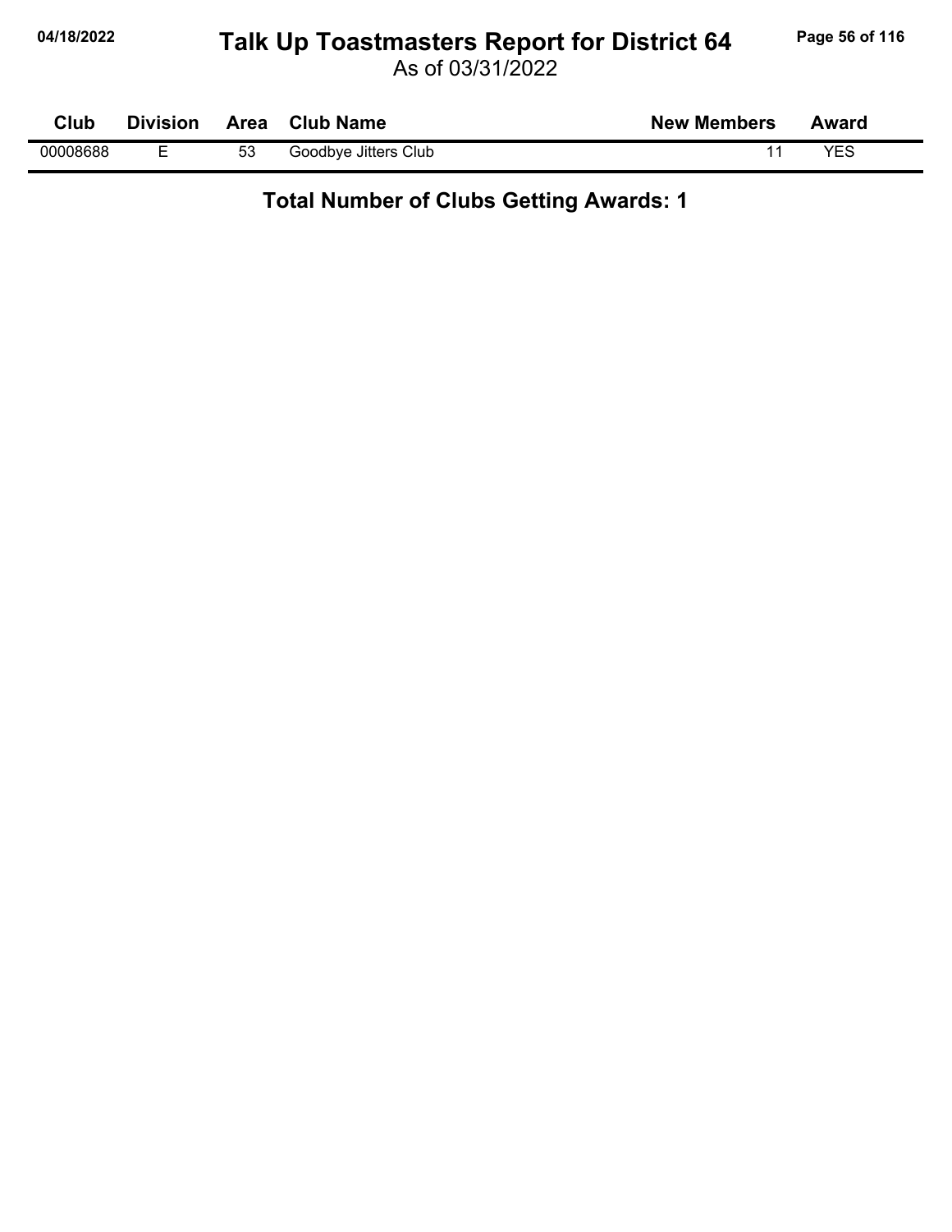# Talk Up Toastmasters Report for District 64

As of 03/31/2022

| Club | Division | Area | Club Name | New Members | Award |
|---|---|---|---|---|---|
| 00008688 | E | 53 | Goodbye Jitters Club | 11 | YES |

**Total Number of Clubs Getting Awards: 1**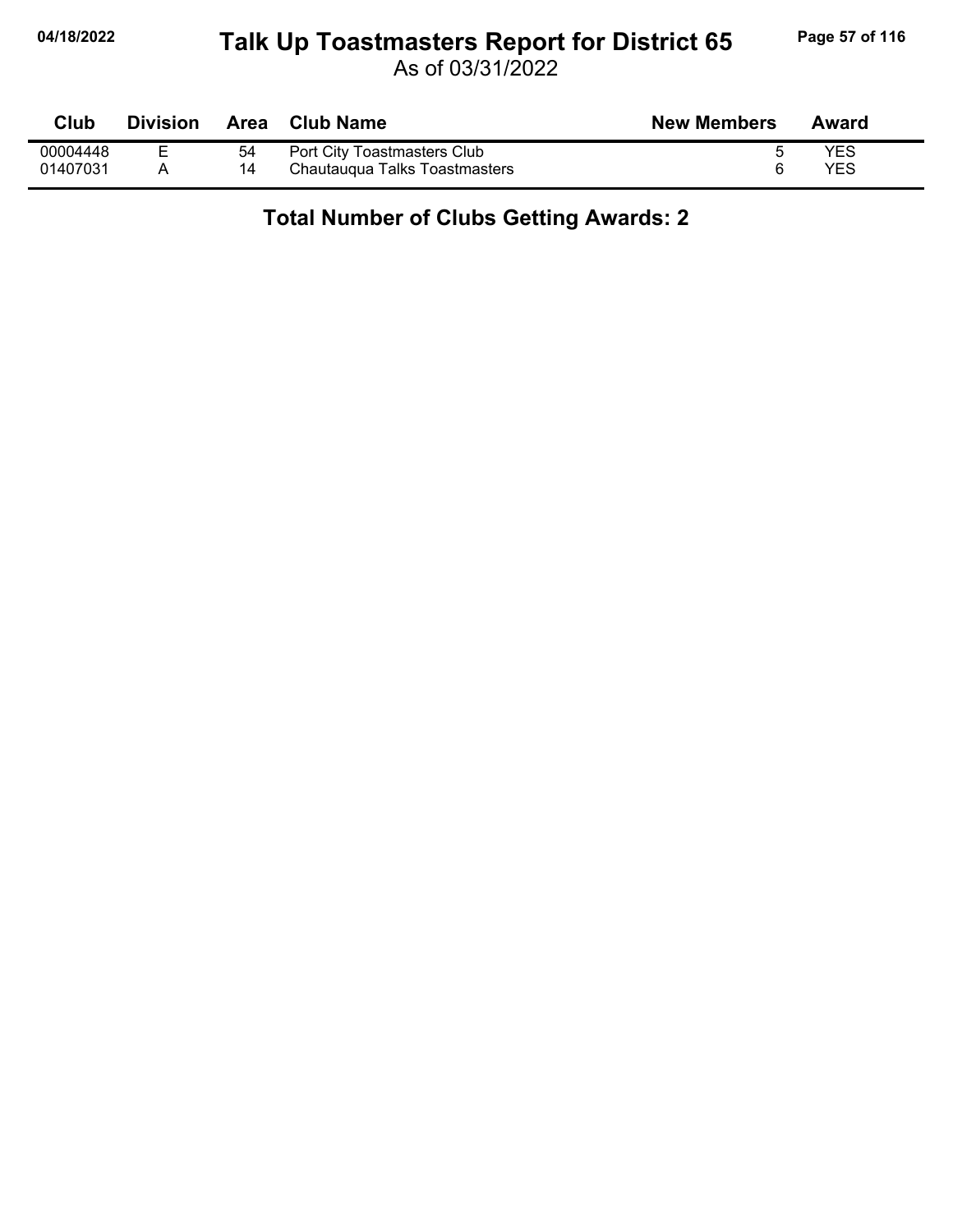# Talk Up Toastmasters Report for District 65

As of 03/31/2022

| Club | Division | Area | Club Name | New Members | Award |
|---|---|---|---|---|---|
| 00004448 | E | 54 | Port City Toastmasters Club | 5 | YES |
| 01407031 | A | 14 | Chautauqua Talks Toastmasters | 6 | YES |

**Total Number of Clubs Getting Awards: 2**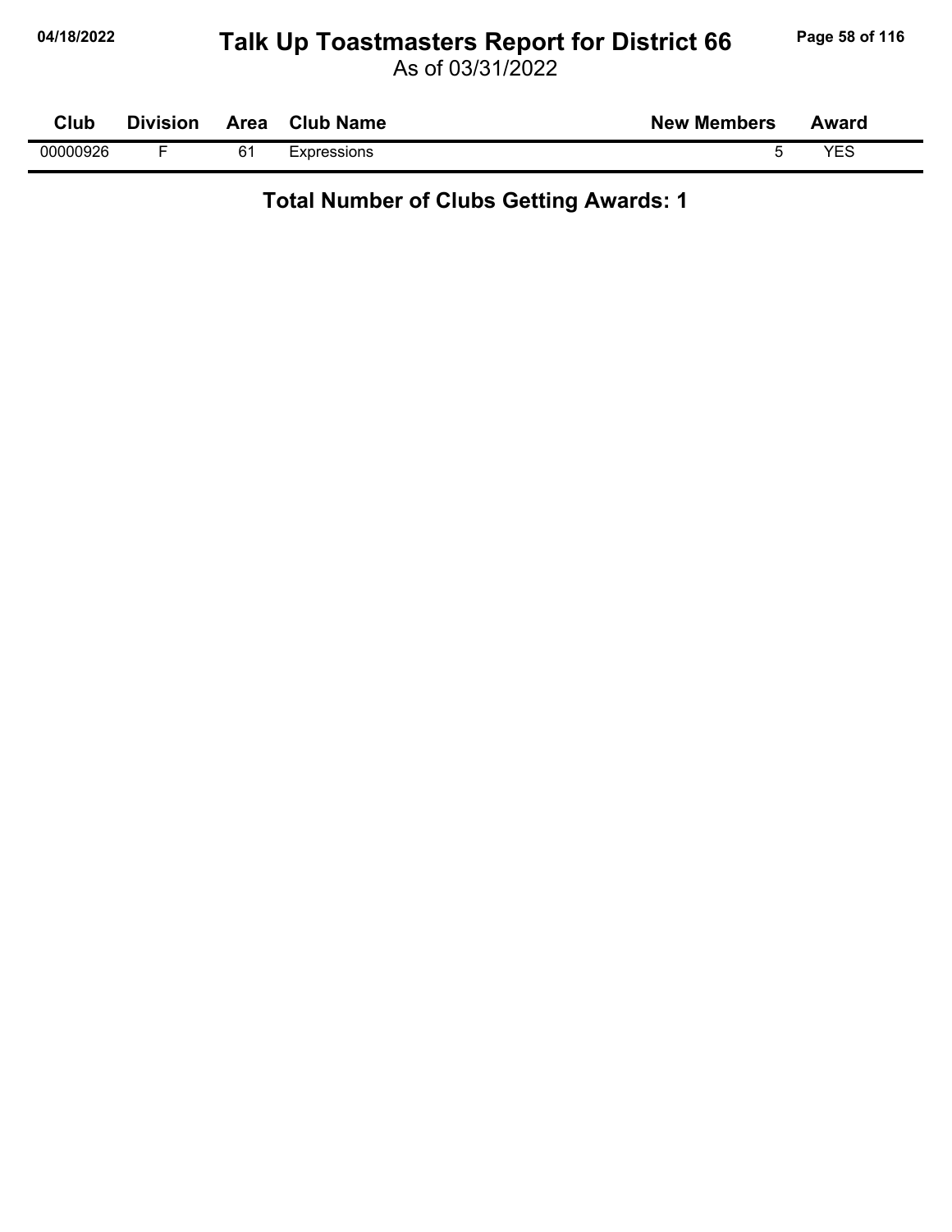# Talk Up Toastmasters Report for District 66

As of 03/31/2022

| Club | Division | Area | Club Name | New Members | Award |
|---|---|---|---|---|---|
| 00000926 | F | 61 | Expressions | 5 | YES |

**Total Number of Clubs Getting Awards: 1**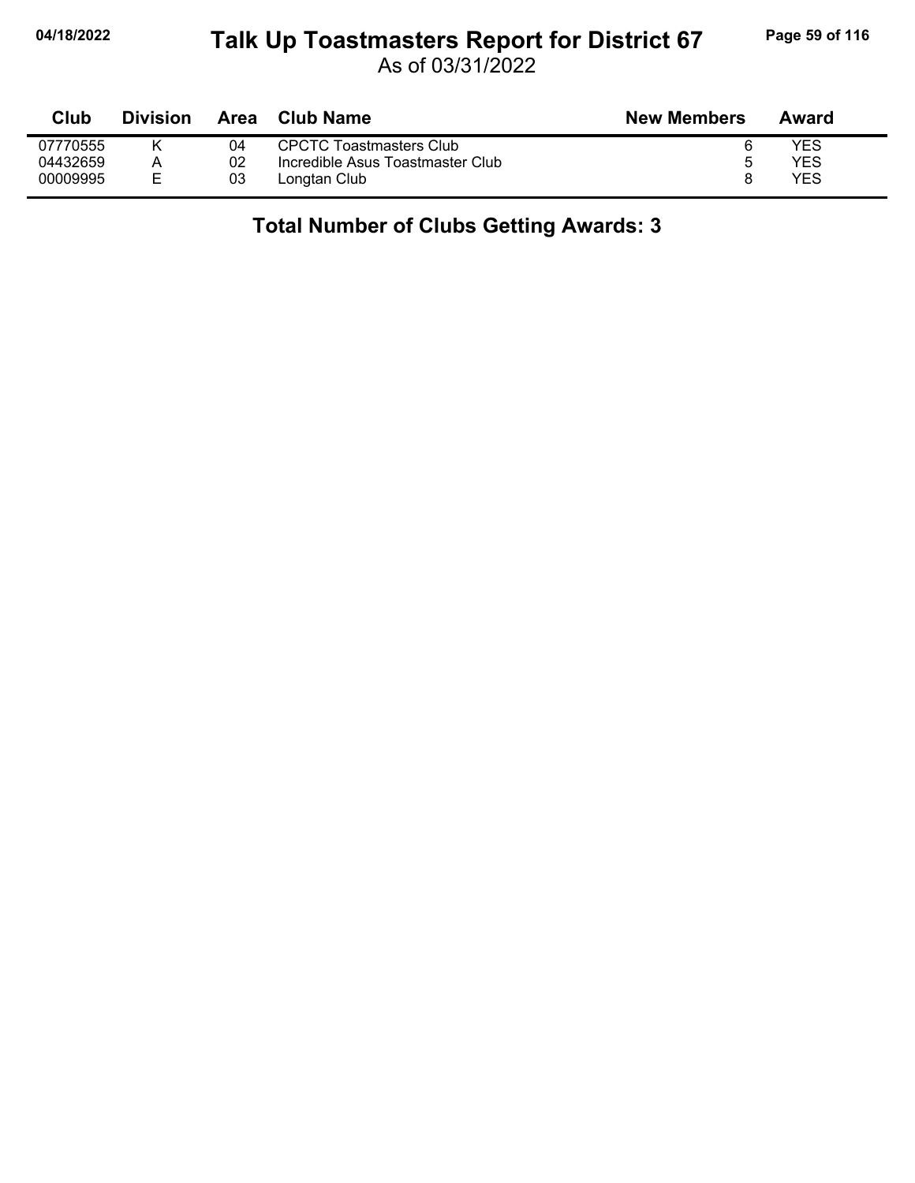# Talk Up Toastmasters Report for District 67

As of 03/31/2022

| Club | Division | Area | Club Name | New Members | Award |
|---|---|---|---|---|---|
| 07770555 | K | 04 | CPCTC Toastmasters Club | 6 | YES |
| 04432659 | A | 02 | Incredible Asus Toastmaster Club | 5 | YES |
| 00009995 | E | 03 | Longtan Club | 8 | YES |

**Total Number of Clubs Getting Awards: 3**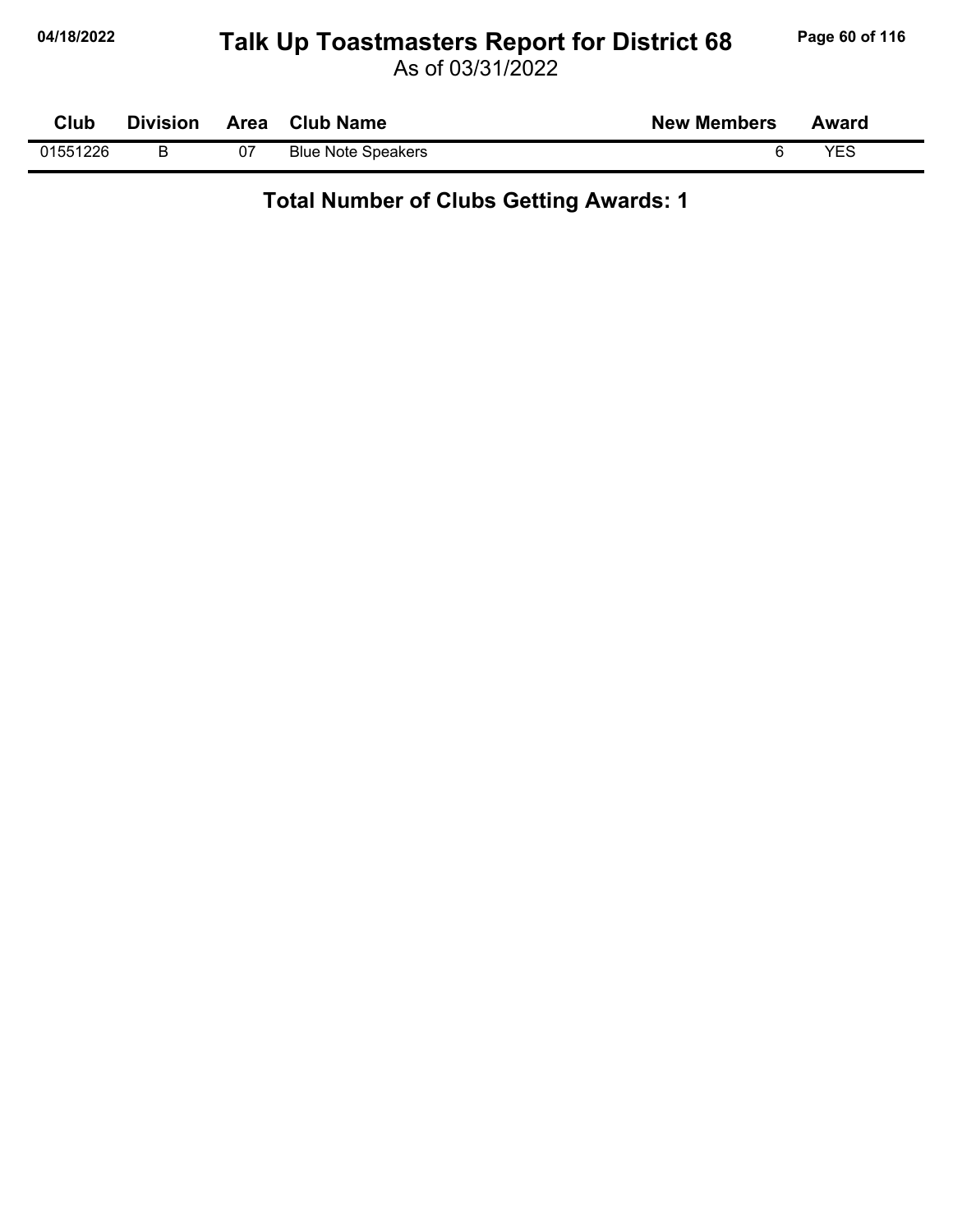# Talk Up Toastmasters Report for District 68

As of 03/31/2022

| Club | Division | Area | Club Name | New Members | Award |
|---|---|---|---|---|---|
| 01551226 | B | 07 | Blue Note Speakers | 6 | YES |

**Total Number of Clubs Getting Awards: 1**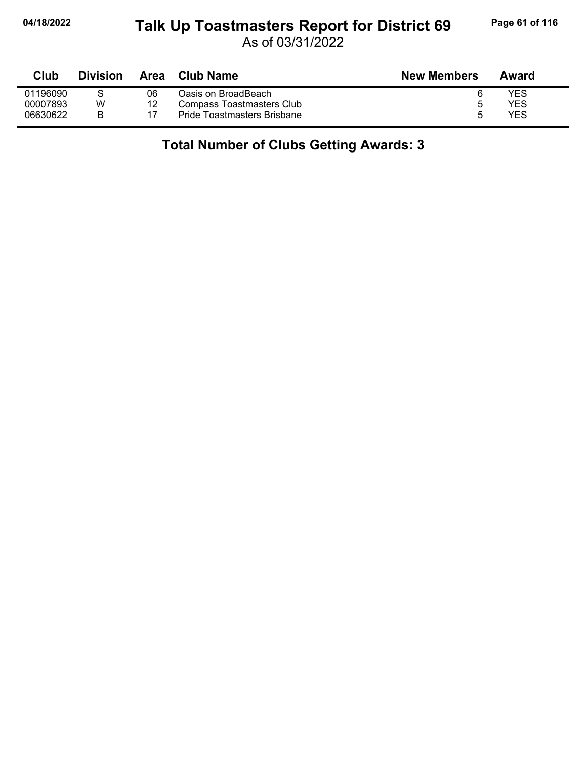# Talk Up Toastmasters Report for District 69

As of 03/31/2022

| Club | Division | Area | Club Name | New Members | Award |
|---|---|---|---|---|---|
| 01196090 | S | 06 | Oasis on BroadBeach | 6 | YES |
| 00007893 | W | 12 | Compass Toastmasters Club | 5 | YES |
| 06630622 | B | 17 | Pride Toastmasters Brisbane | 5 | YES |

## Total Number of Clubs Getting Awards: 3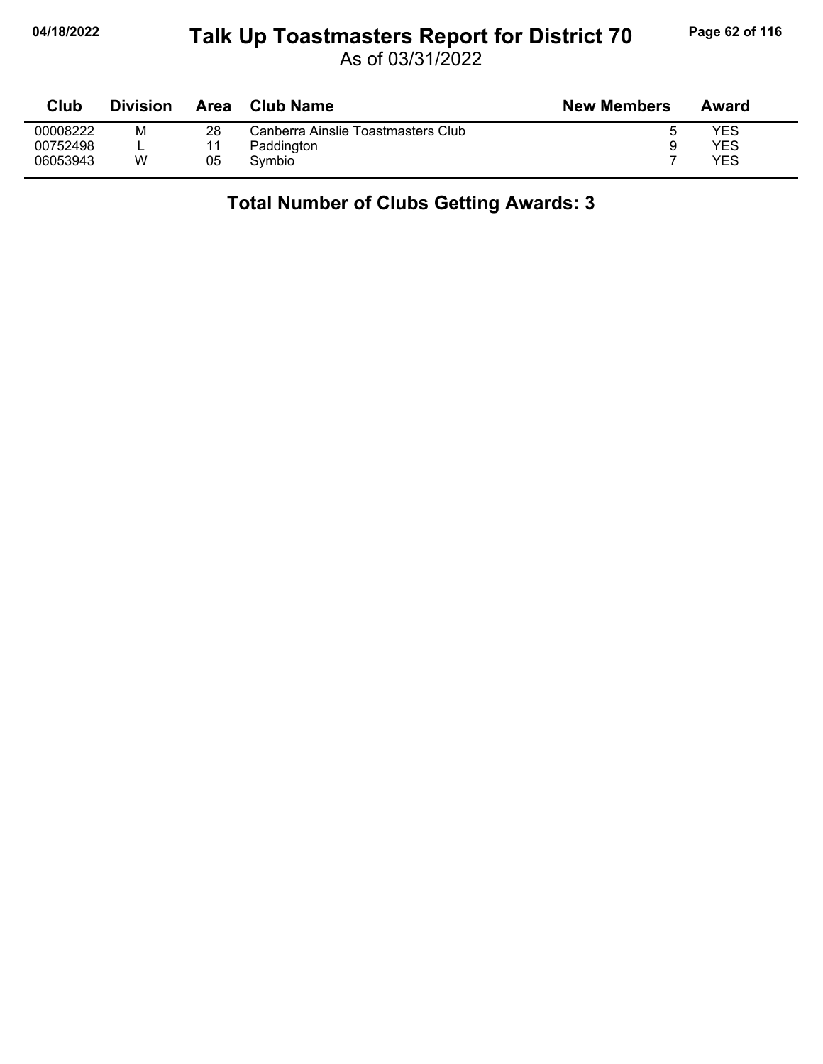# Talk Up Toastmasters Report for District 70

As of 03/31/2022

| Club | Division | Area | Club Name | New Members | Award |
|---|---|---|---|---|---|
| 00008222 | M | 28 | Canberra Ainslie Toastmasters Club | 5 | YES |
| 00752498 | L | 11 | Paddington | 9 | YES |
| 06053943 | W | 05 | Symbio | 7 | YES |

**Total Number of Clubs Getting Awards: 3**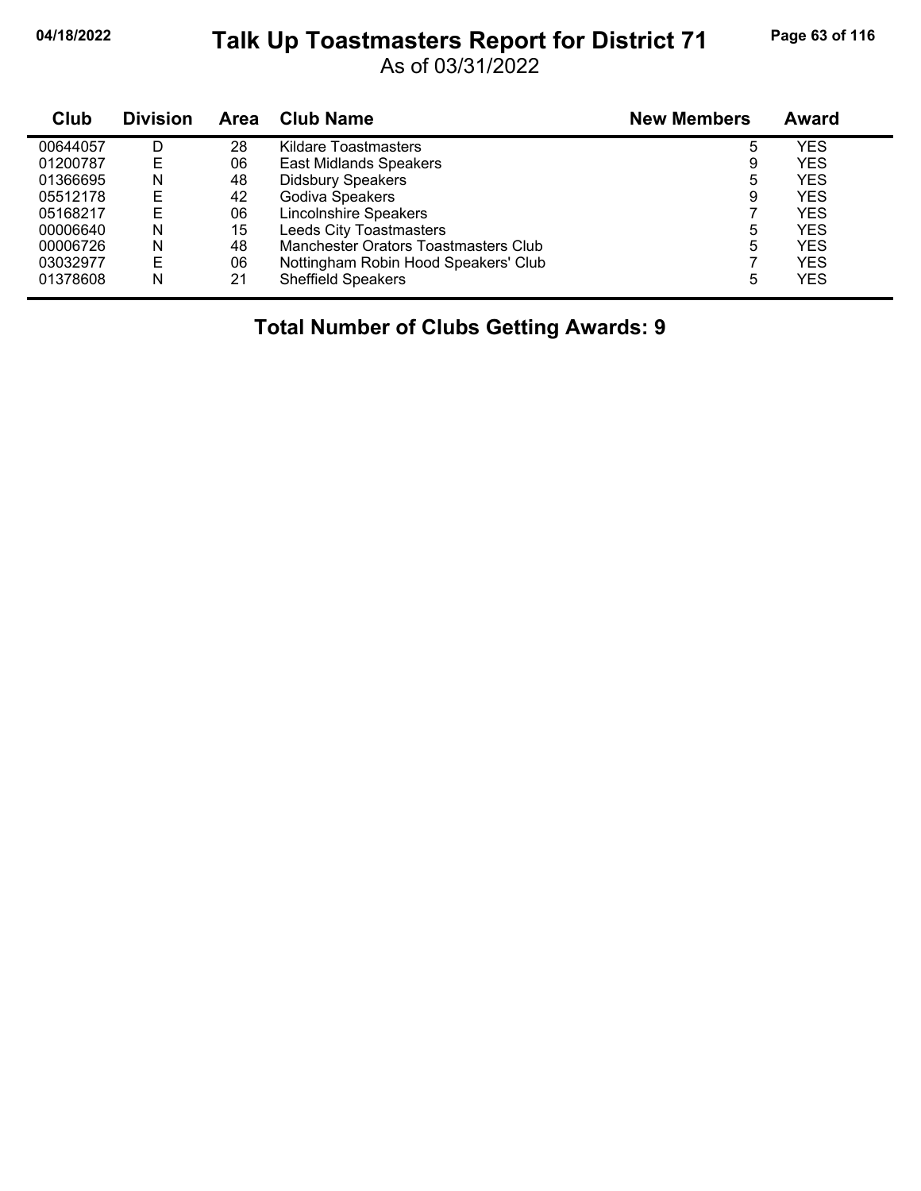# Talk Up Toastmasters Report for District 71

As of 03/31/2022

| Club | Division | Area | Club Name | New Members | Award |
|---|---|---|---|---|---|
| 00644057 | D | 28 | Kildare Toastmasters | 5 | YES |
| 01200787 | E | 06 | East Midlands Speakers | 9 | YES |
| 01366695 | N | 48 | Didsbury Speakers | 5 | YES |
| 05512178 | E | 42 | Godiva Speakers | 9 | YES |
| 05168217 | E | 06 | Lincolnshire Speakers | 7 | YES |
| 00006640 | N | 15 | Leeds City Toastmasters | 5 | YES |
| 00006726 | N | 48 | Manchester Orators Toastmasters Club | 5 | YES |
| 03032977 | E | 06 | Nottingham Robin Hood Speakers' Club | 7 | YES |
| 01378608 | N | 21 | Sheffield Speakers | 5 | YES |

**Total Number of Clubs Getting Awards: 9**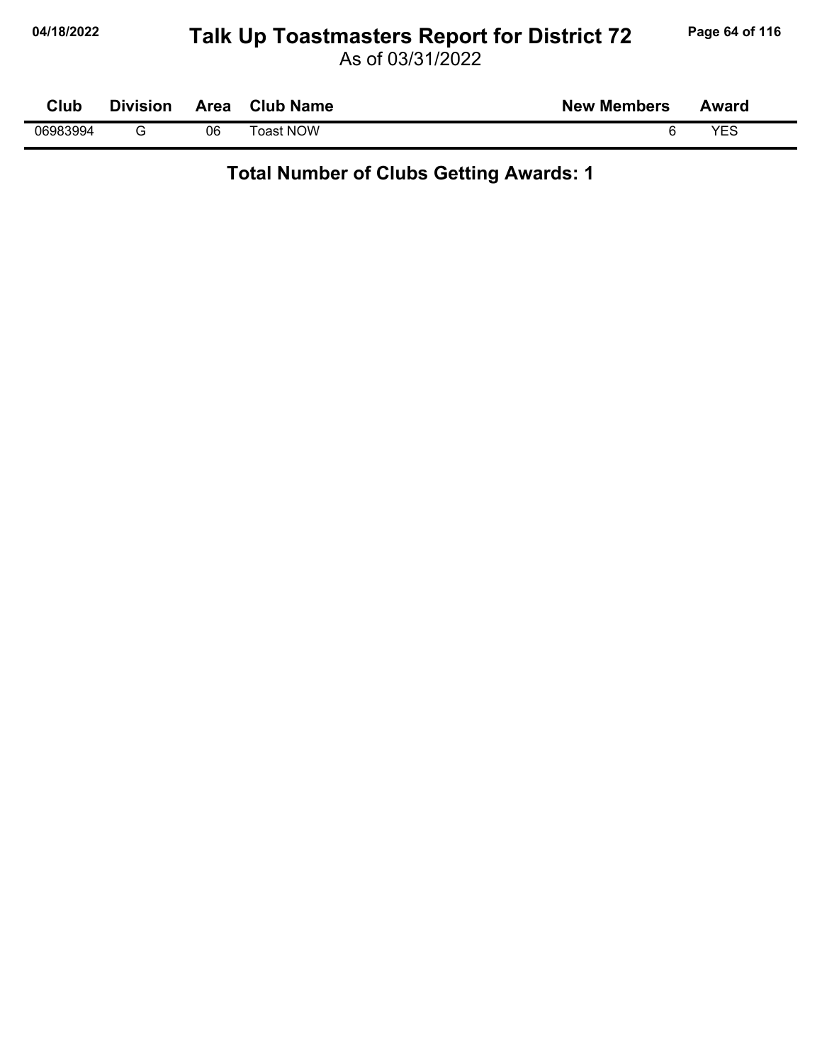| Club | Division | Area | Club Name | New Members | Award |
|---|---|---|---|---|---|
| 06983994 | G | 06 | Toast NOW | 6 | YES |

**Total Number of Clubs Getting Awards: 1**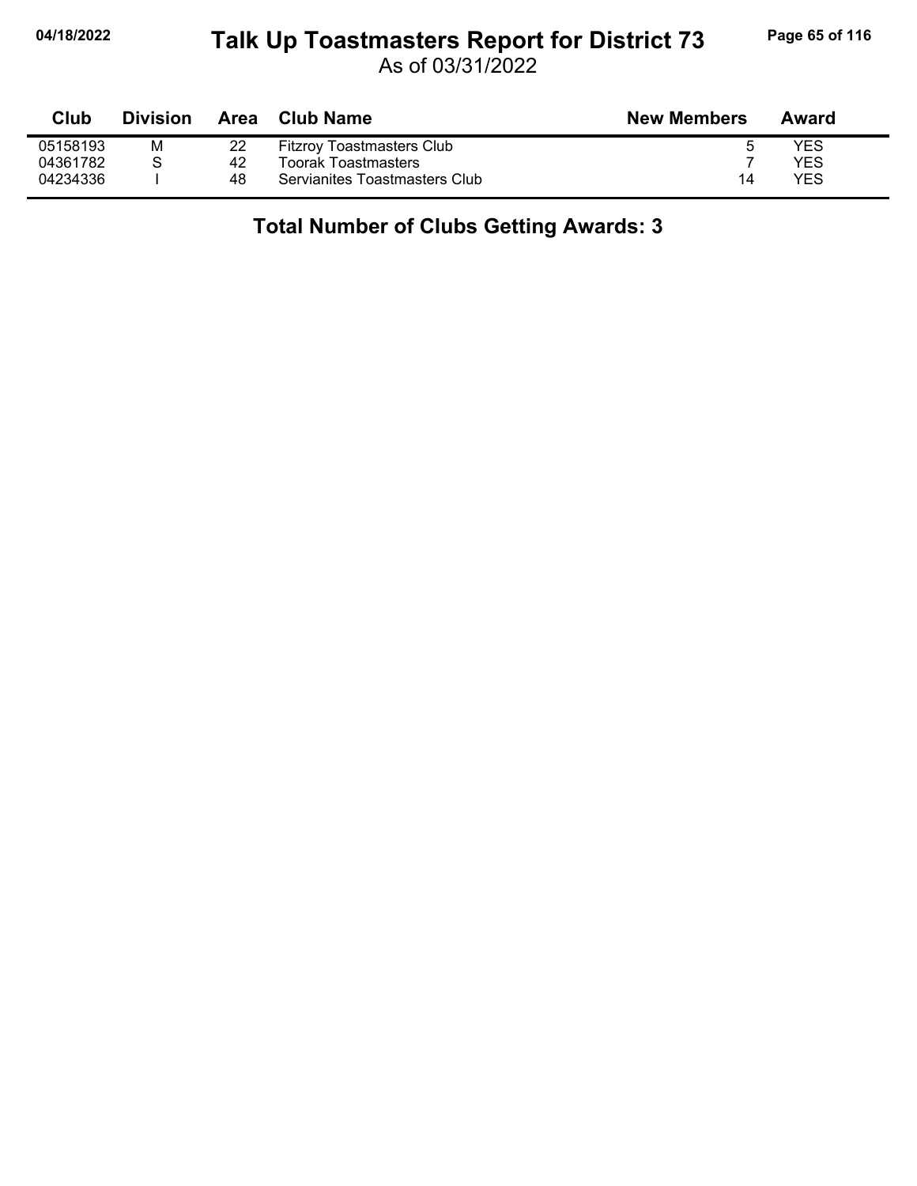# Talk Up Toastmasters Report for District 73

As of 03/31/2022

| Club | Division | Area | Club Name | New Members | Award |
|---|---|---|---|---|---|
| 05158193 | M | 22 | Fitzroy Toastmasters Club | 5 | YES |
| 04361782 | S | 42 | Toorak Toastmasters | 7 | YES |
| 04234336 | I | 48 | Servianites Toastmasters Club | 14 | YES |

## Total Number of Clubs Getting Awards: 3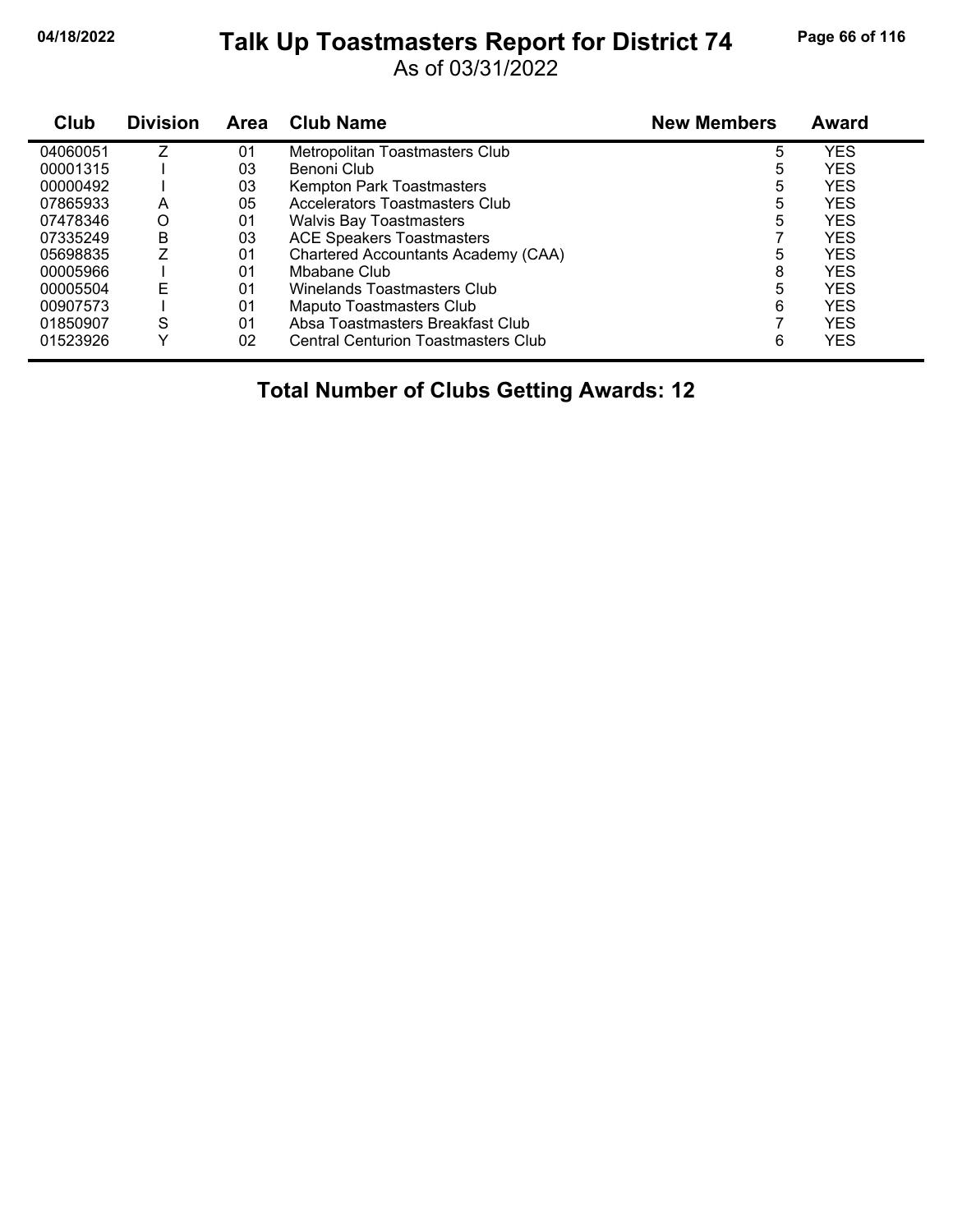# Talk Up Toastmasters Report for District 74

As of 03/31/2022

| Club | Division | Area | Club Name | New Members | Award |
|---|---|---|---|---|---|
| 04060051 | Z | 01 | Metropolitan Toastmasters Club | 5 | YES |
| 00001315 | I | 03 | Benoni Club | 5 | YES |
| 00000492 | I | 03 | Kempton Park Toastmasters | 5 | YES |
| 07865933 | A | 05 | Accelerators Toastmasters Club | 5 | YES |
| 07478346 | O | 01 | Walvis Bay Toastmasters | 5 | YES |
| 07335249 | B | 03 | ACE Speakers Toastmasters | 7 | YES |
| 05698835 | Z | 01 | Chartered Accountants Academy (CAA) | 5 | YES |
| 00005966 | I | 01 | Mbabane Club | 8 | YES |
| 00005504 | E | 01 | Winelands Toastmasters Club | 5 | YES |
| 00907573 | I | 01 | Maputo Toastmasters Club | 6 | YES |
| 01850907 | S | 01 | Absa Toastmasters Breakfast Club | 7 | YES |
| 01523926 | Y | 02 | Central Centurion Toastmasters Club | 6 | YES |

**Total Number of Clubs Getting Awards: 12**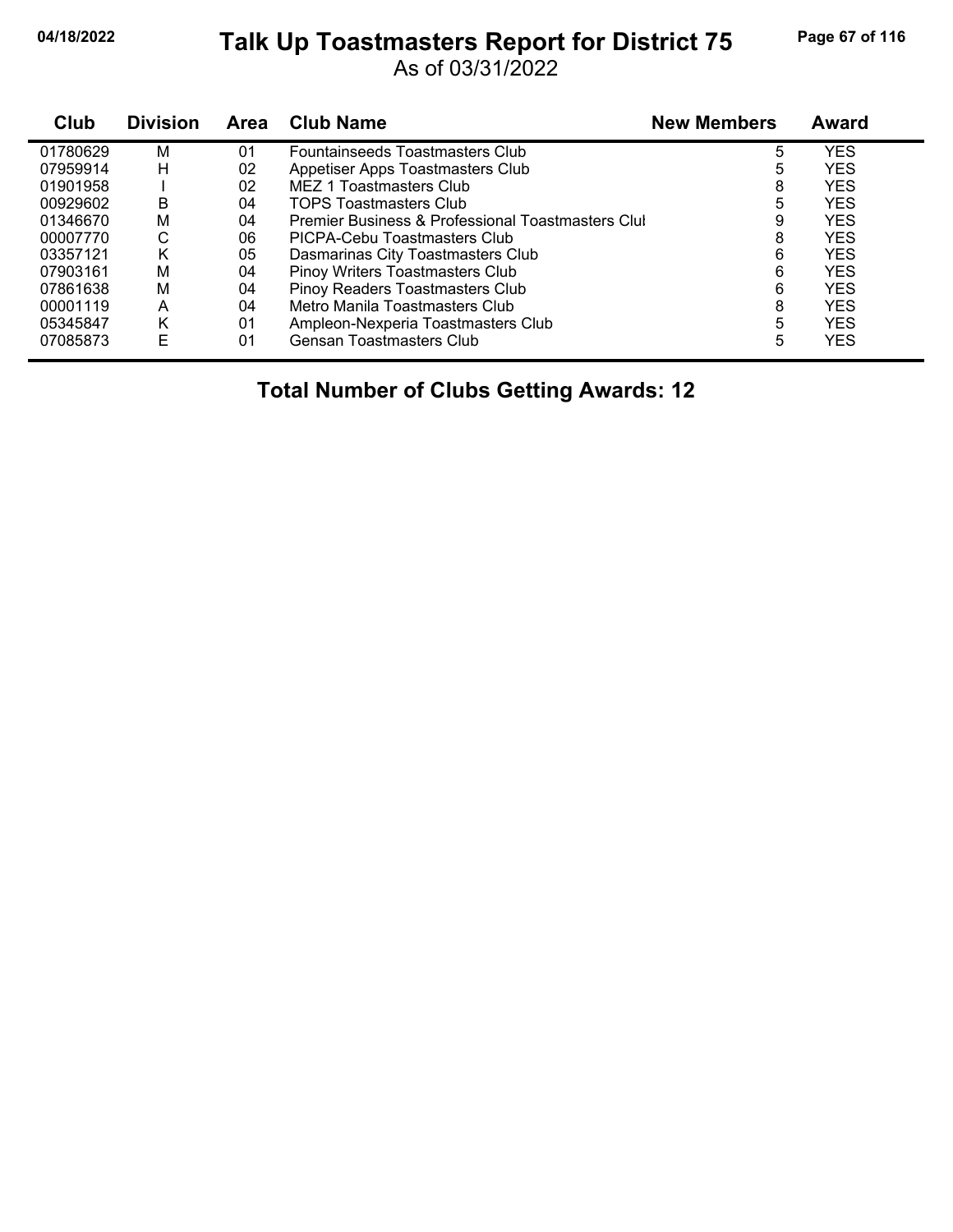# Talk Up Toastmasters Report for District 75

As of 03/31/2022

| Club | Division | Area | Club Name | New Members | Award |
|---|---|---|---|---|---|
| 01780629 | M | 01 | Fountainseeds Toastmasters Club | 5 | YES |
| 07959914 | H | 02 | Appetiser Apps Toastmasters Club | 5 | YES |
| 01901958 | I | 02 | MEZ 1 Toastmasters Club | 8 | YES |
| 00929602 | B | 04 | TOPS Toastmasters Club | 5 | YES |
| 01346670 | M | 04 | Premier Business & Professional Toastmasters Clul | 9 | YES |
| 00007770 | C | 06 | PICPA-Cebu Toastmasters Club | 8 | YES |
| 03357121 | K | 05 | Dasmarinas City Toastmasters Club | 6 | YES |
| 07903161 | M | 04 | Pinoy Writers Toastmasters Club | 6 | YES |
| 07861638 | M | 04 | Pinoy Readers Toastmasters Club | 6 | YES |
| 00001119 | A | 04 | Metro Manila Toastmasters Club | 8 | YES |
| 05345847 | K | 01 | Ampleon-Nexperia Toastmasters Club | 5 | YES |
| 07085873 | E | 01 | Gensan Toastmasters Club | 5 | YES |

**Total Number of Clubs Getting Awards: 12**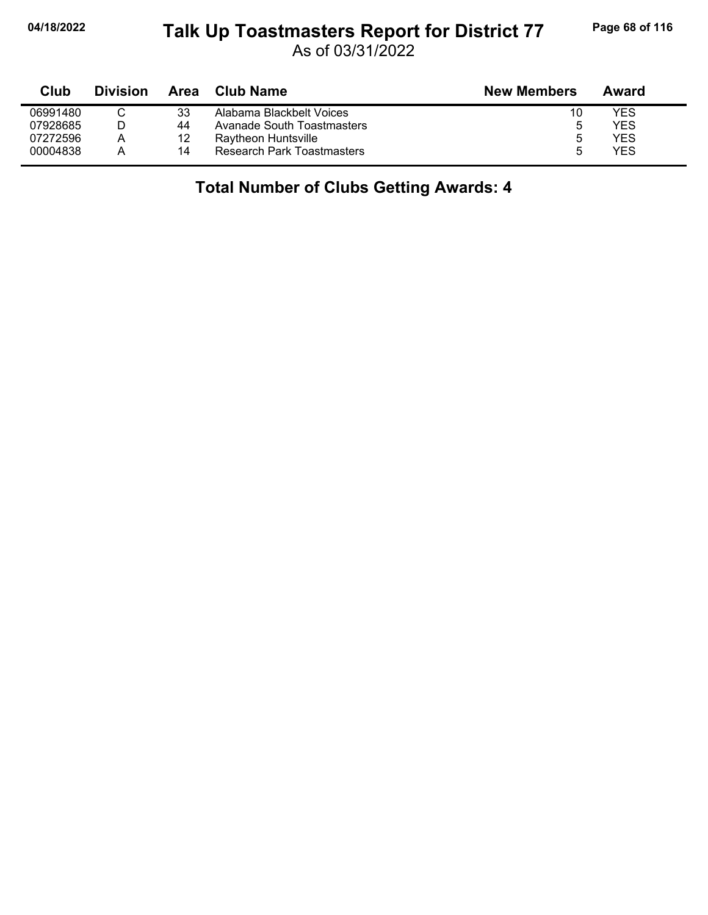# Talk Up Toastmasters Report for District 77

As of 03/31/2022

| Club | Division | Area | Club Name | New Members | Award |
|---|---|---|---|---|---|
| 06991480 | C | 33 | Alabama Blackbelt Voices | 10 | YES |
| 07928685 | D | 44 | Avanade South Toastmasters | 5 | YES |
| 07272596 | A | 12 | Raytheon Huntsville | 5 | YES |
| 00004838 | A | 14 | Research Park Toastmasters | 5 | YES |

**Total Number of Clubs Getting Awards: 4**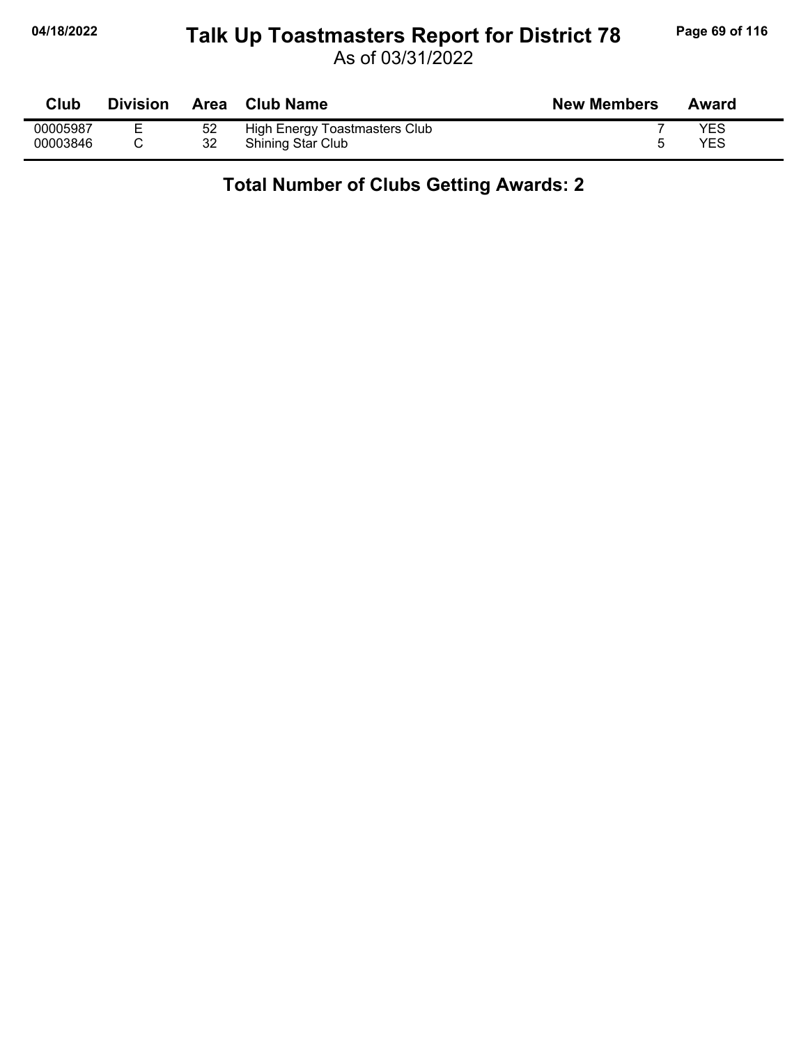# Talk Up Toastmasters Report for District 78

As of 03/31/2022

| Club | Division | Area | Club Name | New Members | Award |
|---|---|---|---|---|---|
| 00005987 | E | 52 | High Energy Toastmasters Club | 7 | YES |
| 00003846 | C | 32 | Shining Star Club | 5 | YES |

**Total Number of Clubs Getting Awards: 2**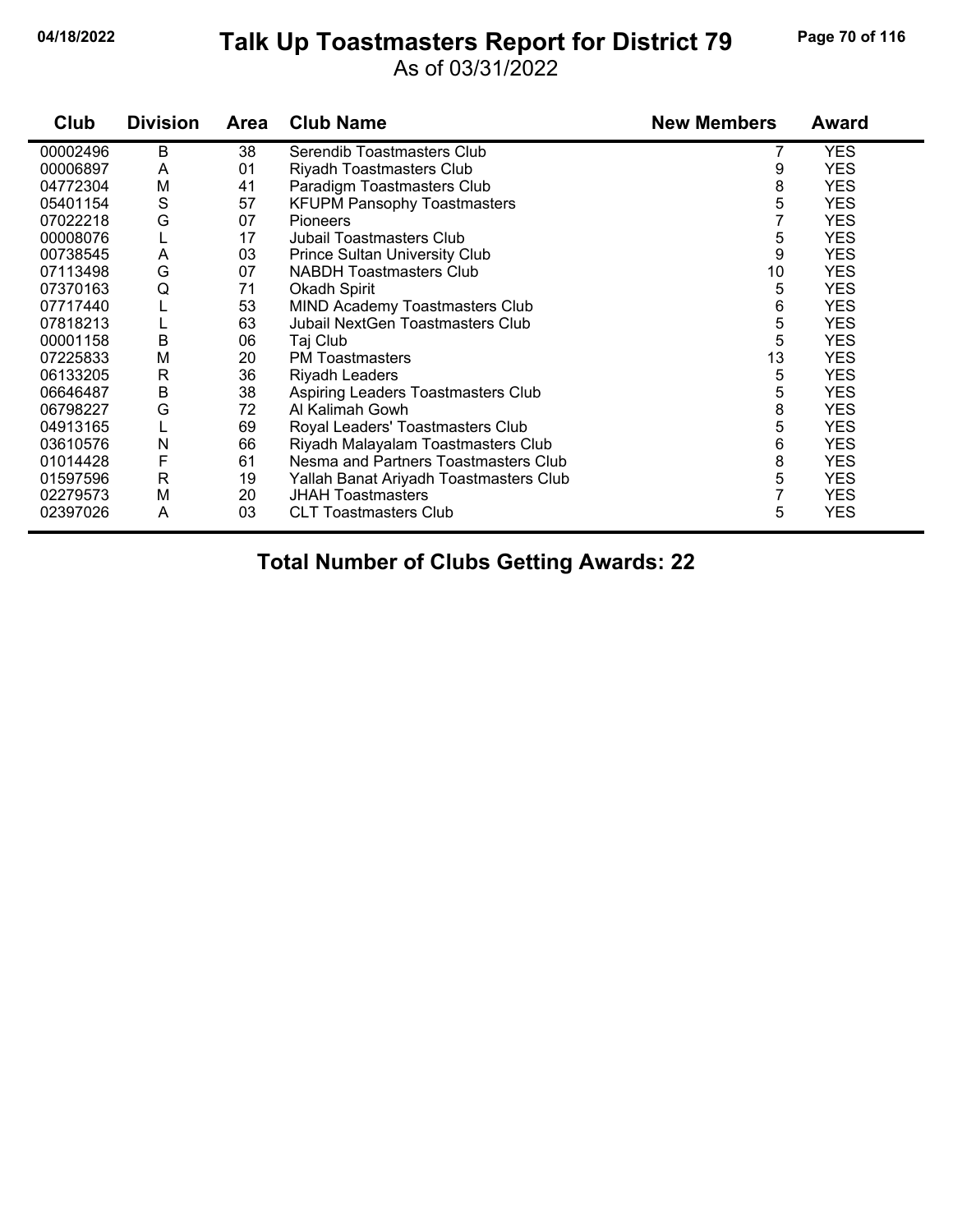# Talk Up Toastmasters Report for District 79

As of 03/31/2022

| Club | Division | Area | Club Name | New Members | Award |
|---|---|---|---|---|---|
| 00002496 | B | 38 | Serendib Toastmasters Club | 7 | YES |
| 00006897 | A | 01 | Riyadh Toastmasters Club | 9 | YES |
| 04772304 | M | 41 | Paradigm Toastmasters Club | 8 | YES |
| 05401154 | S | 57 | KFUPM Pansophy Toastmasters | 5 | YES |
| 07022218 | G | 07 | Pioneers | 7 | YES |
| 00008076 | L | 17 | Jubail Toastmasters Club | 5 | YES |
| 00738545 | A | 03 | Prince Sultan University Club | 9 | YES |
| 07113498 | G | 07 | NABDH Toastmasters Club | 10 | YES |
| 07370163 | Q | 71 | Okadh Spirit | 5 | YES |
| 07717440 | L | 53 | MIND Academy Toastmasters Club | 6 | YES |
| 07818213 | L | 63 | Jubail NextGen Toastmasters Club | 5 | YES |
| 00001158 | B | 06 | Taj Club | 5 | YES |
| 07225833 | M | 20 | PM Toastmasters | 13 | YES |
| 06133205 | R | 36 | Riyadh Leaders | 5 | YES |
| 06646487 | B | 38 | Aspiring Leaders Toastmasters Club | 5 | YES |
| 06798227 | G | 72 | Al Kalimah Gowh | 8 | YES |
| 04913165 | L | 69 | Royal Leaders' Toastmasters Club | 5 | YES |
| 03610576 | N | 66 | Riyadh Malayalam Toastmasters Club | 6 | YES |
| 01014428 | F | 61 | Nesma and Partners Toastmasters Club | 8 | YES |
| 01597596 | R | 19 | Yallah Banat Ariyadh Toastmasters Club | 5 | YES |
| 02279573 | M | 20 | JHAH Toastmasters | 7 | YES |
| 02397026 | A | 03 | CLT Toastmasters Club | 5 | YES |

**Total Number of Clubs Getting Awards: 22**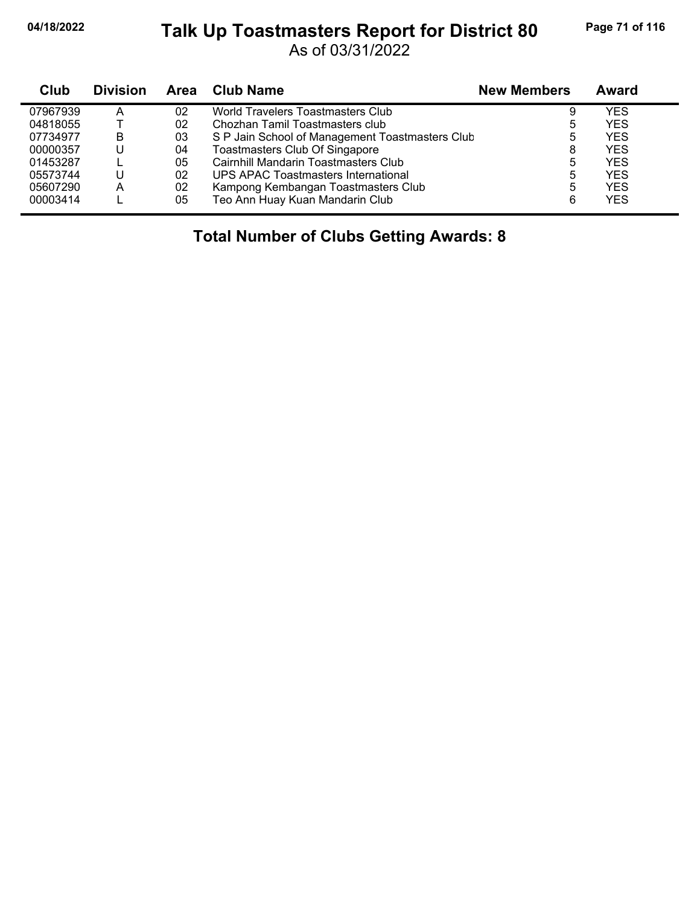# Talk Up Toastmasters Report for District 80

As of 03/31/2022

| Club | Division | Area | Club Name | New Members | Award |
|---|---|---|---|---|---|
| 07967939 | A | 02 | World Travelers Toastmasters Club | 9 | YES |
| 04818055 | T | 02 | Chozhan Tamil Toastmasters club | 5 | YES |
| 07734977 | B | 03 | S P Jain School of Management Toastmasters Club | 5 | YES |
| 00000357 | U | 04 | Toastmasters Club Of Singapore | 8 | YES |
| 01453287 | L | 05 | Cairnhill Mandarin Toastmasters Club | 5 | YES |
| 05573744 | U | 02 | UPS APAC Toastmasters International | 5 | YES |
| 05607290 | A | 02 | Kampong Kembangan Toastmasters Club | 5 | YES |
| 00003414 | L | 05 | Teo Ann Huay Kuan Mandarin Club | 6 | YES |

**Total Number of Clubs Getting Awards: 8**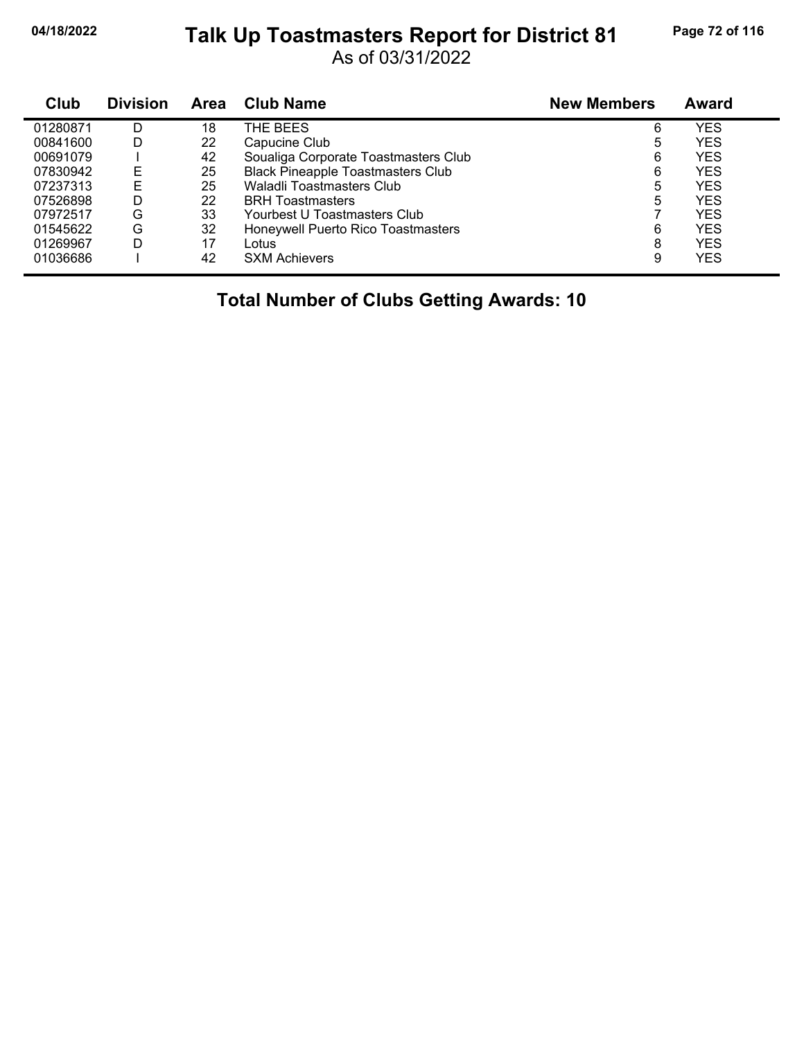# Talk Up Toastmasters Report for District 81

As of 03/31/2022

| Club | Division | Area | Club Name | New Members | Award |
|---|---|---|---|---|---|
| 01280871 | D | 18 | THE BEES | 6 | YES |
| 00841600 | D | 22 | Capucine Club | 5 | YES |
| 00691079 | I | 42 | Soualiga Corporate Toastmasters Club | 6 | YES |
| 07830942 | E | 25 | Black Pineapple Toastmasters Club | 6 | YES |
| 07237313 | E | 25 | Waladli Toastmasters Club | 5 | YES |
| 07526898 | D | 22 | BRH Toastmasters | 5 | YES |
| 07972517 | G | 33 | Yourbest U Toastmasters Club | 7 | YES |
| 01545622 | G | 32 | Honeywell Puerto Rico Toastmasters | 6 | YES |
| 01269967 | D | 17 | Lotus | 8 | YES |
| 01036686 | I | 42 | SXM Achievers | 9 | YES |

**Total Number of Clubs Getting Awards: 10**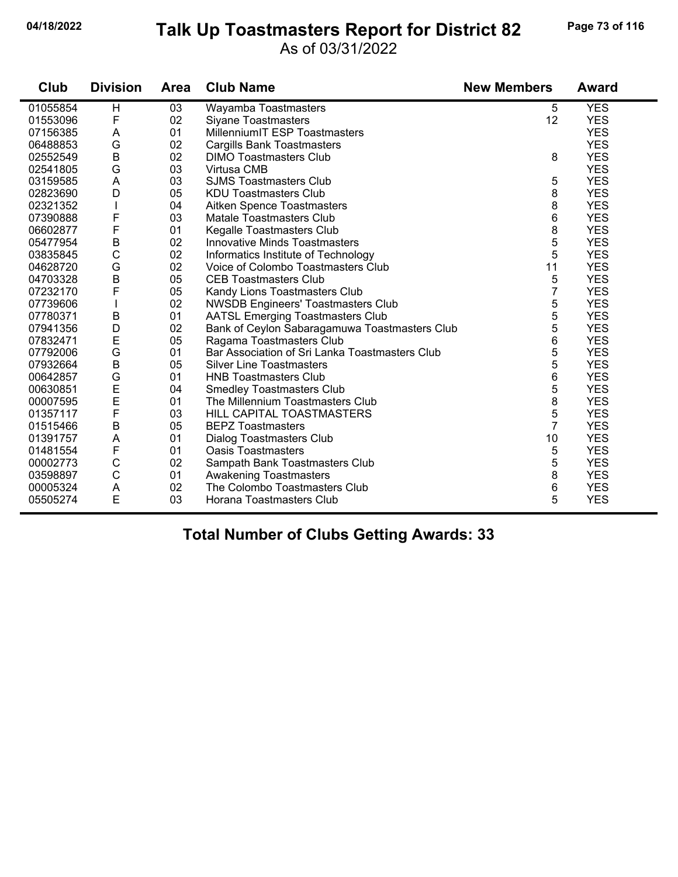# Talk Up Toastmasters Report for District 82

04/18/2022

As of 03/31/2022

| Club | Division | Area | Club Name | New Members | Award |
|---|---|---|---|---|---|
| 01055854 | H | 03 | Wayamba Toastmasters | 5 | YES |
| 01553096 | F | 02 | Siyane Toastmasters | 12 | YES |
| 07156385 | A | 01 | MillenniumIT ESP Toastmasters | | YES |
| 06488853 | G | 02 | Cargills Bank Toastmasters | | YES |
| 02552549 | B | 02 | DIMO Toastmasters Club | 8 | YES |
| 02541805 | G | 03 | Virtusa CMB | | YES |
| 03159585 | A | 03 | SJMS Toastmasters Club | 5 | YES |
| 02823690 | D | 05 | KDU Toastmasters Club | 8 | YES |
| 02321352 | I | 04 | Aitken Spence Toastmasters | 8 | YES |
| 07390888 | F | 03 | Matale Toastmasters Club | 6 | YES |
| 06602877 | F | 01 | Kegalle Toastmasters Club | 8 | YES |
| 05477954 | B | 02 | Innovative Minds Toastmasters | 5 | YES |
| 03835845 | C | 02 | Informatics Institute of Technology | 5 | YES |
| 04628720 | G | 02 | Voice of Colombo Toastmasters Club | 11 | YES |
| 04703328 | B | 05 | CEB Toastmasters Club | 5 | YES |
| 07232170 | F | 05 | Kandy Lions Toastmasters Club | 7 | YES |
| 07739606 | I | 02 | NWSDB Engineers' Toastmasters Club | 5 | YES |
| 07780371 | B | 01 | AATSL Emerging Toastmasters Club | 5 | YES |
| 07941356 | D | 02 | Bank of Ceylon Sabaragamuwa Toastmasters Club | 5 | YES |
| 07832471 | E | 05 | Ragama Toastmasters Club | 6 | YES |
| 07792006 | G | 01 | Bar Association of Sri Lanka Toastmasters Club | 5 | YES |
| 07932664 | B | 05 | Silver Line Toastmasters | 5 | YES |
| 00642857 | G | 01 | HNB Toastmasters Club | 6 | YES |
| 00630851 | E | 04 | Smedley Toastmasters Club | 5 | YES |
| 00007595 | E | 01 | The Millennium Toastmasters Club | 8 | YES |
| 01357117 | F | 03 | HILL CAPITAL TOASTMASTERS | 5 | YES |
| 01515466 | B | 05 | BEPZ Toastmasters | 7 | YES |
| 01391757 | A | 01 | Dialog Toastmasters Club | 10 | YES |
| 01481554 | F | 01 | Oasis Toastmasters | 5 | YES |
| 00002773 | C | 02 | Sampath Bank Toastmasters Club | 5 | YES |
| 03598897 | C | 01 | Awakening Toastmasters | 8 | YES |
| 00005324 | A | 02 | The Colombo Toastmasters Club | 6 | YES |
| 05505274 | E | 03 | Horana Toastmasters Club | 5 | YES |

## Total Number of Clubs Getting Awards: 33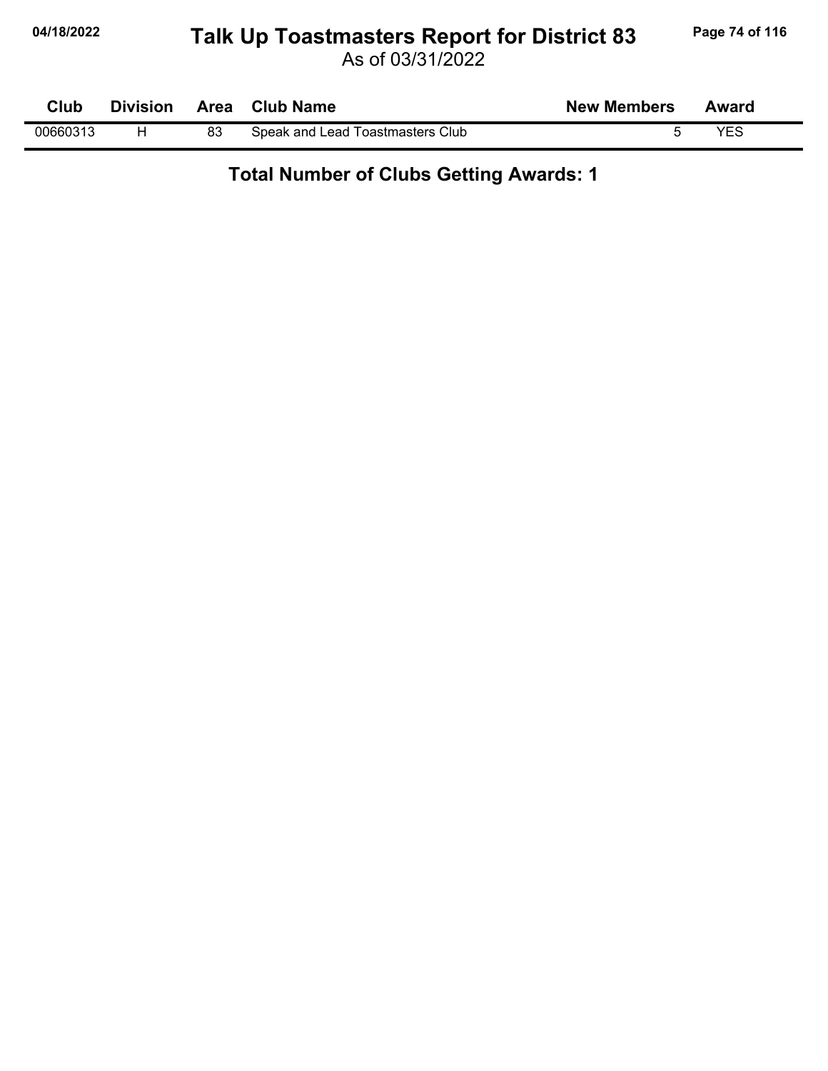# Talk Up Toastmasters Report for District 83

As of 03/31/2022

| Club | Division | Area | Club Name | New Members | Award |
|---|---|---|---|---|---|
| 00660313 | H | 83 | Speak and Lead Toastmasters Club | 5 | YES |

**Total Number of Clubs Getting Awards: 1**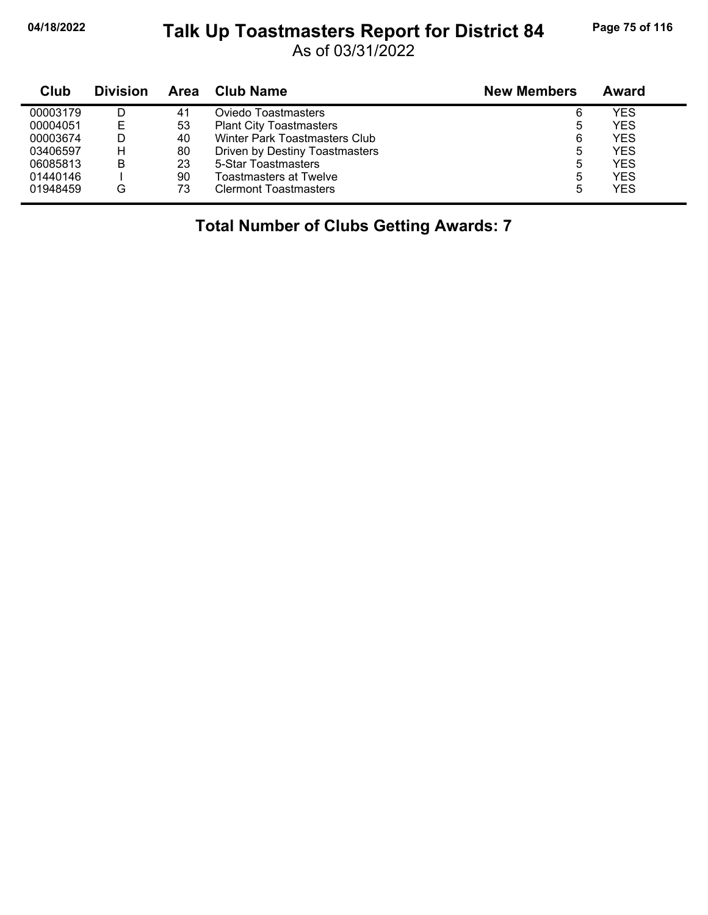# Talk Up Toastmasters Report for District 84

As of 03/31/2022

| Club | Division | Area | Club Name | New Members | Award |
|---|---|---|---|---|---|
| 00003179 | D | 41 | Oviedo Toastmasters | 6 | YES |
| 00004051 | E | 53 | Plant City Toastmasters | 5 | YES |
| 00003674 | D | 40 | Winter Park Toastmasters Club | 6 | YES |
| 03406597 | H | 80 | Driven by Destiny Toastmasters | 5 | YES |
| 06085813 | B | 23 | 5-Star Toastmasters | 5 | YES |
| 01440146 | I | 90 | Toastmasters at Twelve | 5 | YES |
| 01948459 | G | 73 | Clermont Toastmasters | 5 | YES |

**Total Number of Clubs Getting Awards: 7**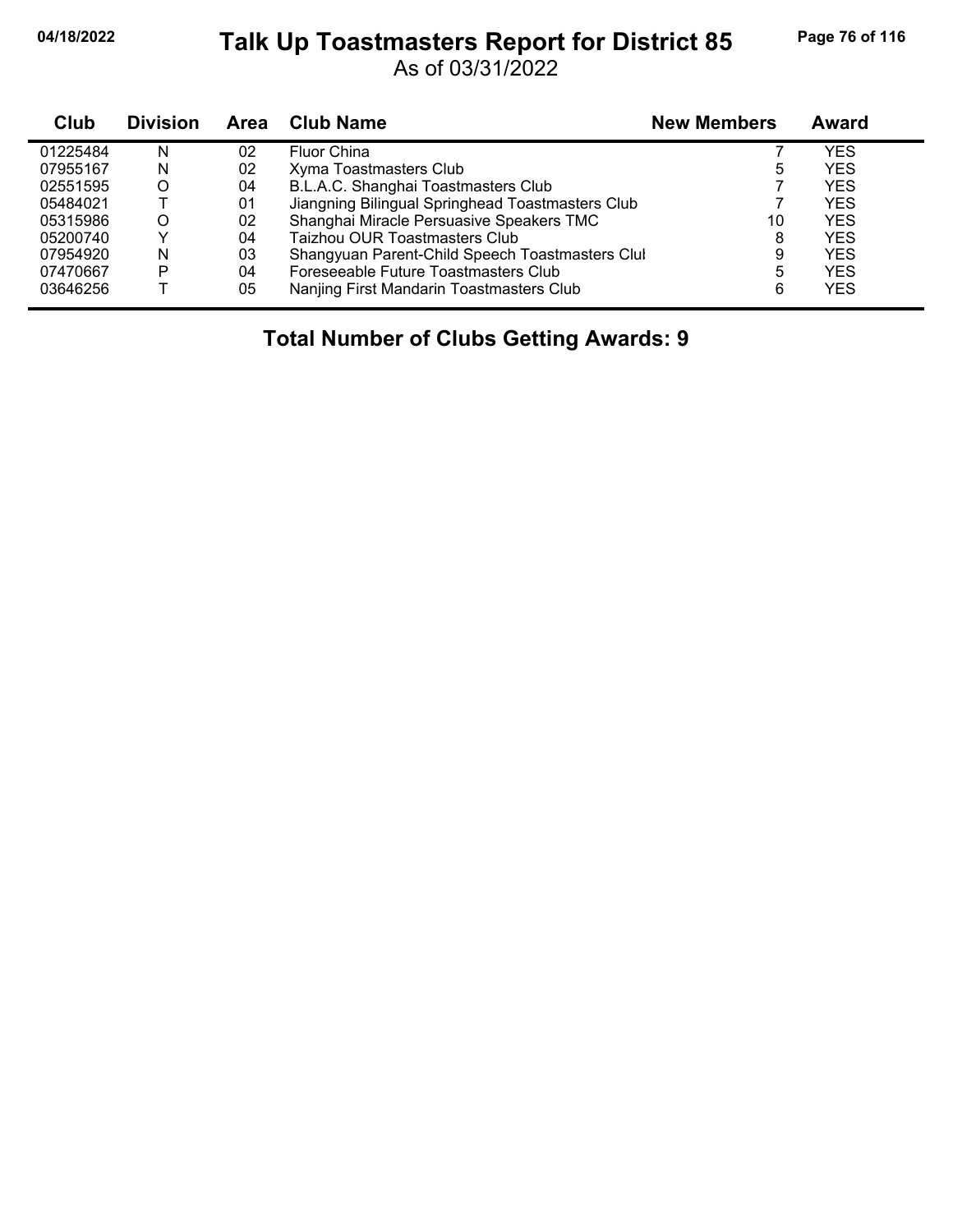# Talk Up Toastmasters Report for District 85

As of 03/31/2022

| Club | Division | Area | Club Name | New Members | Award |
|---|---|---|---|---|---|
| 01225484 | N | 02 | Fluor China | 7 | YES |
| 07955167 | N | 02 | Xyma Toastmasters Club | 5 | YES |
| 02551595 | O | 04 | B.L.A.C. Shanghai Toastmasters Club | 7 | YES |
| 05484021 | T | 01 | Jiangning Bilingual Springhead Toastmasters Club | 7 | YES |
| 05315986 | O | 02 | Shanghai Miracle Persuasive Speakers TMC | 10 | YES |
| 05200740 | Y | 04 | Taizhou OUR Toastmasters Club | 8 | YES |
| 07954920 | N | 03 | Shangyuan Parent-Child Speech Toastmasters Clul | 9 | YES |
| 07470667 | P | 04 | Foreseeable Future Toastmasters Club | 5 | YES |
| 03646256 | T | 05 | Nanjing First Mandarin Toastmasters Club | 6 | YES |

**Total Number of Clubs Getting Awards: 9**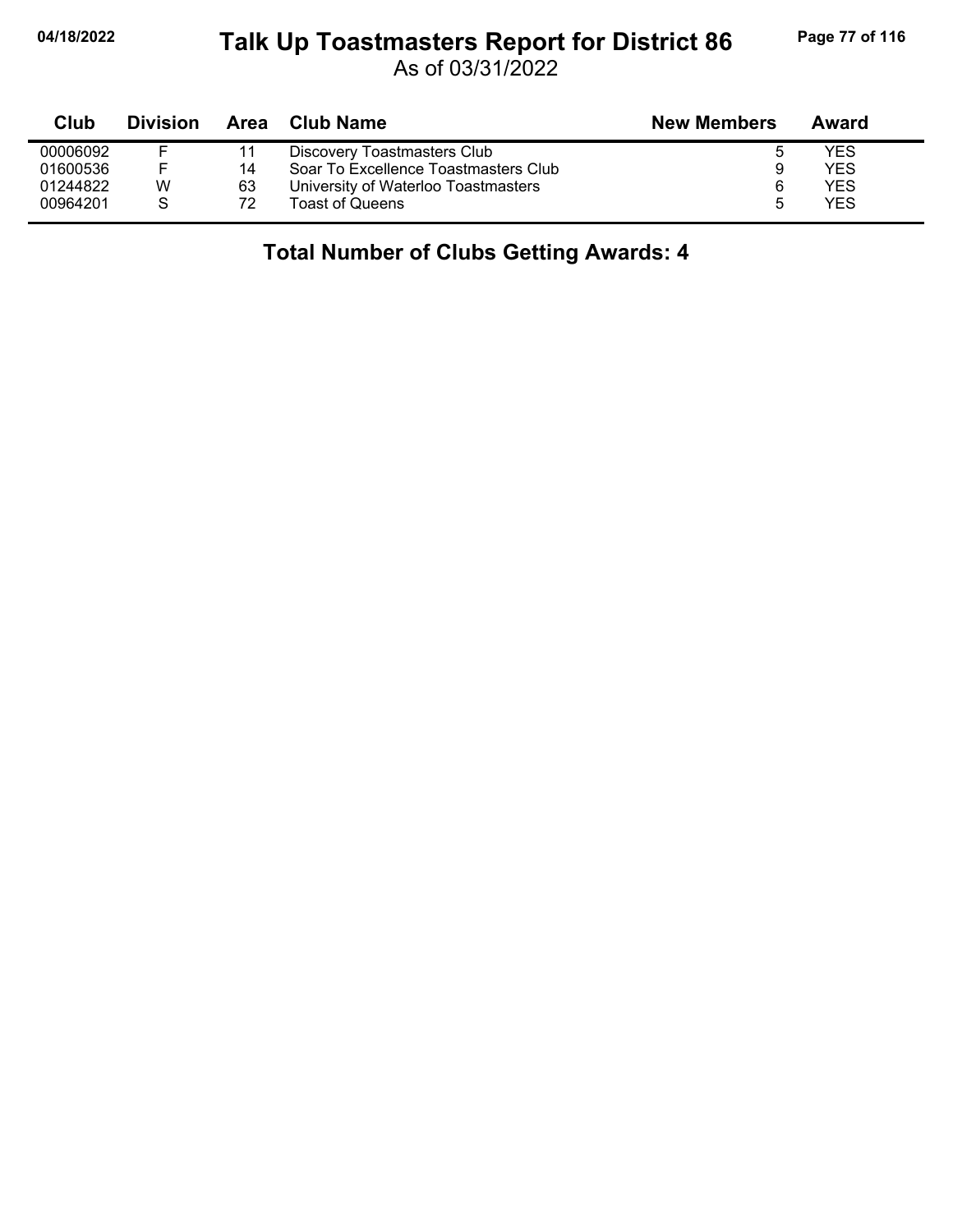# Talk Up Toastmasters Report for District 86

As of 03/31/2022

| Club | Division | Area | Club Name | New Members | Award |
|---|---|---|---|---|---|
| 00006092 | F | 11 | Discovery Toastmasters Club | 5 | YES |
| 01600536 | F | 14 | Soar To Excellence Toastmasters Club | 9 | YES |
| 01244822 | W | 63 | University of Waterloo Toastmasters | 6 | YES |
| 00964201 | S | 72 | Toast of Queens | 5 | YES |

## Total Number of Clubs Getting Awards: 4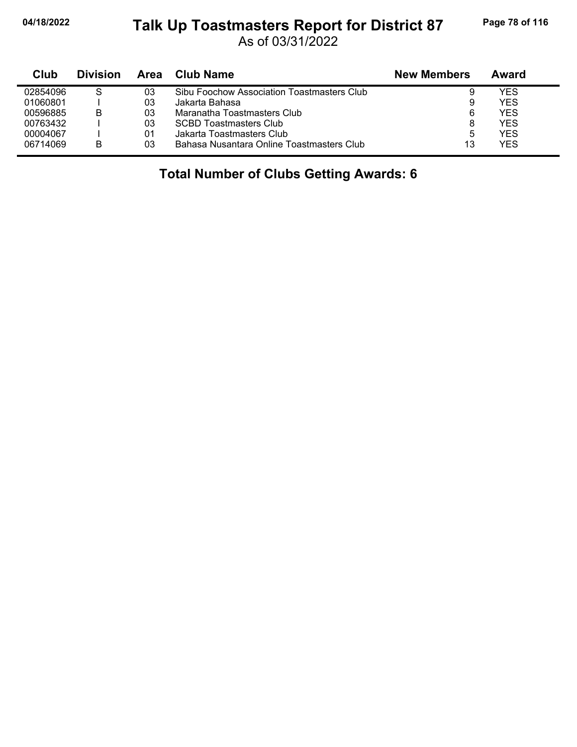# Talk Up Toastmasters Report for District 87

As of 03/31/2022

| Club | Division | Area | Club Name | New Members | Award |
|---|---|---|---|---|---|
| 02854096 | S | 03 | Sibu Foochow Association Toastmasters Club | 9 | YES |
| 01060801 | I | 03 | Jakarta Bahasa | 9 | YES |
| 00596885 | B | 03 | Maranatha Toastmasters Club | 6 | YES |
| 00763432 | I | 03 | SCBD Toastmasters Club | 8 | YES |
| 00004067 | I | 01 | Jakarta Toastmasters Club | 5 | YES |
| 06714069 | B | 03 | Bahasa Nusantara Online Toastmasters Club | 13 | YES |

**Total Number of Clubs Getting Awards: 6**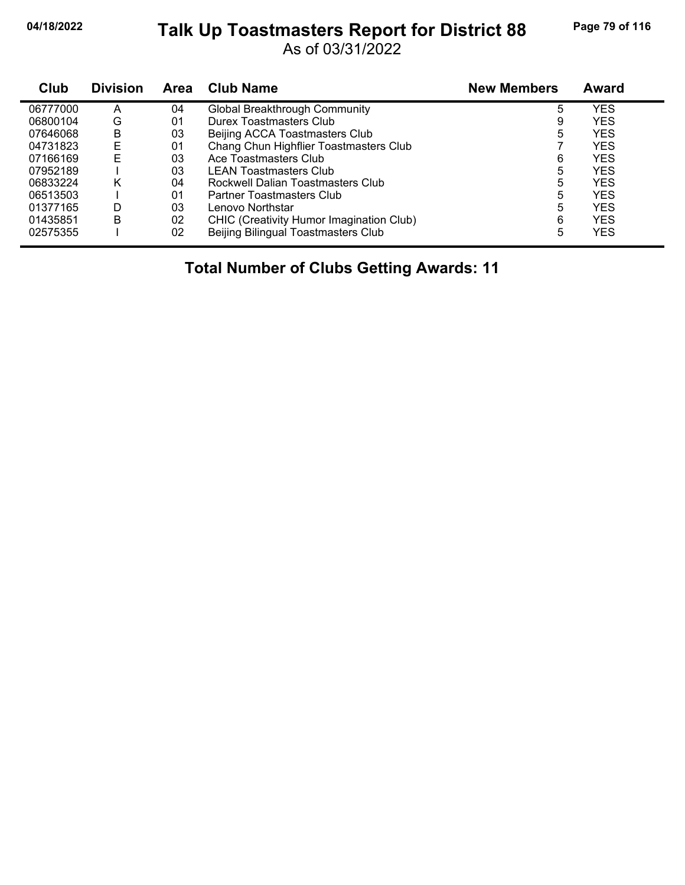# Talk Up Toastmasters Report for District 88

As of 03/31/2022

| Club | Division | Area | Club Name | New Members | Award |
|---|---|---|---|---|---|
| 06777000 | A | 04 | Global Breakthrough Community | 5 | YES |
| 06800104 | G | 01 | Durex Toastmasters Club | 9 | YES |
| 07646068 | B | 03 | Beijing ACCA Toastmasters Club | 5 | YES |
| 04731823 | E | 01 | Chang Chun Highflier Toastmasters Club | 7 | YES |
| 07166169 | E | 03 | Ace Toastmasters Club | 6 | YES |
| 07952189 | I | 03 | LEAN Toastmasters Club | 5 | YES |
| 06833224 | K | 04 | Rockwell Dalian Toastmasters Club | 5 | YES |
| 06513503 | I | 01 | Partner Toastmasters Club | 5 | YES |
| 01377165 | D | 03 | Lenovo Northstar | 5 | YES |
| 01435851 | B | 02 | CHIC (Creativity Humor Imagination Club) | 6 | YES |
| 02575355 | I | 02 | Beijing Bilingual Toastmasters Club | 5 | YES |

**Total Number of Clubs Getting Awards: 11**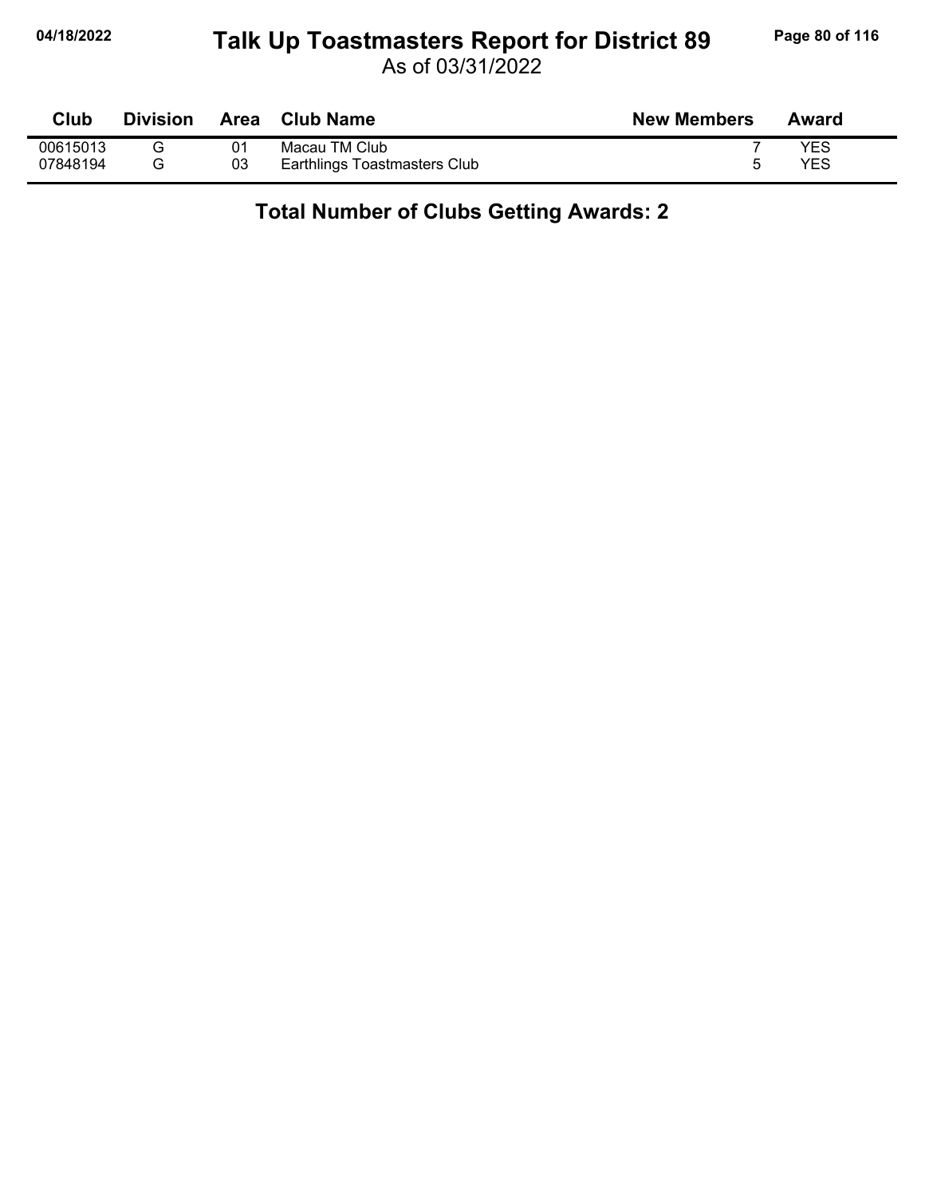# Talk Up Toastmasters Report for District 89

As of 03/31/2022

| Club | Division | Area | Club Name | New Members | Award |
|---|---|---|---|---|---|
| 00615013 | G | 01 | Macau TM Club | 7 | YES |
| 07848194 | G | 03 | Earthlings Toastmasters Club | 5 | YES |

**Total Number of Clubs Getting Awards: 2**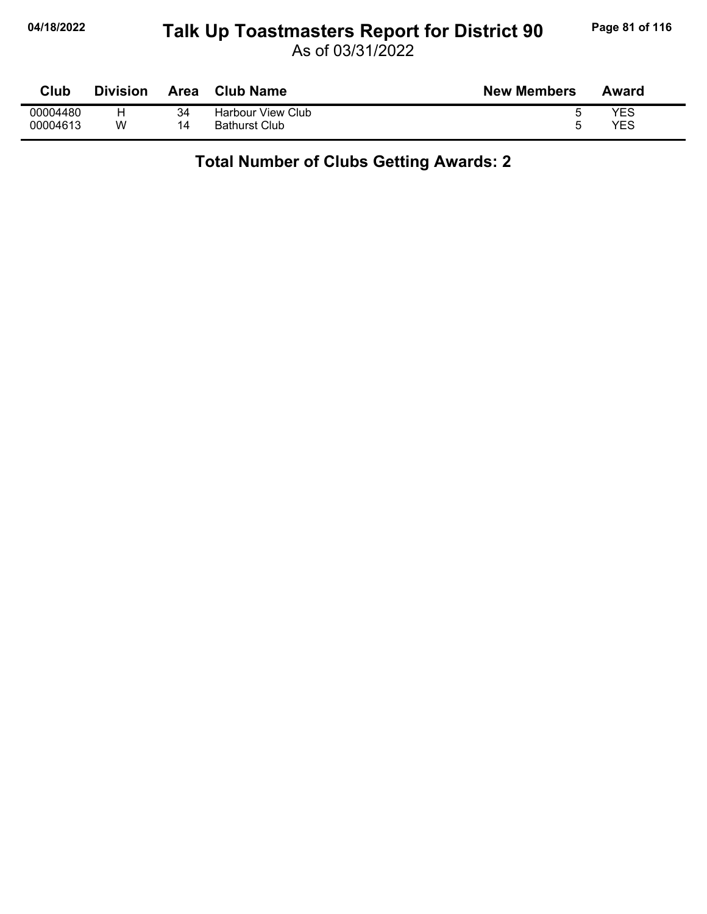| Club | Division | Area | Club Name | New Members | Award |
|---|---|---|---|---|---|
| 00004480 | H | 34 | Harbour View Club | 5 | YES |
| 00004613 | W | 14 | Bathurst Club | 5 | YES |

**Total Number of Clubs Getting Awards: 2**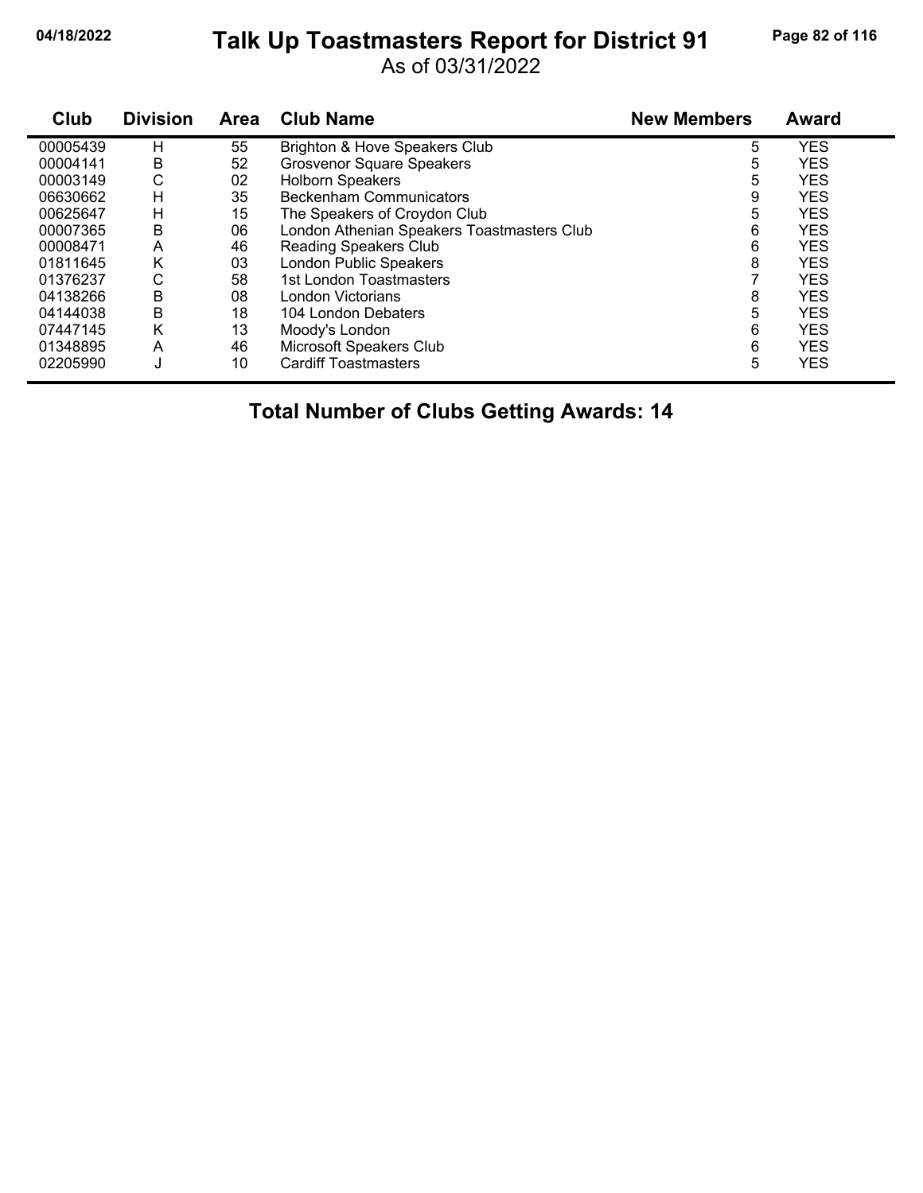# Talk Up Toastmasters Report for District 91

As of 03/31/2022

| Club | Division | Area | Club Name | New Members | Award |
|---|---|---|---|---|---|
| 00005439 | H | 55 | Brighton & Hove Speakers Club | 5 | YES |
| 00004141 | B | 52 | Grosvenor Square Speakers | 5 | YES |
| 00003149 | C | 02 | Holborn Speakers | 5 | YES |
| 06630662 | H | 35 | Beckenham Communicators | 9 | YES |
| 00625647 | H | 15 | The Speakers of Croydon Club | 5 | YES |
| 00007365 | B | 06 | London Athenian Speakers Toastmasters Club | 6 | YES |
| 00008471 | A | 46 | Reading Speakers Club | 6 | YES |
| 01811645 | K | 03 | London Public Speakers | 8 | YES |
| 01376237 | C | 58 | 1st London Toastmasters | 7 | YES |
| 04138266 | B | 08 | London Victorians | 8 | YES |
| 04144038 | B | 18 | 104 London Debaters | 5 | YES |
| 07447145 | K | 13 | Moody's London | 6 | YES |
| 01348895 | A | 46 | Microsoft Speakers Club | 6 | YES |
| 02205990 | J | 10 | Cardiff Toastmasters | 5 | YES |

**Total Number of Clubs Getting Awards: 14**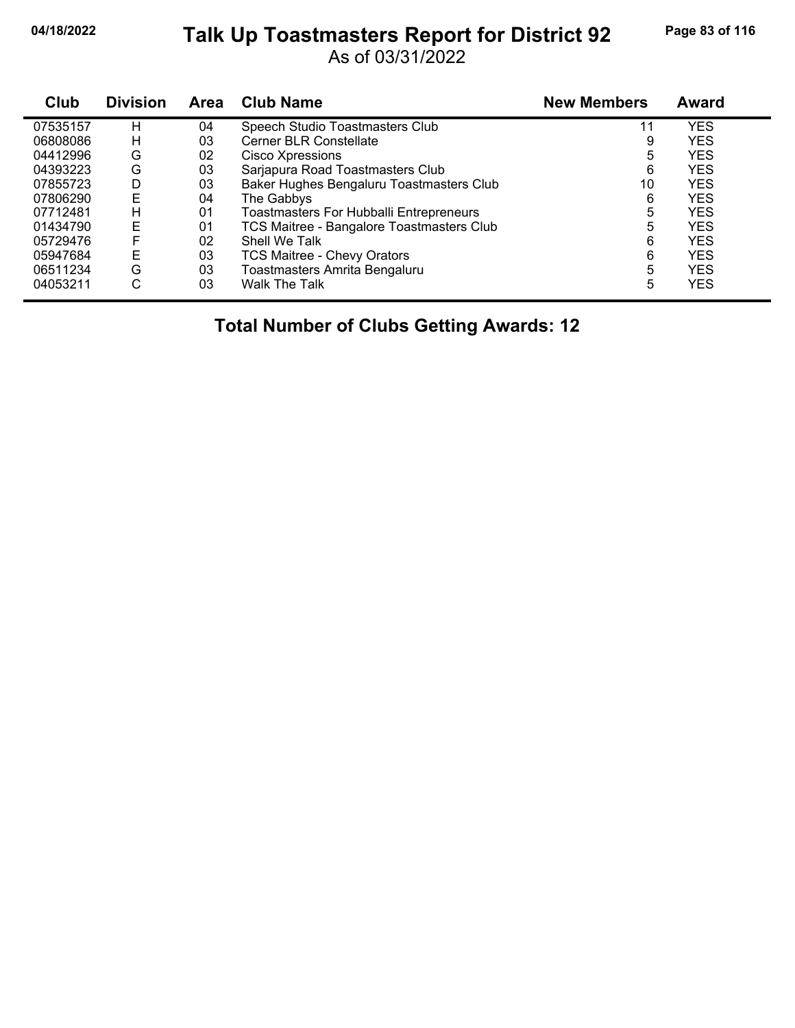# Talk Up Toastmasters Report for District 92

As of 03/31/2022

| Club | Division | Area | Club Name | New Members | Award |
|---|---|---|---|---|---|
| 07535157 | H | 04 | Speech Studio Toastmasters Club | 11 | YES |
| 06808086 | H | 03 | Cerner BLR Constellate | 9 | YES |
| 04412996 | G | 02 | Cisco Xpressions | 5 | YES |
| 04393223 | G | 03 | Sarjapura Road Toastmasters Club | 6 | YES |
| 07855723 | D | 03 | Baker Hughes Bengaluru Toastmasters Club | 10 | YES |
| 07806290 | E | 04 | The Gabbys | 6 | YES |
| 07712481 | H | 01 | Toastmasters For Hubballi Entrepreneurs | 5 | YES |
| 01434790 | E | 01 | TCS Maitree - Bangalore Toastmasters Club | 5 | YES |
| 05729476 | F | 02 | Shell We Talk | 6 | YES |
| 05947684 | E | 03 | TCS Maitree - Chevy Orators | 6 | YES |
| 06511234 | G | 03 | Toastmasters Amrita Bengaluru | 5 | YES |
| 04053211 | C | 03 | Walk The Talk | 5 | YES |

**Total Number of Clubs Getting Awards: 12**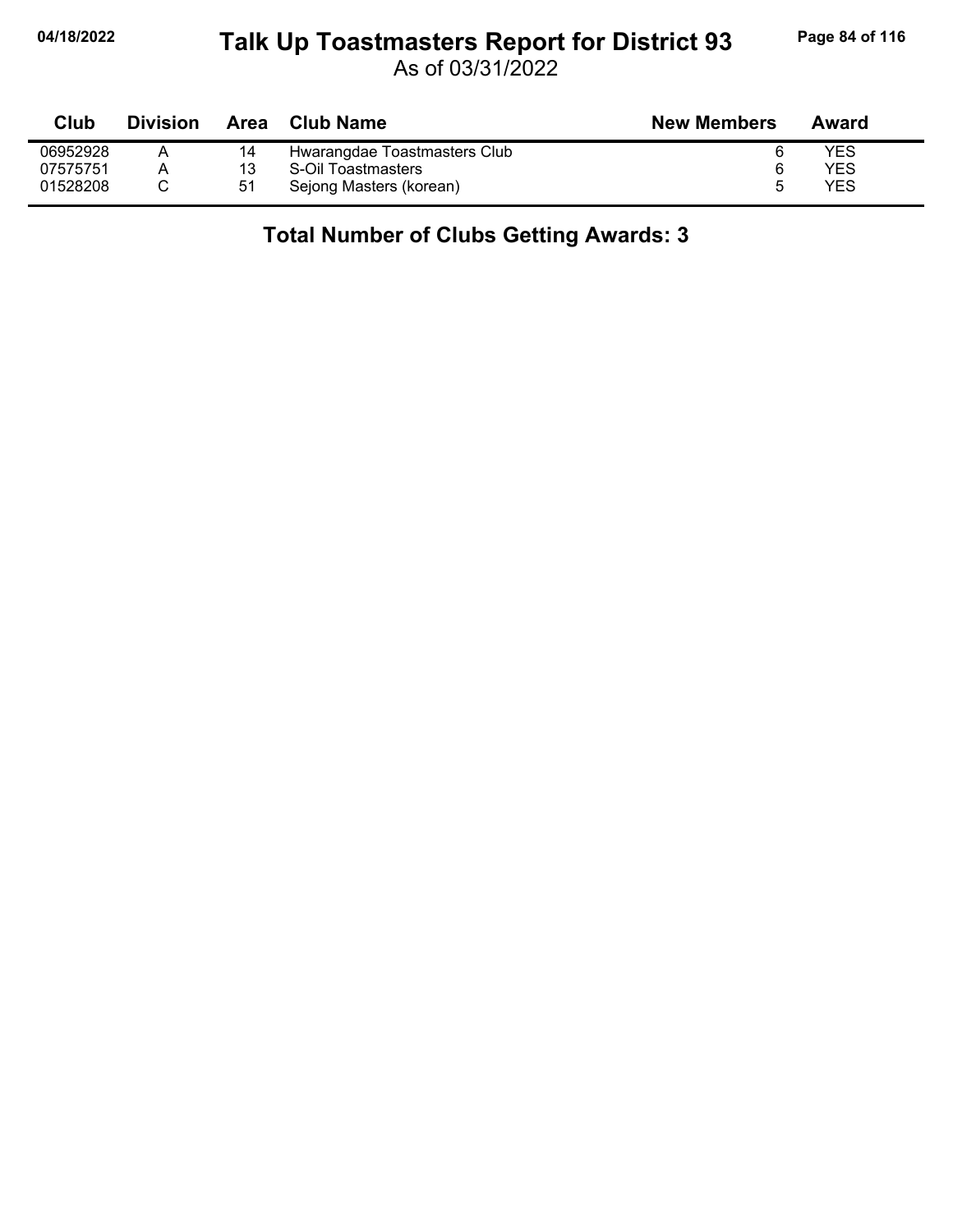# Talk Up Toastmasters Report for District 93

As of 03/31/2022

| Club | Division | Area | Club Name | New Members | Award |
|---|---|---|---|---|---|
| 06952928 | A | 14 | Hwarangdae Toastmasters Club | 6 | YES |
| 07575751 | A | 13 | S-Oil Toastmasters | 6 | YES |
| 01528208 | C | 51 | Sejong Masters (korean) | 5 | YES |

**Total Number of Clubs Getting Awards: 3**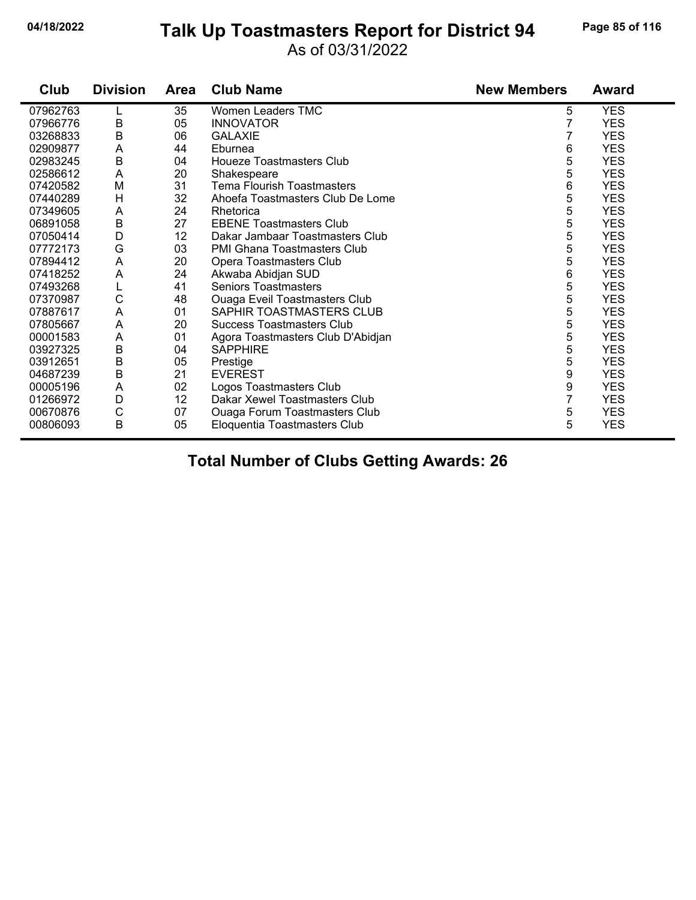# Talk Up Toastmasters Report for District 94

As of 03/31/2022

| Club | Division | Area | Club Name | New Members | Award |
|---|---|---|---|---|---|
| 07962763 | L | 35 | Women Leaders TMC | 5 | YES |
| 07966776 | B | 05 | INNOVATOR | 7 | YES |
| 03268833 | B | 06 | GALAXIE | 7 | YES |
| 02909877 | A | 44 | Eburnea | 6 | YES |
| 02983245 | B | 04 | Houeze Toastmasters Club | 5 | YES |
| 02586612 | A | 20 | Shakespeare | 5 | YES |
| 07420582 | M | 31 | Tema Flourish Toastmasters | 6 | YES |
| 07440289 | H | 32 | Ahoefa Toastmasters Club De Lome | 5 | YES |
| 07349605 | A | 24 | Rhetorica | 5 | YES |
| 06891058 | B | 27 | EBENE Toastmasters Club | 5 | YES |
| 07050414 | D | 12 | Dakar Jambaar Toastmasters Club | 5 | YES |
| 07772173 | G | 03 | PMI Ghana Toastmasters Club | 5 | YES |
| 07894412 | A | 20 | Opera Toastmasters Club | 5 | YES |
| 07418252 | A | 24 | Akwaba Abidjan SUD | 6 | YES |
| 07493268 | L | 41 | Seniors Toastmasters | 5 | YES |
| 07370987 | C | 48 | Ouaga Eveil Toastmasters Club | 5 | YES |
| 07887617 | A | 01 | SAPHIR TOASTMASTERS CLUB | 5 | YES |
| 07805667 | A | 20 | Success Toastmasters Club | 5 | YES |
| 00001583 | A | 01 | Agora Toastmasters Club D'Abidjan | 5 | YES |
| 03927325 | B | 04 | SAPPHIRE | 5 | YES |
| 03912651 | B | 05 | Prestige | 5 | YES |
| 04687239 | B | 21 | EVEREST | 9 | YES |
| 00005196 | A | 02 | Logos Toastmasters Club | 9 | YES |
| 01266972 | D | 12 | Dakar Xewel Toastmasters Club | 7 | YES |
| 00670876 | C | 07 | Ouaga Forum Toastmasters Club | 5 | YES |
| 00806093 | B | 05 | Eloquentia Toastmasters Club | 5 | YES |

**Total Number of Clubs Getting Awards: 26**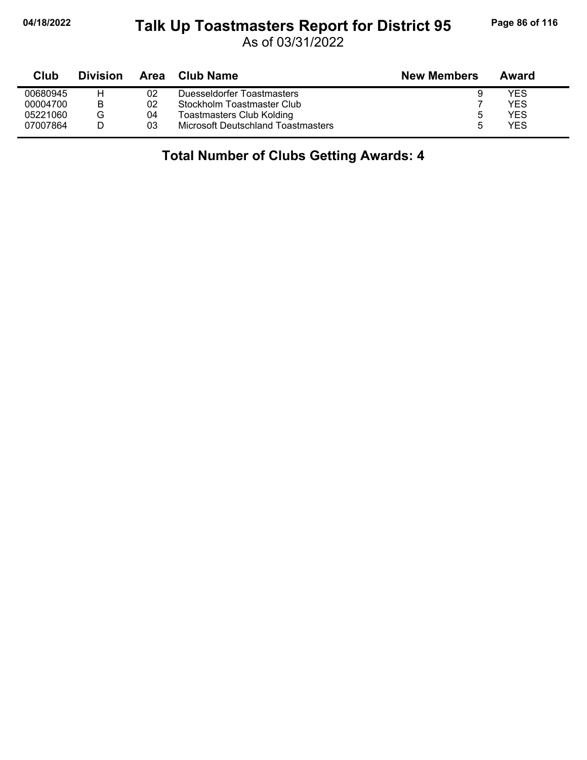# Talk Up Toastmasters Report for District 95

As of 03/31/2022

| Club | Division | Area | Club Name | New Members | Award |
|---|---|---|---|---|---|
| 00680945 | H | 02 | Duesseldorfer Toastmasters | 9 | YES |
| 00004700 | B | 02 | Stockholm Toastmaster Club | 7 | YES |
| 05221060 | G | 04 | Toastmasters Club Kolding | 5 | YES |
| 07007864 | D | 03 | Microsoft Deutschland Toastmasters | 5 | YES |

**Total Number of Clubs Getting Awards: 4**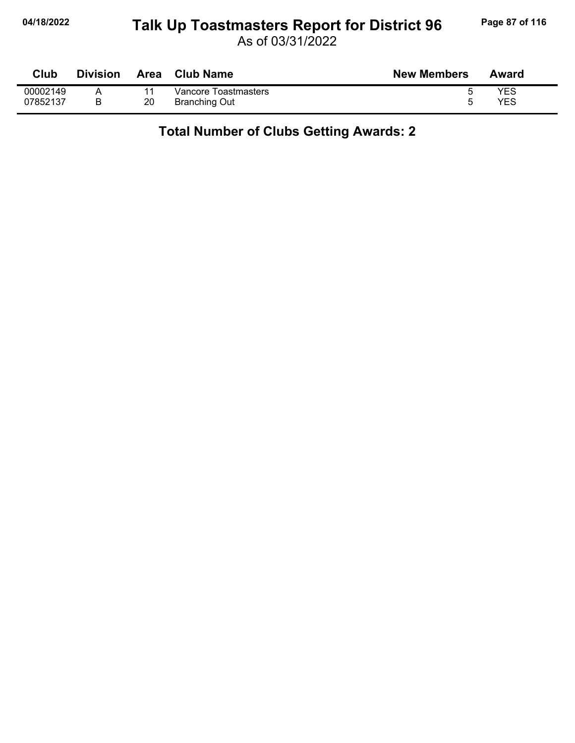# Talk Up Toastmasters Report for District 96

As of 03/31/2022

| Club | Division | Area | Club Name | New Members | Award |
|---|---|---|---|---|---|
| 00002149 | A | 11 | Vancore Toastmasters | 5 | YES |
| 07852137 | B | 20 | Branching Out | 5 | YES |

**Total Number of Clubs Getting Awards: 2**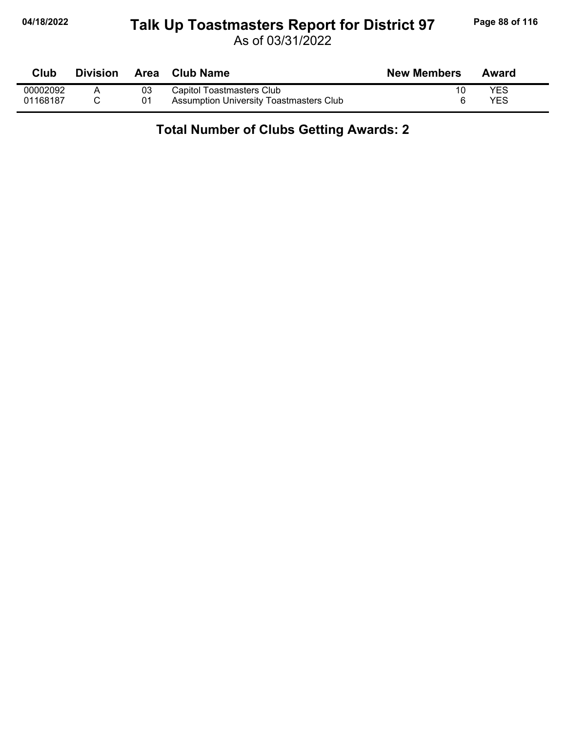# Talk Up Toastmasters Report for District 97

As of 03/31/2022

| Club | Division | Area | Club Name | New Members | Award |
|---|---|---|---|---|---|
| 00002092 | A | 03 | Capitol Toastmasters Club | 10 | YES |
| 01168187 | C | 01 | Assumption University Toastmasters Club | 6 | YES |

**Total Number of Clubs Getting Awards: 2**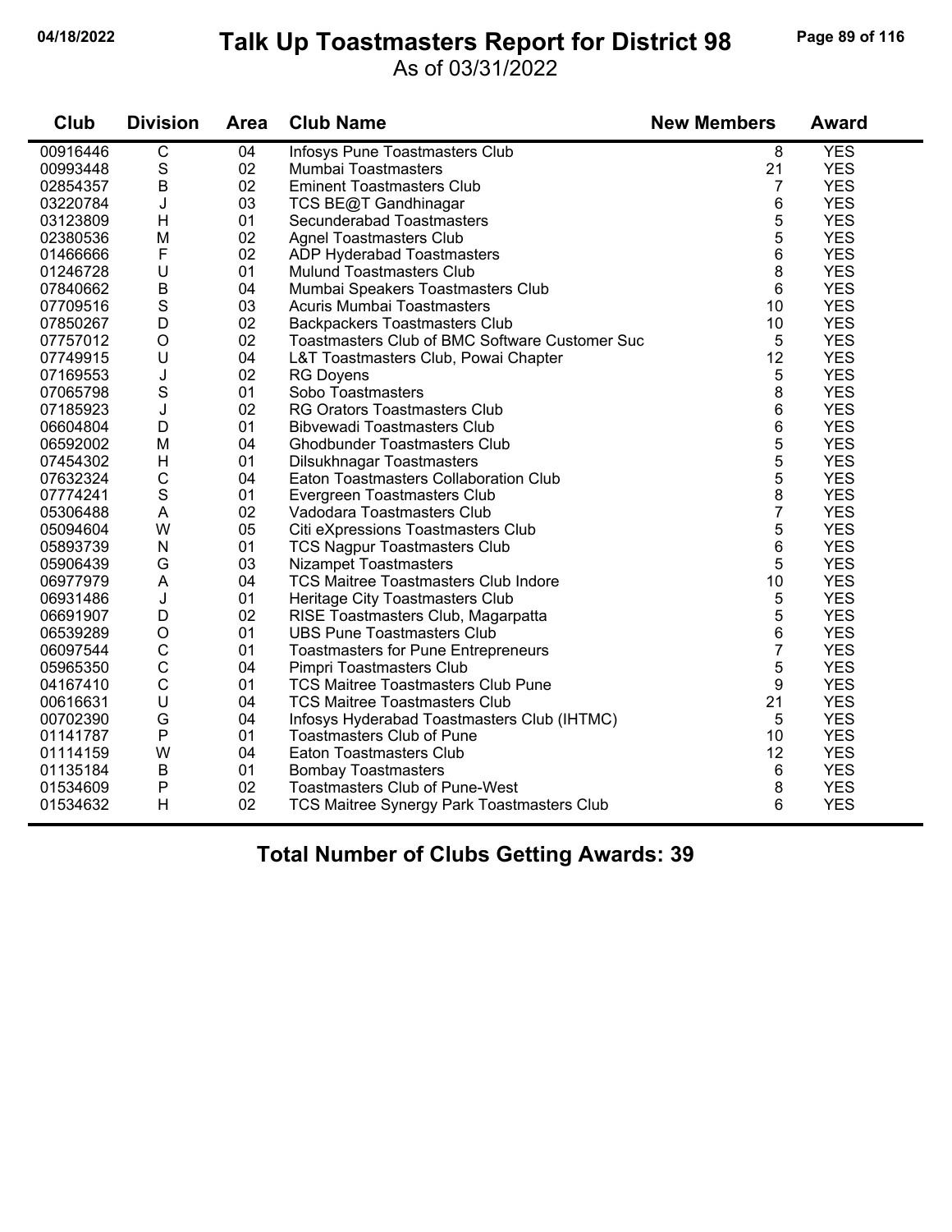# Talk Up Toastmasters Report for District 98

As of 03/31/2022

| Club | Division | Area | Club Name | New Members | Award |
|---|---|---|---|---|---|
| 00916446 | C | 04 | Infosys Pune Toastmasters Club | 8 | YES |
| 00993448 | S | 02 | Mumbai Toastmasters | 21 | YES |
| 02854357 | B | 02 | Eminent Toastmasters Club | 7 | YES |
| 03220784 | J | 03 | TCS BE@T Gandhinagar | 6 | YES |
| 03123809 | H | 01 | Secunderabad Toastmasters | 5 | YES |
| 02380536 | M | 02 | Agnel Toastmasters Club | 5 | YES |
| 01466666 | F | 02 | ADP Hyderabad Toastmasters | 6 | YES |
| 01246728 | U | 01 | Mulund Toastmasters Club | 8 | YES |
| 07840662 | B | 04 | Mumbai Speakers Toastmasters Club | 6 | YES |
| 07709516 | S | 03 | Acuris Mumbai Toastmasters | 10 | YES |
| 07850267 | D | 02 | Backpackers Toastmasters Club | 10 | YES |
| 07757012 | O | 02 | Toastmasters Club of BMC Software Customer Suc | 5 | YES |
| 07749915 | U | 04 | L&T Toastmasters Club, Powai Chapter | 12 | YES |
| 07169553 | J | 02 | RG Doyens | 5 | YES |
| 07065798 | S | 01 | Sobo Toastmasters | 8 | YES |
| 07185923 | J | 02 | RG Orators Toastmasters Club | 6 | YES |
| 06604804 | D | 01 | Bibvewadi Toastmasters Club | 6 | YES |
| 06592002 | M | 04 | Ghodbunder Toastmasters Club | 5 | YES |
| 07454302 | H | 01 | Dilsukhnagar Toastmasters | 5 | YES |
| 07632324 | C | 04 | Eaton Toastmasters Collaboration Club | 5 | YES |
| 07774241 | S | 01 | Evergreen Toastmasters Club | 8 | YES |
| 05306488 | A | 02 | Vadodara Toastmasters Club | 7 | YES |
| 05094604 | W | 05 | Citi eXpressions Toastmasters Club | 5 | YES |
| 05893739 | N | 01 | TCS Nagpur Toastmasters Club | 6 | YES |
| 05906439 | G | 03 | Nizampet Toastmasters | 5 | YES |
| 06977979 | A | 04 | TCS Maitree Toastmasters Club Indore | 10 | YES |
| 06931486 | J | 01 | Heritage City Toastmasters Club | 5 | YES |
| 06691907 | D | 02 | RISE Toastmasters Club, Magarpatta | 5 | YES |
| 06539289 | O | 01 | UBS Pune Toastmasters Club | 6 | YES |
| 06097544 | C | 01 | Toastmasters for Pune Entrepreneurs | 7 | YES |
| 05965350 | C | 04 | Pimpri Toastmasters Club | 5 | YES |
| 04167410 | C | 01 | TCS Maitree Toastmasters Club Pune | 9 | YES |
| 00616631 | U | 04 | TCS Maitree Toastmasters Club | 21 | YES |
| 00702390 | G | 04 | Infosys Hyderabad Toastmasters Club (IHTMC) | 5 | YES |
| 01141787 | P | 01 | Toastmasters Club of Pune | 10 | YES |
| 01114159 | W | 04 | Eaton Toastmasters Club | 12 | YES |
| 01135184 | B | 01 | Bombay Toastmasters | 6 | YES |
| 01534609 | P | 02 | Toastmasters Club of Pune-West | 8 | YES |
| 01534632 | H | 02 | TCS Maitree Synergy Park Toastmasters Club | 6 | YES |

**Total Number of Clubs Getting Awards: 39**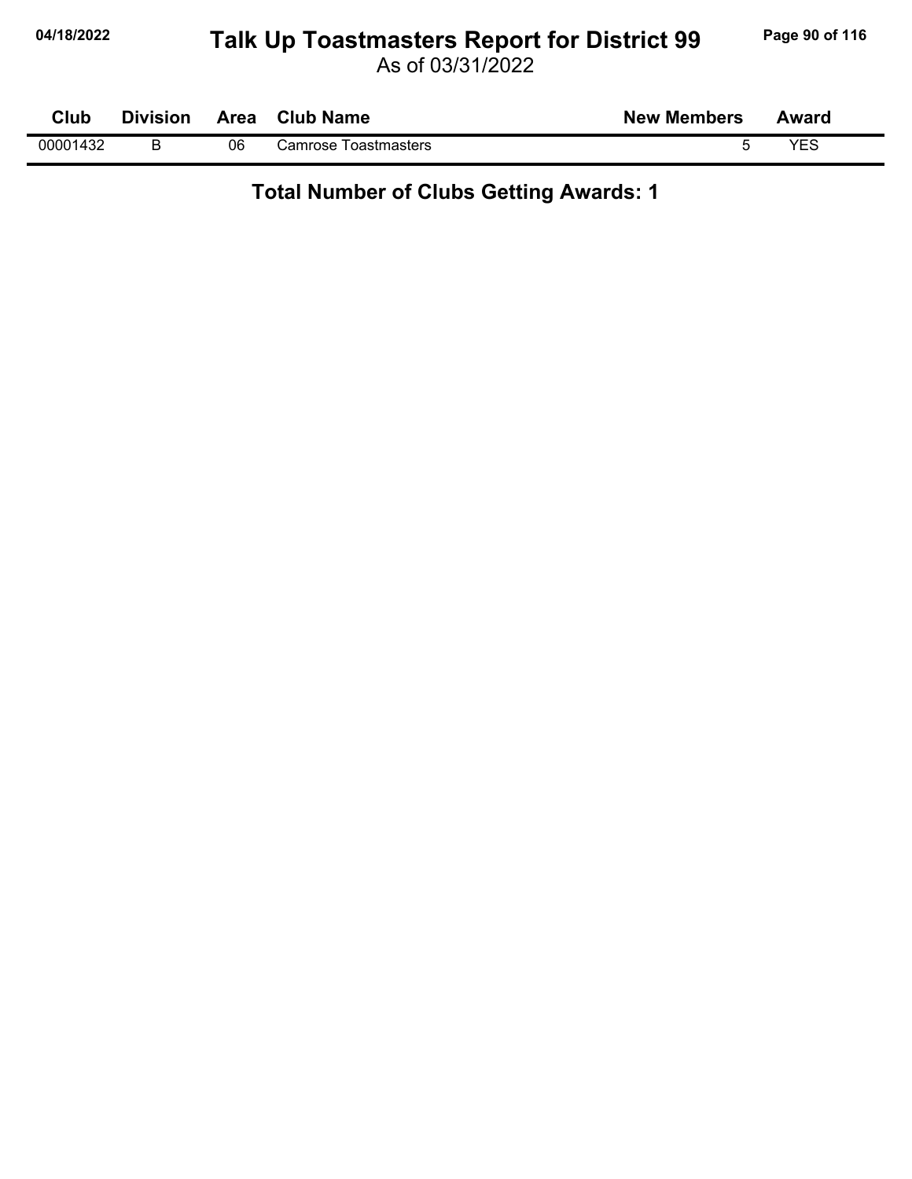# Talk Up Toastmasters Report for District 99

As of 03/31/2022

| Club | Division | Area | Club Name | New Members | Award |
|---|---|---|---|---|---|
| 00001432 | B | 06 | Camrose Toastmasters | 5 | YES |

**Total Number of Clubs Getting Awards: 1**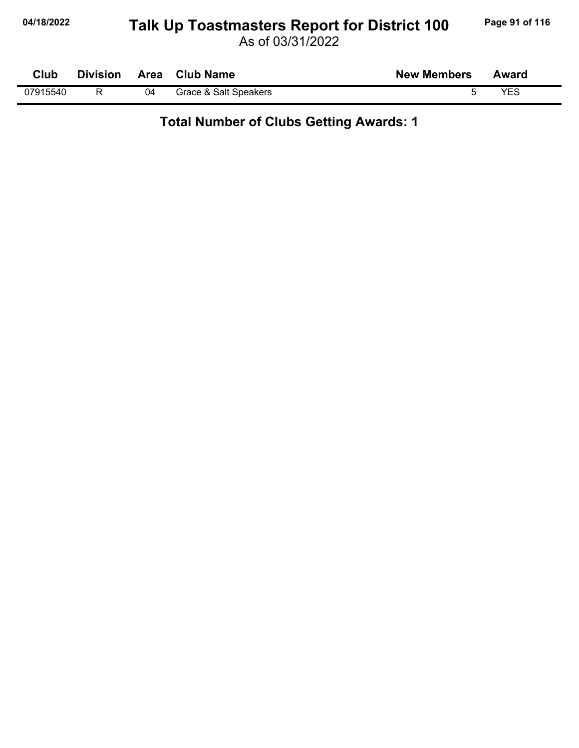| Club | Division | Area | Club Name | New Members | Award |
|---|---|---|---|---|---|
| 07915540 | R | 04 | Grace & Salt Speakers | 5 | YES |

**Total Number of Clubs Getting Awards: 1**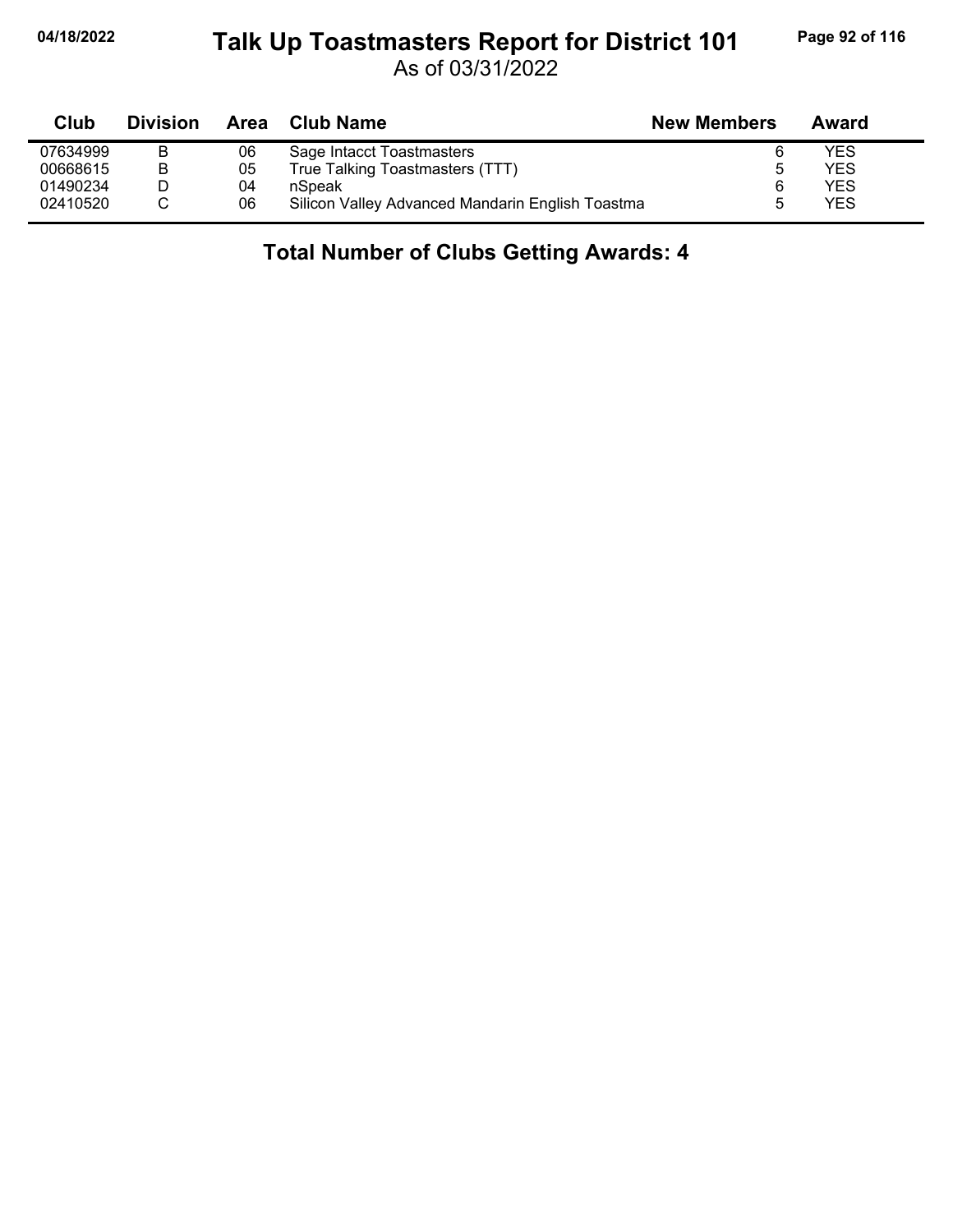# Talk Up Toastmasters Report for District 101

As of 03/31/2022

| Club | Division | Area | Club Name | New Members | Award |
|---|---|---|---|---|---|
| 07634999 | B | 06 | Sage Intacct Toastmasters | 6 | YES |
| 00668615 | B | 05 | True Talking Toastmasters (TTT) | 5 | YES |
| 01490234 | D | 04 | nSpeak | 6 | YES |
| 02410520 | C | 06 | Silicon Valley Advanced Mandarin English Toastma | 5 | YES |

## Total Number of Clubs Getting Awards: 4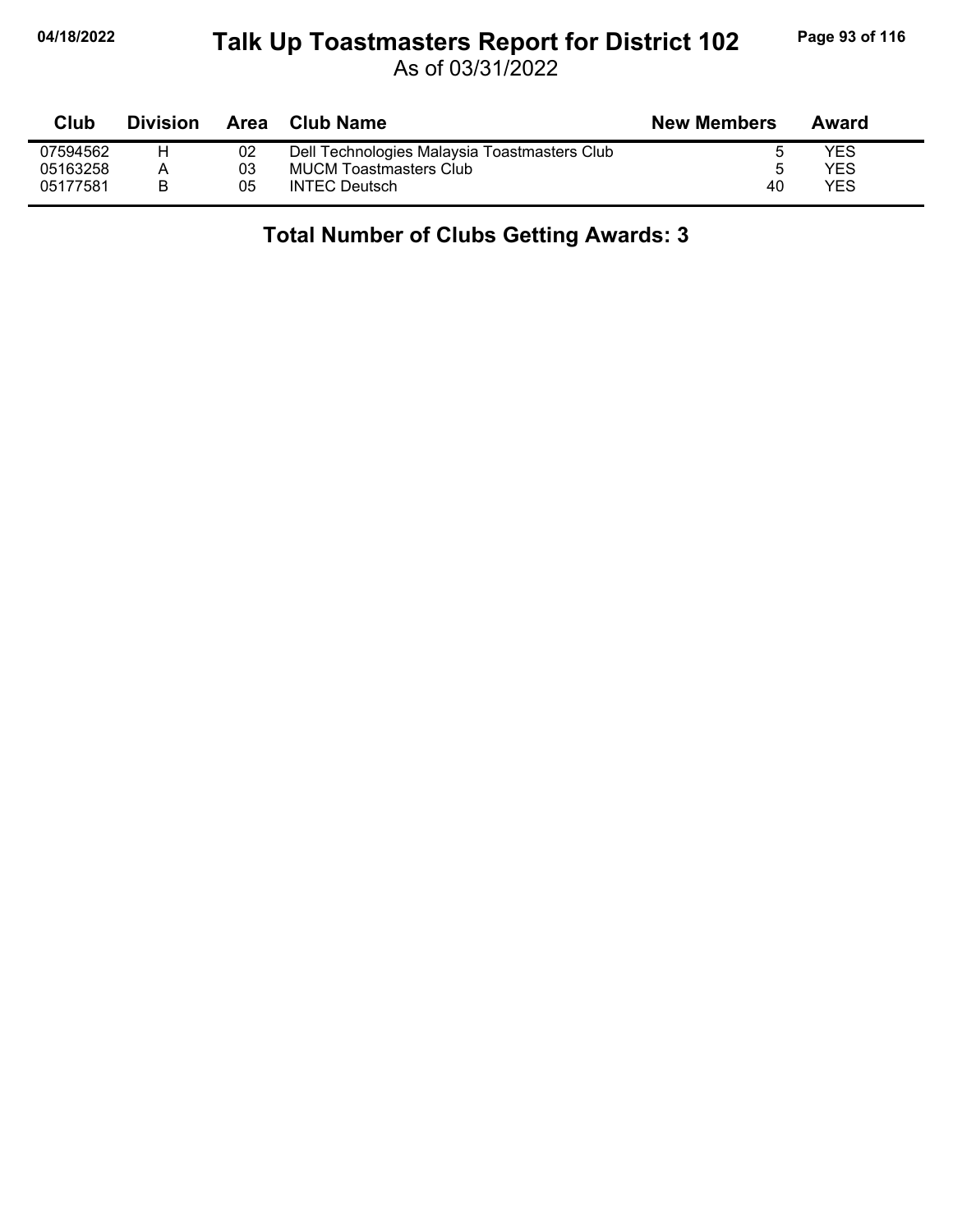# Talk Up Toastmasters Report for District 102

As of 03/31/2022

| Club | Division | Area | Club Name | New Members | Award |
|---|---|---|---|---|---|
| 07594562 | H | 02 | Dell Technologies Malaysia Toastmasters Club | 5 | YES |
| 05163258 | A | 03 | MUCM Toastmasters Club | 5 | YES |
| 05177581 | B | 05 | INTEC Deutsch | 40 | YES |

**Total Number of Clubs Getting Awards: 3**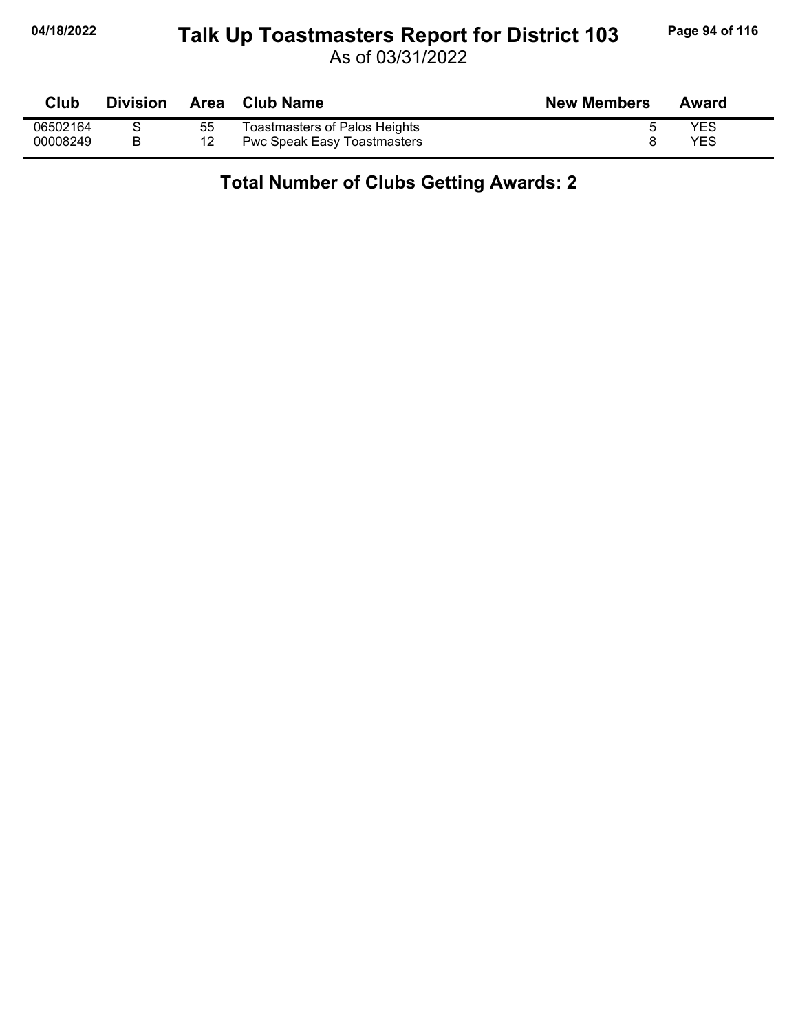| Club | Division | Area | Club Name | New Members | Award |
|---|---|---|---|---|---|
| 06502164 | S | 55 | Toastmasters of Palos Heights | 5 | YES |
| 00008249 | B | 12 | Pwc Speak Easy Toastmasters | 8 | YES |

## Total Number of Clubs Getting Awards: 2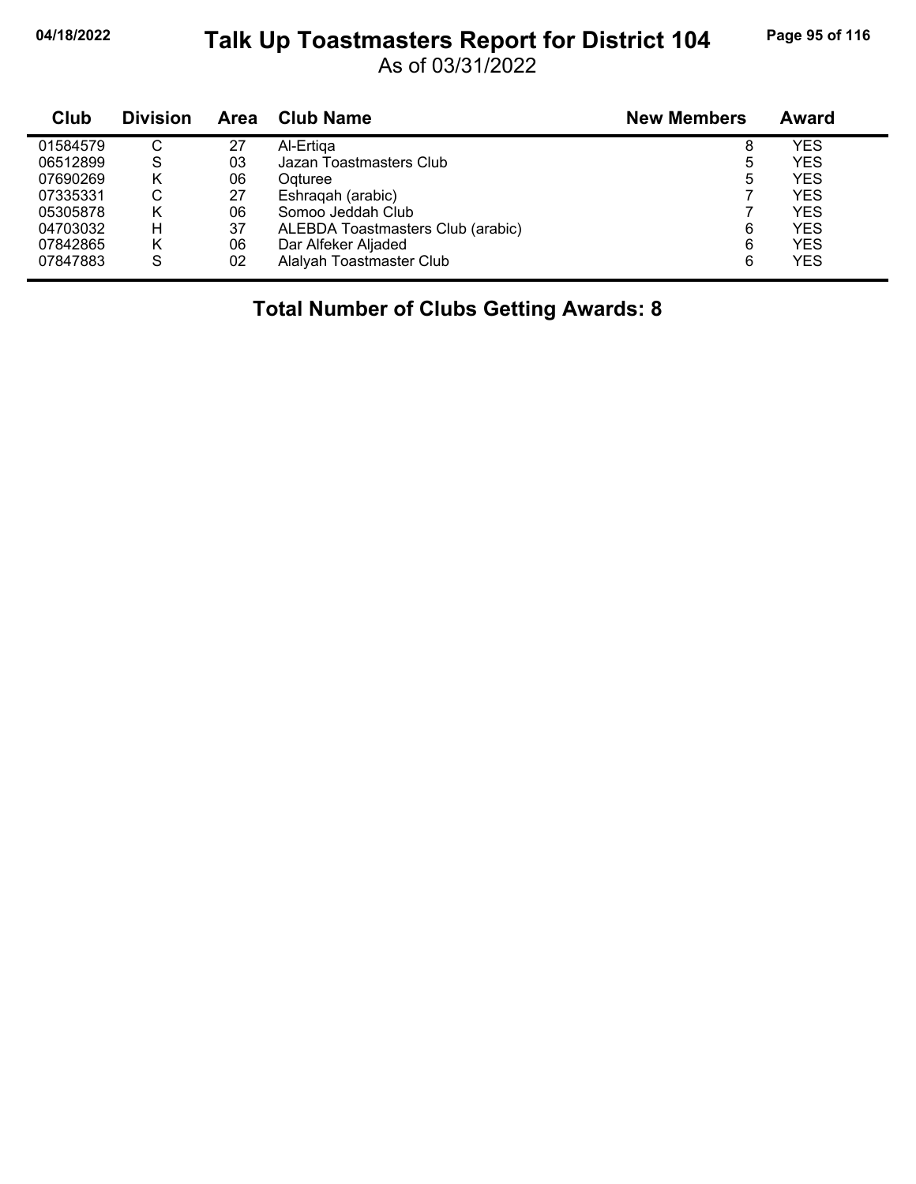# Talk Up Toastmasters Report for District 104

As of 03/31/2022

| Club | Division | Area | Club Name | New Members | Award |
|---|---|---|---|---|---|
| 01584579 | C | 27 | Al-Ertiqa | 8 | YES |
| 06512899 | S | 03 | Jazan Toastmasters Club | 5 | YES |
| 07690269 | K | 06 | Oqturee | 5 | YES |
| 07335331 | C | 27 | Eshraqah (arabic) | 7 | YES |
| 05305878 | K | 06 | Somoo Jeddah Club | 7 | YES |
| 04703032 | H | 37 | ALEBDA Toastmasters Club (arabic) | 6 | YES |
| 07842865 | K | 06 | Dar Alfeker Aljaded | 6 | YES |
| 07847883 | S | 02 | Alalyah Toastmaster Club | 6 | YES |

**Total Number of Clubs Getting Awards: 8**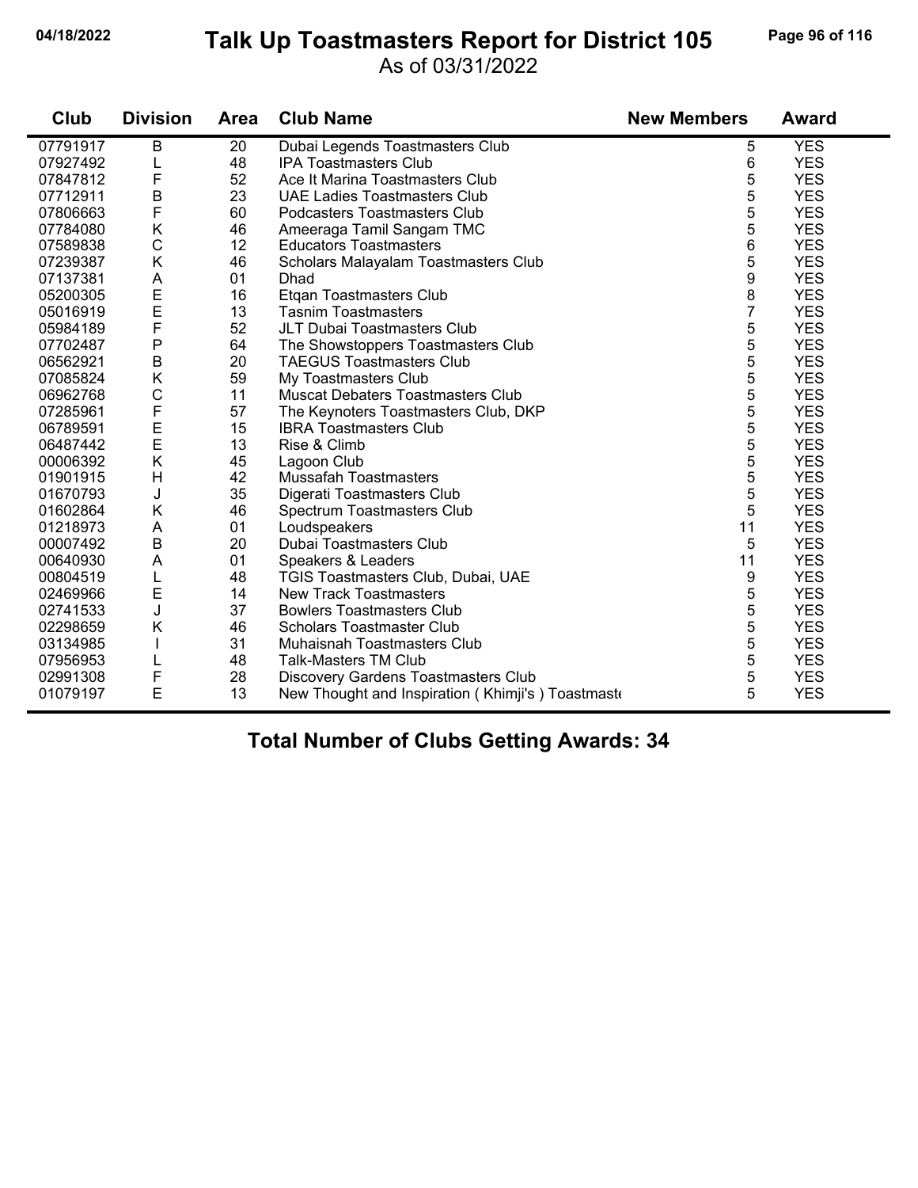# Talk Up Toastmasters Report for District 105

As of 03/31/2022

| Club | Division | Area | Club Name | New Members | Award |
|---|---|---|---|---|---|
| 07791917 | B | 20 | Dubai Legends Toastmasters Club | 5 | YES |
| 07927492 | L | 48 | IPA Toastmasters Club | 6 | YES |
| 07847812 | F | 52 | Ace It Marina Toastmasters Club | 5 | YES |
| 07712911 | B | 23 | UAE Ladies Toastmasters Club | 5 | YES |
| 07806663 | F | 60 | Podcasters Toastmasters Club | 5 | YES |
| 07784080 | K | 46 | Ameeraga Tamil Sangam TMC | 5 | YES |
| 07589838 | C | 12 | Educators Toastmasters | 6 | YES |
| 07239387 | K | 46 | Scholars Malayalam Toastmasters Club | 5 | YES |
| 07137381 | A | 01 | Dhad | 9 | YES |
| 05200305 | E | 16 | Etqan Toastmasters Club | 8 | YES |
| 05016919 | E | 13 | Tasnim Toastmasters | 7 | YES |
| 05984189 | F | 52 | JLT Dubai Toastmasters Club | 5 | YES |
| 07702487 | P | 64 | The Showstoppers Toastmasters Club | 5 | YES |
| 06562921 | B | 20 | TAEGUS Toastmasters Club | 5 | YES |
| 07085824 | K | 59 | My Toastmasters Club | 5 | YES |
| 06962768 | C | 11 | Muscat Debaters Toastmasters Club | 5 | YES |
| 07285961 | F | 57 | The Keynoters Toastmasters Club, DKP | 5 | YES |
| 06789591 | E | 15 | IBRA Toastmasters Club | 5 | YES |
| 06487442 | E | 13 | Rise & Climb | 5 | YES |
| 00006392 | K | 45 | Lagoon Club | 5 | YES |
| 01901915 | H | 42 | Mussafah Toastmasters | 5 | YES |
| 01670793 | J | 35 | Digerati Toastmasters Club | 5 | YES |
| 01602864 | K | 46 | Spectrum Toastmasters Club | 5 | YES |
| 01218973 | A | 01 | Loudspeakers | 11 | YES |
| 00007492 | B | 20 | Dubai Toastmasters Club | 5 | YES |
| 00640930 | A | 01 | Speakers & Leaders | 11 | YES |
| 00804519 | L | 48 | TGIS Toastmasters Club, Dubai, UAE | 9 | YES |
| 02469966 | E | 14 | New Track Toastmasters | 5 | YES |
| 02741533 | J | 37 | Bowlers Toastmasters Club | 5 | YES |
| 02298659 | K | 46 | Scholars Toastmaster Club | 5 | YES |
| 03134985 | I | 31 | Muhaisnah Toastmasters Club | 5 | YES |
| 07956953 | L | 48 | Talk-Masters TM Club | 5 | YES |
| 02991308 | F | 28 | Discovery Gardens Toastmasters Club | 5 | YES |
| 01079197 | E | 13 | New Thought and Inspiration ( Khimji's ) Toastmaste | 5 | YES |

**Total Number of Clubs Getting Awards: 34**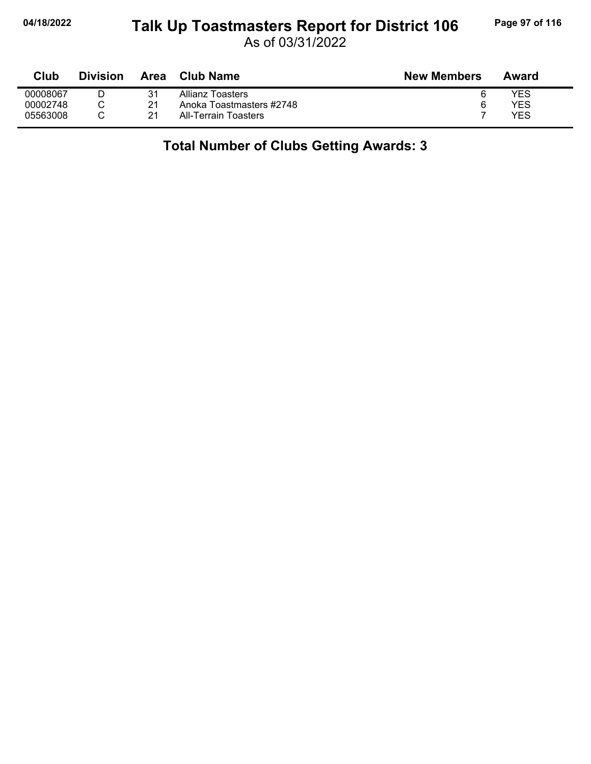# Talk Up Toastmasters Report for District 106

As of 03/31/2022

| Club | Division | Area | Club Name | New Members | Award |
|---|---|---|---|---|---|
| 00008067 | D | 31 | Allianz Toasters | 6 | YES |
| 00002748 | C | 21 | Anoka Toastmasters #2748 | 6 | YES |
| 05563008 | C | 21 | All-Terrain Toasters | 7 | YES |

**Total Number of Clubs Getting Awards: 3**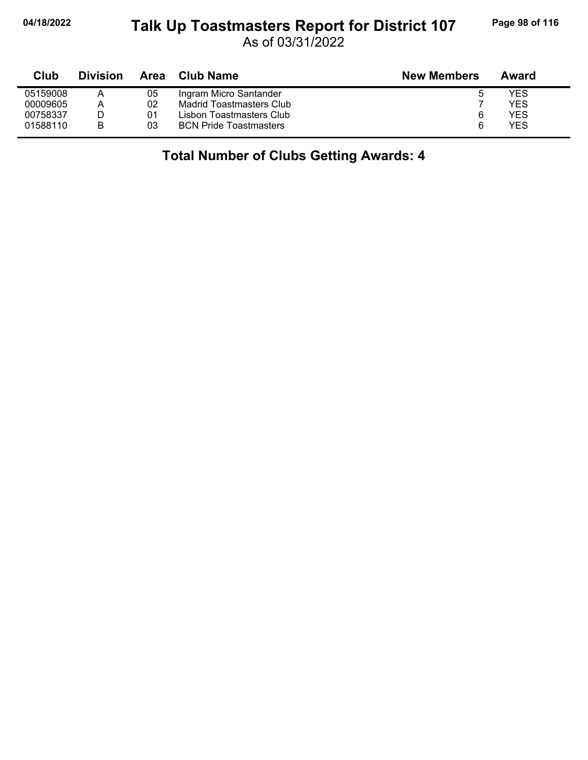# Talk Up Toastmasters Report for District 107

As of 03/31/2022

| Club | Division | Area | Club Name | New Members | Award |
|---|---|---|---|---|---|
| 05159008 | A | 05 | Ingram Micro Santander | 5 | YES |
| 00009605 | A | 02 | Madrid Toastmasters Club | 7 | YES |
| 00758337 | D | 01 | Lisbon Toastmasters Club | 6 | YES |
| 01588110 | B | 03 | BCN Pride Toastmasters | 6 | YES |

## Total Number of Clubs Getting Awards: 4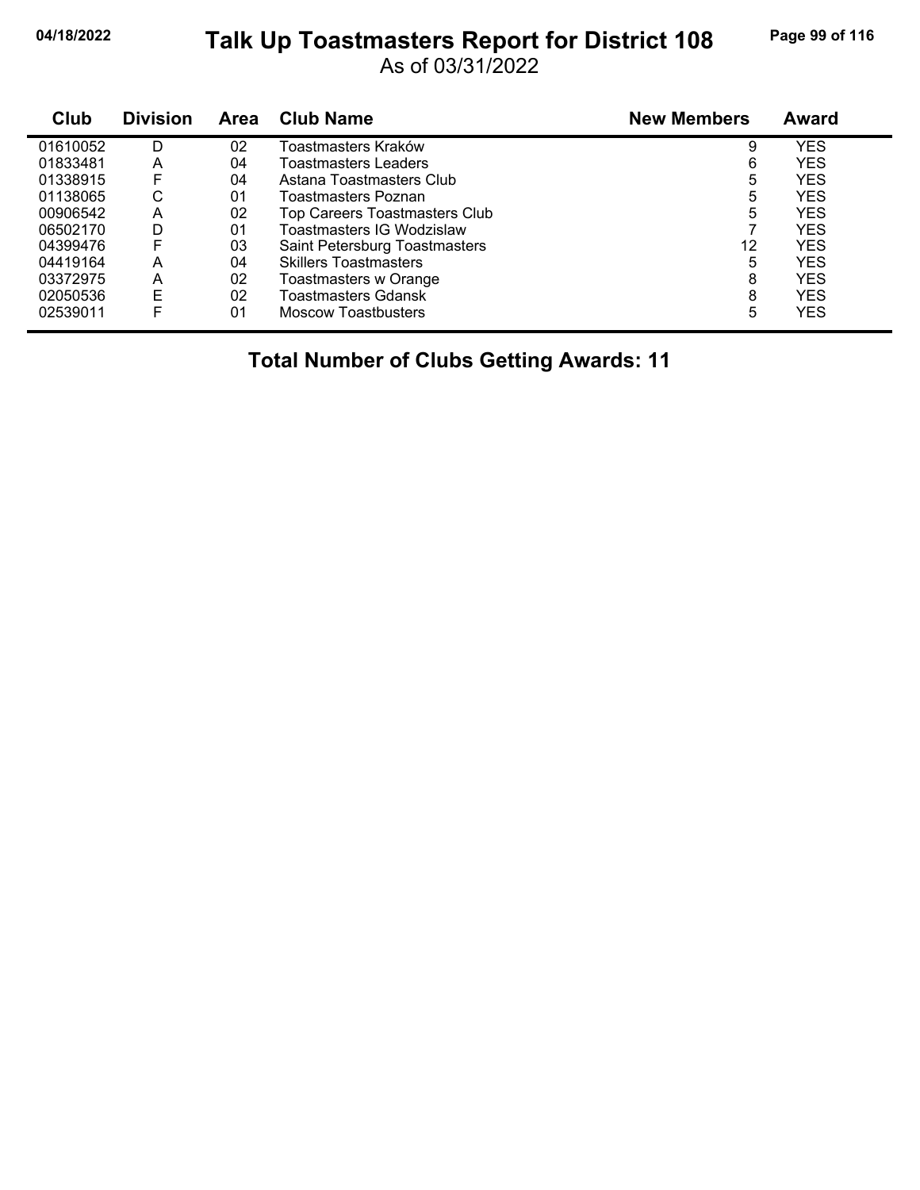# Talk Up Toastmasters Report for District 108

As of 03/31/2022

| Club | Division | Area | Club Name | New Members | Award |
|---|---|---|---|---|---|
| 01610052 | D | 02 | Toastmasters Kraków | 9 | YES |
| 01833481 | A | 04 | Toastmasters Leaders | 6 | YES |
| 01338915 | F | 04 | Astana Toastmasters Club | 5 | YES |
| 01138065 | C | 01 | Toastmasters Poznan | 5 | YES |
| 00906542 | A | 02 | Top Careers Toastmasters Club | 5 | YES |
| 06502170 | D | 01 | Toastmasters IG Wodzislaw | 7 | YES |
| 04399476 | F | 03 | Saint Petersburg Toastmasters | 12 | YES |
| 04419164 | A | 04 | Skillers Toastmasters | 5 | YES |
| 03372975 | A | 02 | Toastmasters w Orange | 8 | YES |
| 02050536 | E | 02 | Toastmasters Gdansk | 8 | YES |
| 02539011 | F | 01 | Moscow Toastbusters | 5 | YES |

**Total Number of Clubs Getting Awards: 11**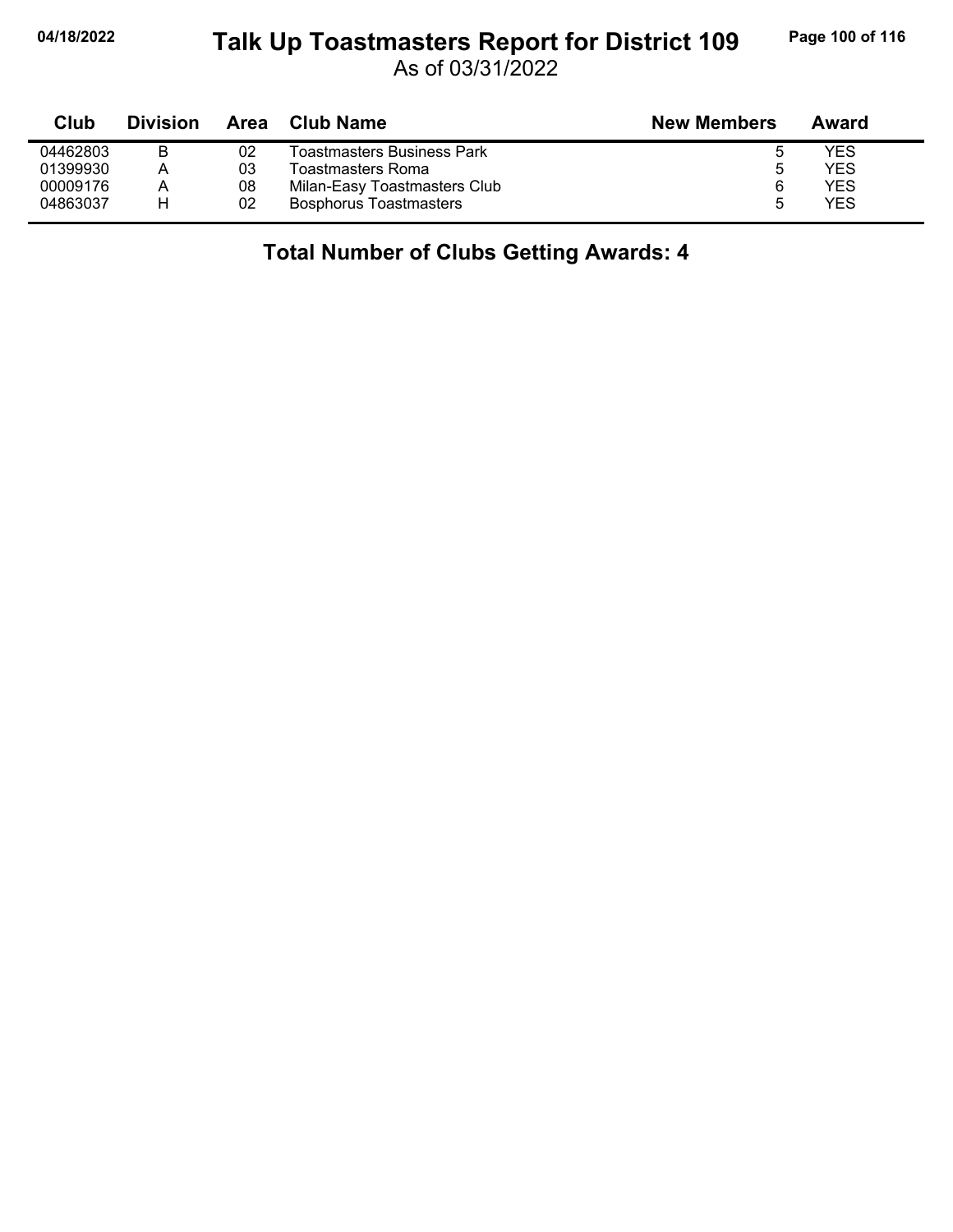# Talk Up Toastmasters Report for District 109

As of 03/31/2022

| Club | Division | Area | Club Name | New Members | Award |
|---|---|---|---|---|---|
| 04462803 | B | 02 | Toastmasters Business Park | 5 | YES |
| 01399930 | A | 03 | Toastmasters Roma | 5 | YES |
| 00009176 | A | 08 | Milan-Easy Toastmasters Club | 6 | YES |
| 04863037 | H | 02 | Bosphorus Toastmasters | 5 | YES |

**Total Number of Clubs Getting Awards: 4**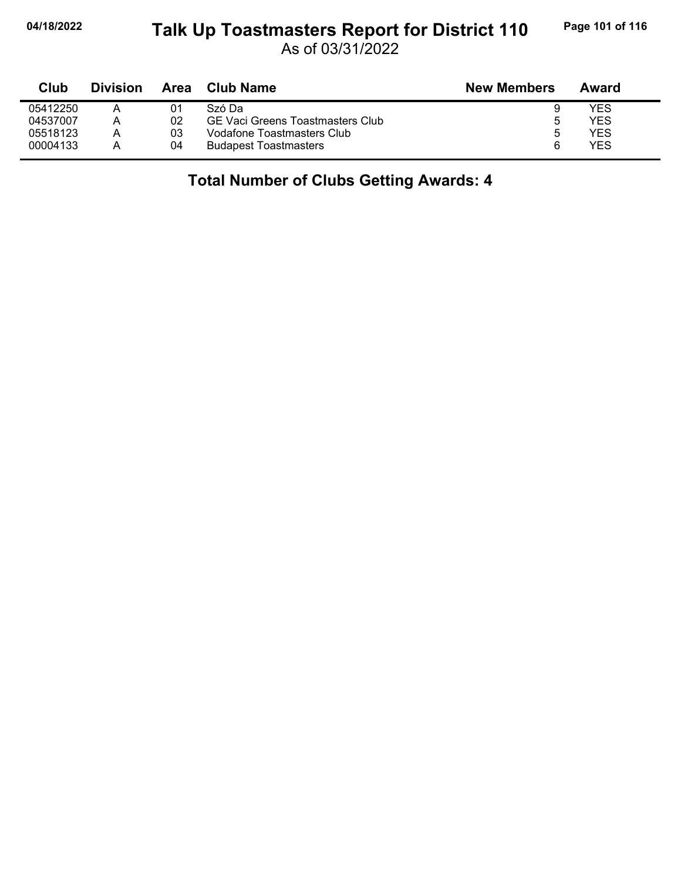# Talk Up Toastmasters Report for District 110

As of 03/31/2022

| Club | Division | Area | Club Name | New Members | Award |
|---|---|---|---|---|---|
| 05412250 | A | 01 | Szó Da | 9 | YES |
| 04537007 | A | 02 | GE Vaci Greens Toastmasters Club | 5 | YES |
| 05518123 | A | 03 | Vodafone Toastmasters Club | 5 | YES |
| 00004133 | A | 04 | Budapest Toastmasters | 6 | YES |

## Total Number of Clubs Getting Awards: 4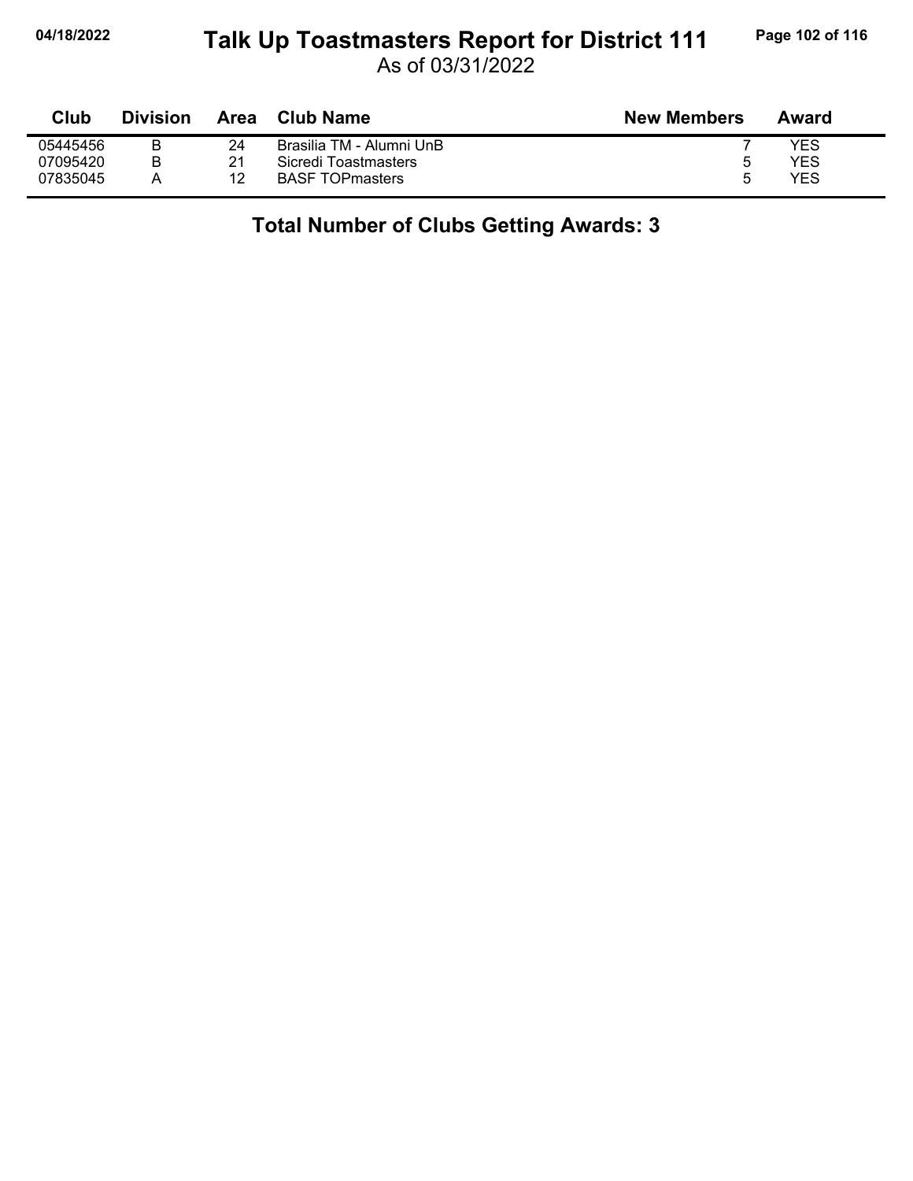# Talk Up Toastmasters Report for District 111

As of 03/31/2022

| Club | Division | Area | Club Name | New Members | Award |
|---|---|---|---|---|---|
| 05445456 | B | 24 | Brasilia TM - Alumni UnB | 7 | YES |
| 07095420 | B | 21 | Sicredi Toastmasters | 5 | YES |
| 07835045 | A | 12 | BASF TOPmasters | 5 | YES |

## Total Number of Clubs Getting Awards: 3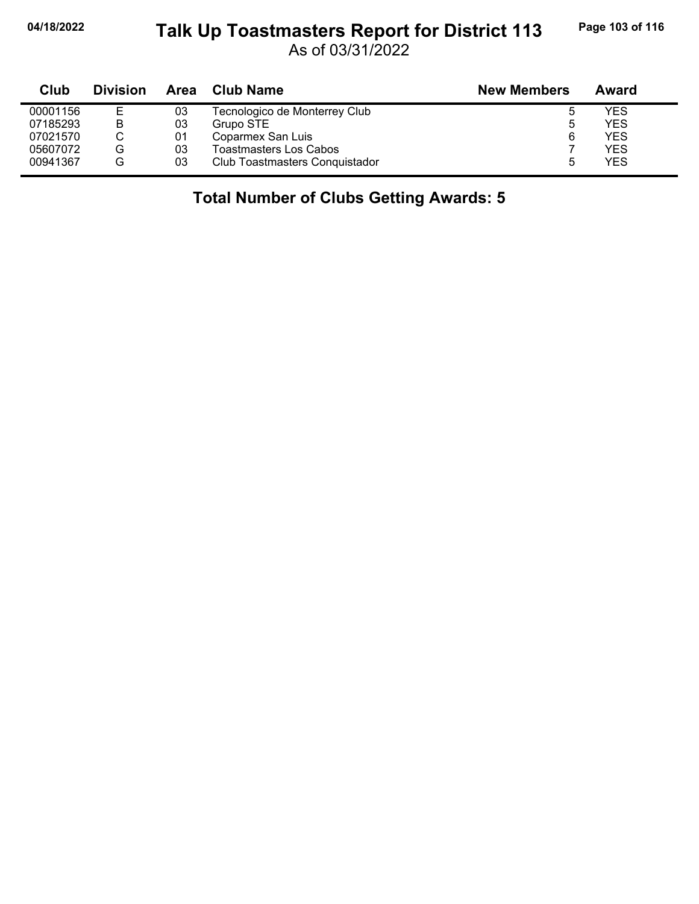# Talk Up Toastmasters Report for District 113

As of 03/31/2022

| Club | Division | Area | Club Name | New Members | Award |
|---|---|---|---|---|---|
| 00001156 | E | 03 | Tecnologico de Monterrey Club | 5 | YES |
| 07185293 | B | 03 | Grupo STE | 5 | YES |
| 07021570 | C | 01 | Coparmex San Luis | 6 | YES |
| 05607072 | G | 03 | Toastmasters Los Cabos | 7 | YES |
| 00941367 | G | 03 | Club Toastmasters Conquistador | 5 | YES |

**Total Number of Clubs Getting Awards: 5**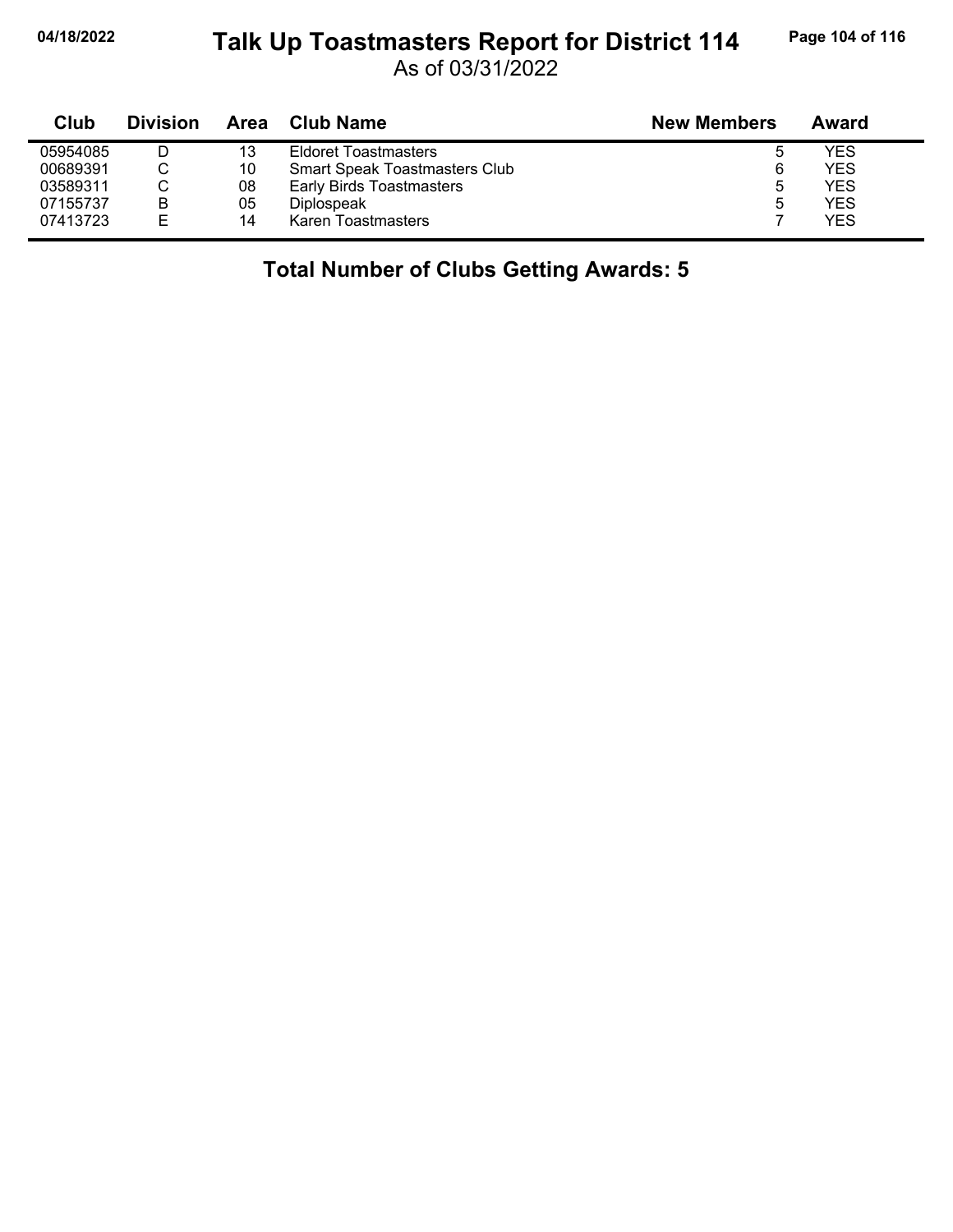# Talk Up Toastmasters Report for District 114

As of 03/31/2022

| Club | Division | Area | Club Name | New Members | Award |
|---|---|---|---|---|---|
| 05954085 | D | 13 | Eldoret Toastmasters | 5 | YES |
| 00689391 | C | 10 | Smart Speak Toastmasters Club | 6 | YES |
| 03589311 | C | 08 | Early Birds Toastmasters | 5 | YES |
| 07155737 | B | 05 | Diplospeak | 5 | YES |
| 07413723 | E | 14 | Karen Toastmasters | 7 | YES |

**Total Number of Clubs Getting Awards: 5**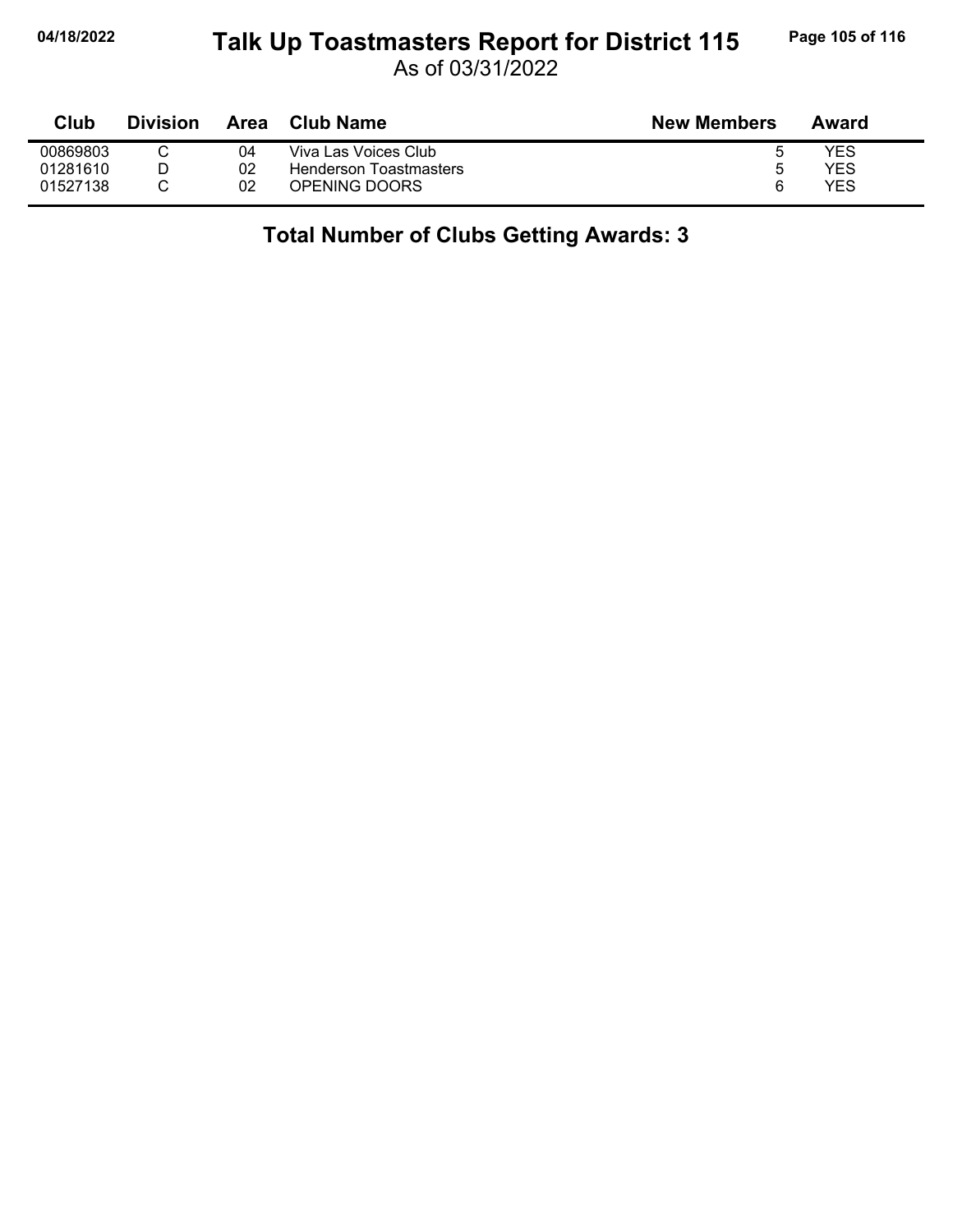| Club | Division | Area | Club Name | New Members | Award |
|---|---|---|---|---|---|
| 00869803 | C | 04 | Viva Las Voices Club | 5 | YES |
| 01281610 | D | 02 | Henderson Toastmasters | 5 | YES |
| 01527138 | C | 02 | OPENING DOORS | 6 | YES |

**Total Number of Clubs Getting Awards: 3**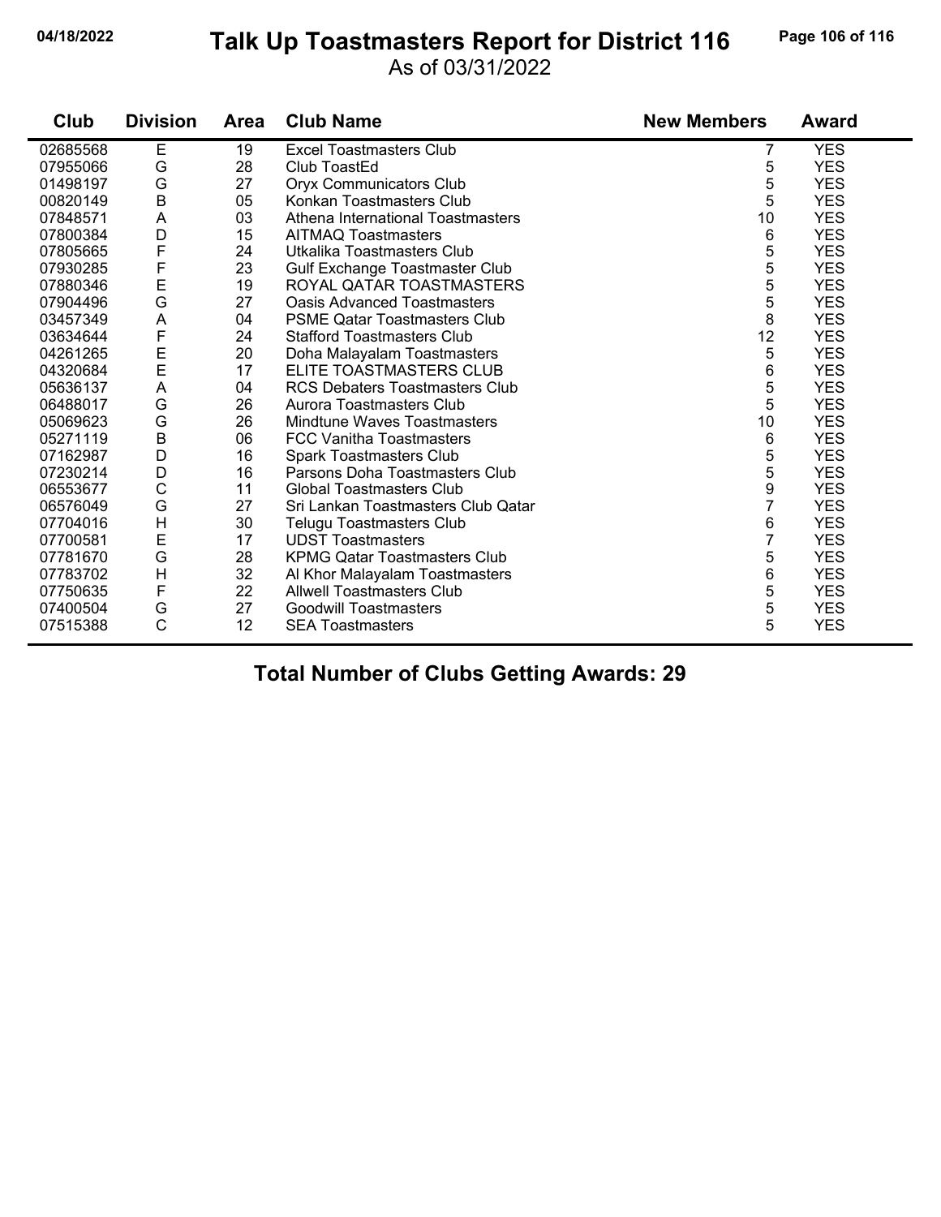# Talk Up Toastmasters Report for District 116

As of 03/31/2022

| Club | Division | Area | Club Name | New Members | Award |
|---|---|---|---|---|---|
| 02685568 | E | 19 | Excel Toastmasters Club | 7 | YES |
| 07955066 | G | 28 | Club ToastEd | 5 | YES |
| 01498197 | G | 27 | Oryx Communicators Club | 5 | YES |
| 00820149 | B | 05 | Konkan Toastmasters Club | 5 | YES |
| 07848571 | A | 03 | Athena International Toastmasters | 10 | YES |
| 07800384 | D | 15 | AITMAQ Toastmasters | 6 | YES |
| 07805665 | F | 24 | Utkalika Toastmasters Club | 5 | YES |
| 07930285 | F | 23 | Gulf Exchange Toastmaster Club | 5 | YES |
| 07880346 | E | 19 | ROYAL QATAR TOASTMASTERS | 5 | YES |
| 07904496 | G | 27 | Oasis Advanced Toastmasters | 5 | YES |
| 03457349 | A | 04 | PSME Qatar Toastmasters Club | 8 | YES |
| 03634644 | F | 24 | Stafford Toastmasters Club | 12 | YES |
| 04261265 | E | 20 | Doha Malayalam Toastmasters | 5 | YES |
| 04320684 | E | 17 | ELITE TOASTMASTERS CLUB | 6 | YES |
| 05636137 | A | 04 | RCS Debaters Toastmasters Club | 5 | YES |
| 06488017 | G | 26 | Aurora Toastmasters Club | 5 | YES |
| 05069623 | G | 26 | Mindtune Waves Toastmasters | 10 | YES |
| 05271119 | B | 06 | FCC Vanitha Toastmasters | 6 | YES |
| 07162987 | D | 16 | Spark Toastmasters Club | 5 | YES |
| 07230214 | D | 16 | Parsons Doha Toastmasters Club | 5 | YES |
| 06553677 | C | 11 | Global Toastmasters Club | 9 | YES |
| 06576049 | G | 27 | Sri Lankan Toastmasters Club Qatar | 7 | YES |
| 07704016 | H | 30 | Telugu Toastmasters Club | 6 | YES |
| 07700581 | E | 17 | UDST Toastmasters | 7 | YES |
| 07781670 | G | 28 | KPMG Qatar Toastmasters Club | 5 | YES |
| 07783702 | H | 32 | Al Khor Malayalam Toastmasters | 6 | YES |
| 07750635 | F | 22 | Allwell Toastmasters Club | 5 | YES |
| 07400504 | G | 27 | Goodwill Toastmasters | 5 | YES |
| 07515388 | C | 12 | SEA Toastmasters | 5 | YES |

**Total Number of Clubs Getting Awards: 29**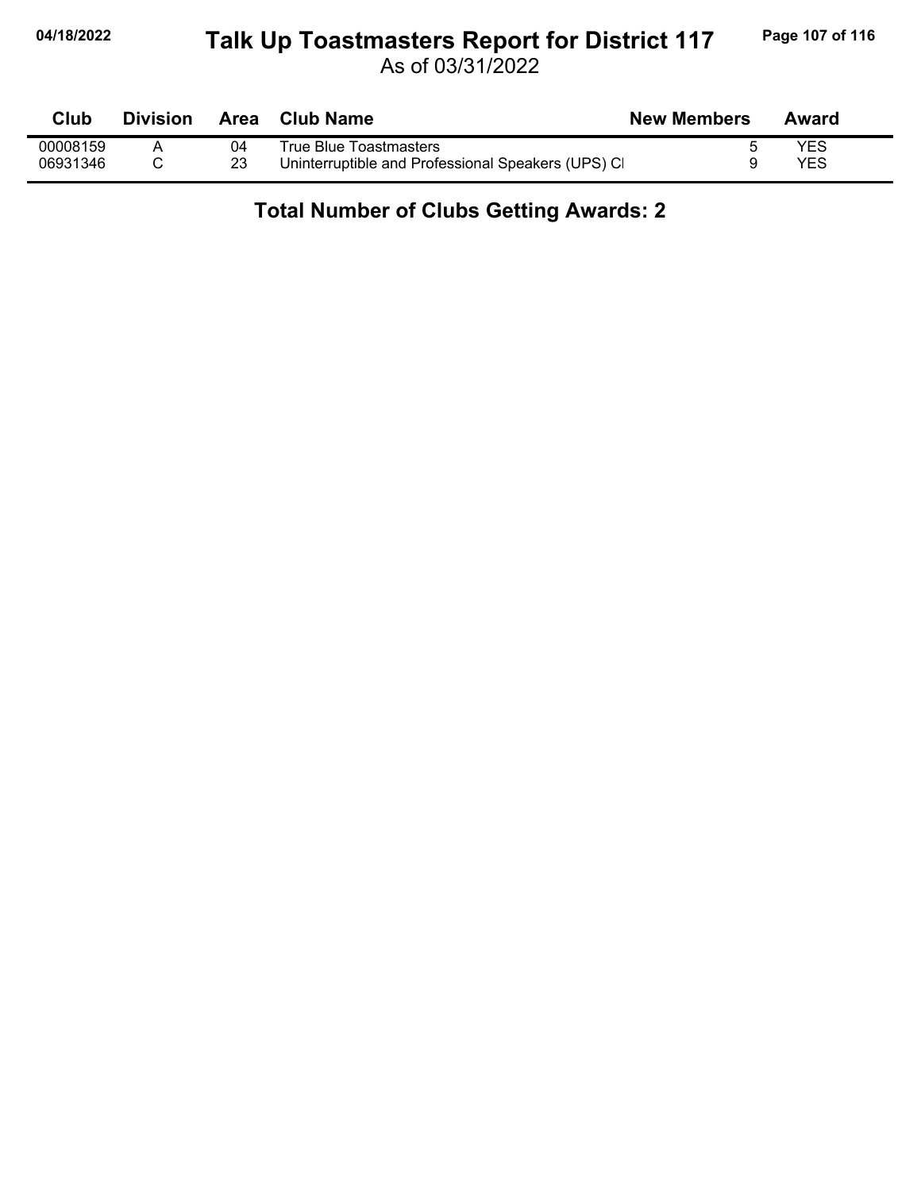# Talk Up Toastmasters Report for District 117

As of 03/31/2022

| Club | Division | Area | Club Name | New Members | Award |
|---|---|---|---|---|---|
| 00008159 | A | 04 | True Blue Toastmasters | 5 | YES |
| 06931346 | C | 23 | Uninterruptible and Professional Speakers (UPS) Cl | 9 | YES |

## Total Number of Clubs Getting Awards: 2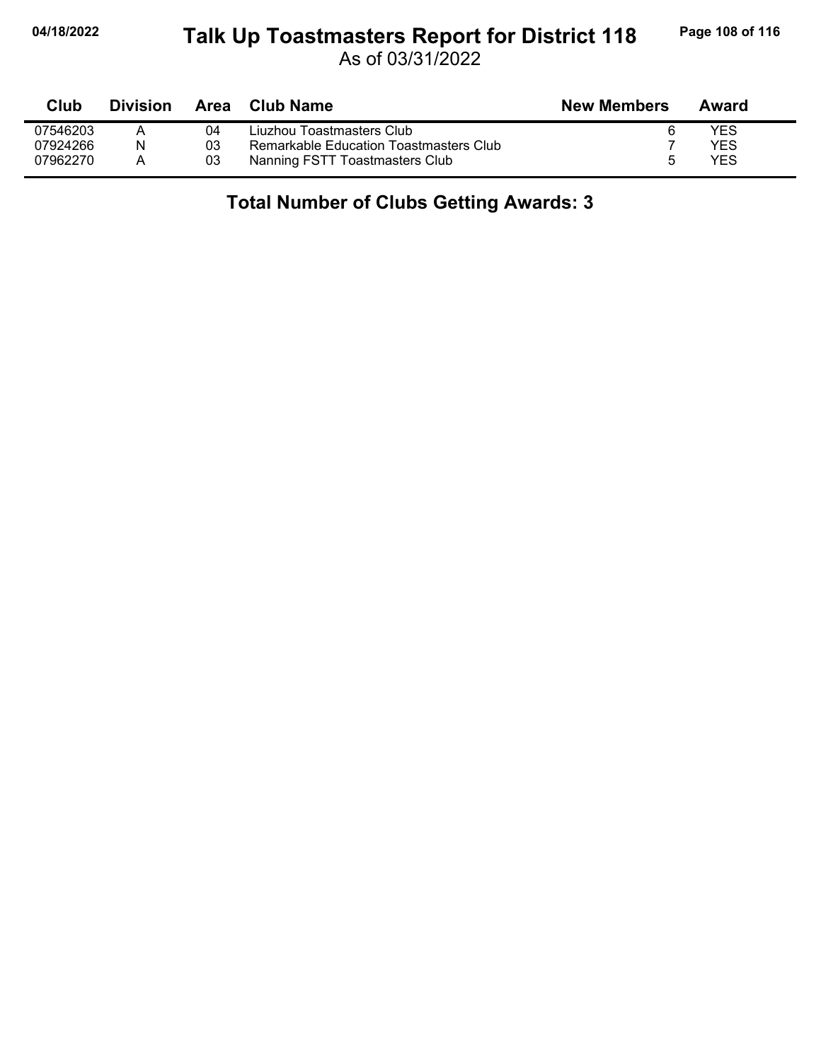# Talk Up Toastmasters Report for District 118

As of 03/31/2022

| Club | Division | Area | Club Name | New Members | Award |
|---|---|---|---|---|---|
| 07546203 | A | 04 | Liuzhou Toastmasters Club | 6 | YES |
| 07924266 | N | 03 | Remarkable Education Toastmasters Club | 7 | YES |
| 07962270 | A | 03 | Nanning FSTT Toastmasters Club | 5 | YES |

## Total Number of Clubs Getting Awards: 3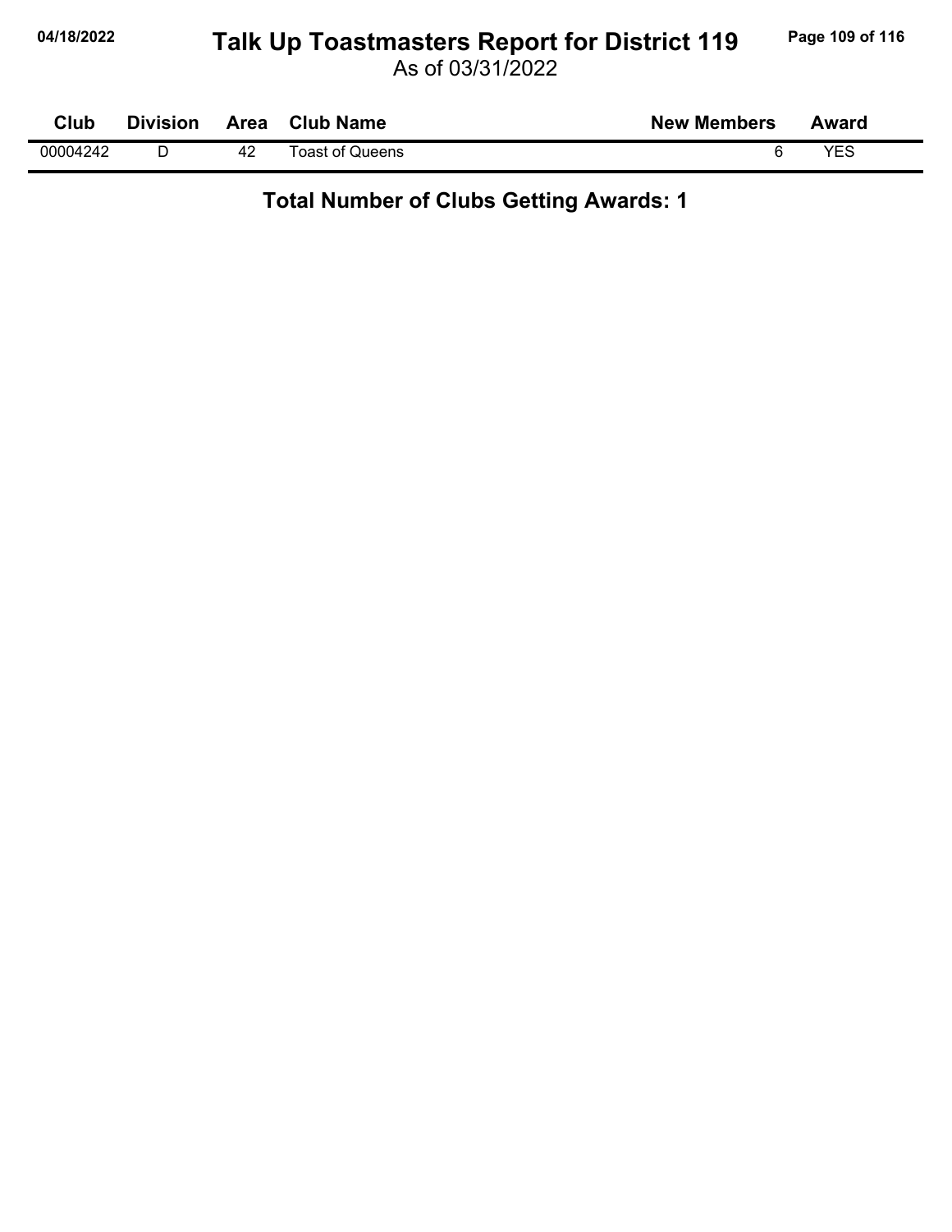# Talk Up Toastmasters Report for District 119

As of 03/31/2022

| Club | Division | Area | Club Name | New Members | Award |
|---|---|---|---|---|---|
| 00004242 | D | 42 | Toast of Queens | 6 | YES |

**Total Number of Clubs Getting Awards: 1**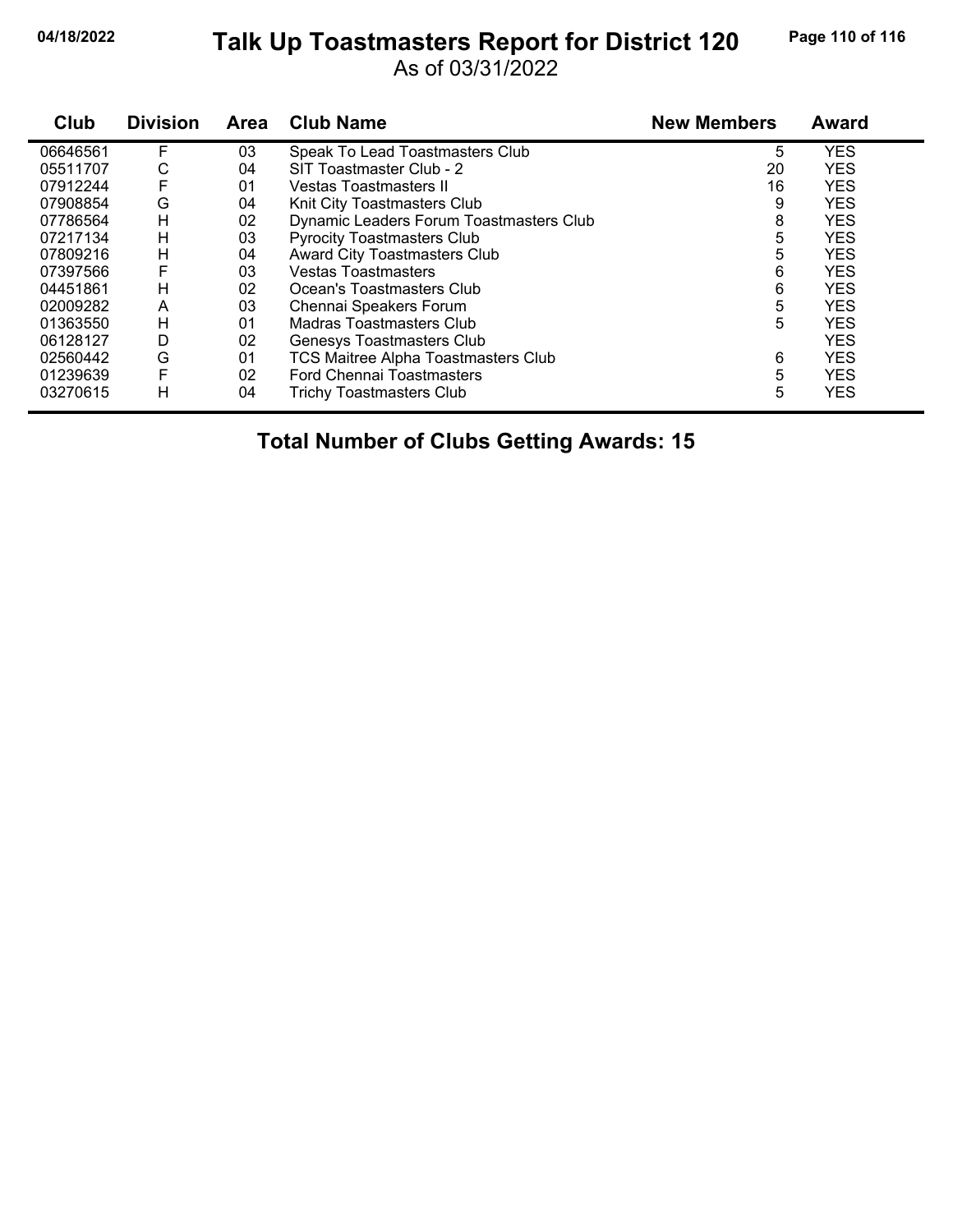# Talk Up Toastmasters Report for District 120

As of 03/31/2022

| Club | Division | Area | Club Name | New Members | Award |
|---|---|---|---|---|---|
| 06646561 | F | 03 | Speak To Lead Toastmasters Club | 5 | YES |
| 05511707 | C | 04 | SIT Toastmaster Club - 2 | 20 | YES |
| 07912244 | F | 01 | Vestas Toastmasters II | 16 | YES |
| 07908854 | G | 04 | Knit City Toastmasters Club | 9 | YES |
| 07786564 | H | 02 | Dynamic Leaders Forum Toastmasters Club | 8 | YES |
| 07217134 | H | 03 | Pyrocity Toastmasters Club | 5 | YES |
| 07809216 | H | 04 | Award City Toastmasters Club | 5 | YES |
| 07397566 | F | 03 | Vestas Toastmasters | 6 | YES |
| 04451861 | H | 02 | Ocean's Toastmasters Club | 6 | YES |
| 02009282 | A | 03 | Chennai Speakers Forum | 5 | YES |
| 01363550 | H | 01 | Madras Toastmasters Club | 5 | YES |
| 06128127 | D | 02 | Genesys Toastmasters Club | | YES |
| 02560442 | G | 01 | TCS Maitree Alpha Toastmasters Club | 6 | YES |
| 01239639 | F | 02 | Ford Chennai Toastmasters | 5 | YES |
| 03270615 | H | 04 | Trichy Toastmasters Club | 5 | YES |

**Total Number of Clubs Getting Awards: 15**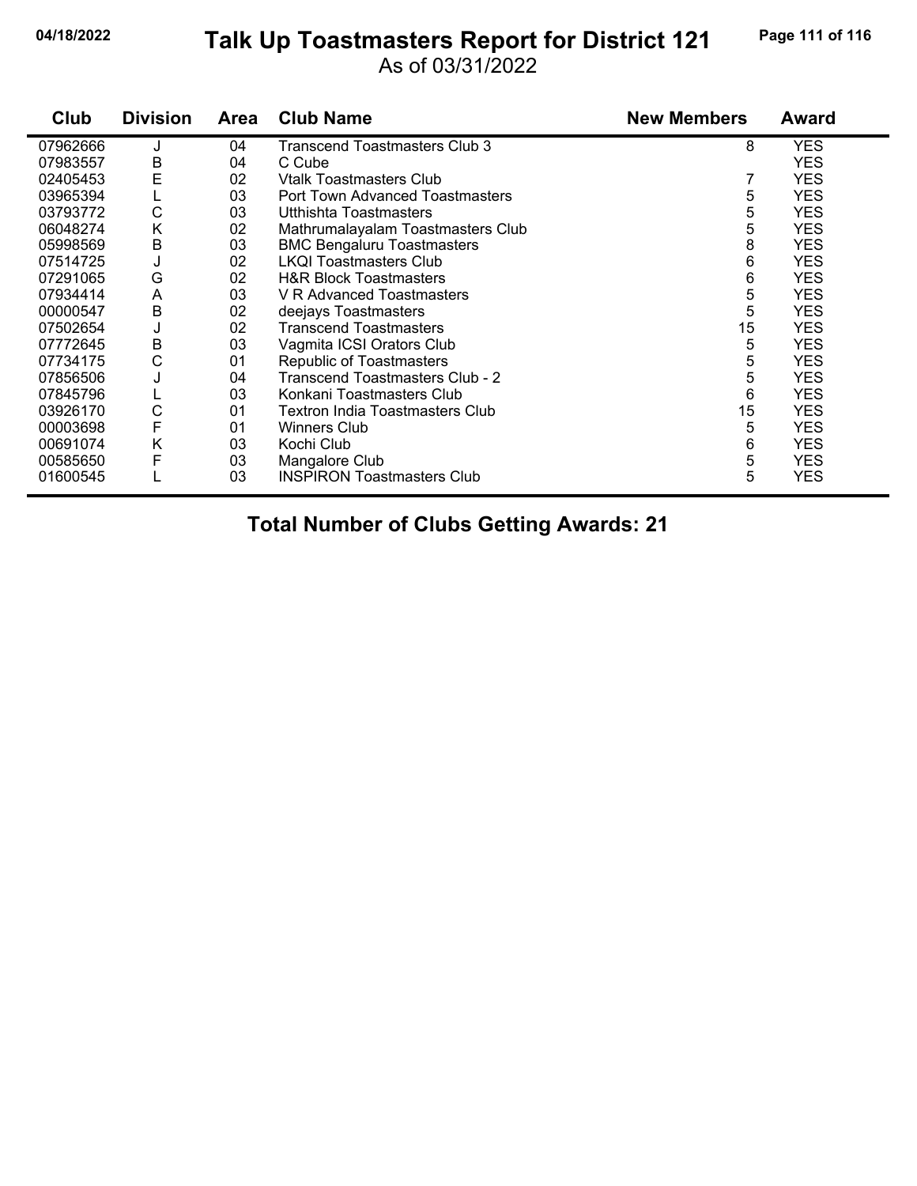# Talk Up Toastmasters Report for District 121

As of 03/31/2022

| Club | Division | Area | Club Name | New Members | Award |
|---|---|---|---|---|---|
| 07962666 | J | 04 | Transcend Toastmasters Club 3 | 8 | YES |
| 07983557 | B | 04 | C Cube | | YES |
| 02405453 | E | 02 | Vtalk Toastmasters Club | 7 | YES |
| 03965394 | L | 03 | Port Town Advanced Toastmasters | 5 | YES |
| 03793772 | C | 03 | Utthishta Toastmasters | 5 | YES |
| 06048274 | K | 02 | Mathrumalayalam Toastmasters Club | 5 | YES |
| 05998569 | B | 03 | BMC Bengaluru Toastmasters | 8 | YES |
| 07514725 | J | 02 | LKQI Toastmasters Club | 6 | YES |
| 07291065 | G | 02 | H&R Block Toastmasters | 6 | YES |
| 07934414 | A | 03 | V R Advanced Toastmasters | 5 | YES |
| 00000547 | B | 02 | deejays Toastmasters | 5 | YES |
| 07502654 | J | 02 | Transcend Toastmasters | 15 | YES |
| 07772645 | B | 03 | Vagmita ICSI Orators Club | 5 | YES |
| 07734175 | C | 01 | Republic of Toastmasters | 5 | YES |
| 07856506 | J | 04 | Transcend Toastmasters Club - 2 | 5 | YES |
| 07845796 | L | 03 | Konkani Toastmasters Club | 6 | YES |
| 03926170 | C | 01 | Textron India Toastmasters Club | 15 | YES |
| 00003698 | F | 01 | Winners Club | 5 | YES |
| 00691074 | K | 03 | Kochi Club | 6 | YES |
| 00585650 | F | 03 | Mangalore Club | 5 | YES |
| 01600545 | L | 03 | INSPIRON Toastmasters Club | 5 | YES |

**Total Number of Clubs Getting Awards: 21**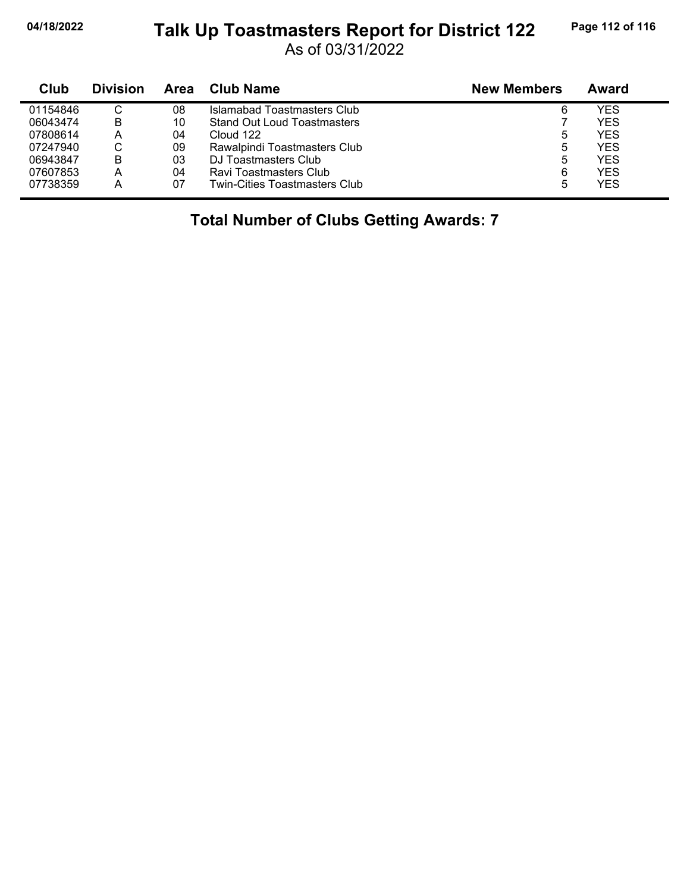# Talk Up Toastmasters Report for District 122

As of 03/31/2022

| Club | Division | Area | Club Name | New Members | Award |
|---|---|---|---|---|---|
| 01154846 | C | 08 | Islamabad Toastmasters Club | 6 | YES |
| 06043474 | B | 10 | Stand Out Loud Toastmasters | 7 | YES |
| 07808614 | A | 04 | Cloud 122 | 5 | YES |
| 07247940 | C | 09 | Rawalpindi Toastmasters Club | 5 | YES |
| 06943847 | B | 03 | DJ Toastmasters Club | 5 | YES |
| 07607853 | A | 04 | Ravi Toastmasters Club | 6 | YES |
| 07738359 | A | 07 | Twin-Cities Toastmasters Club | 5 | YES |

**Total Number of Clubs Getting Awards: 7**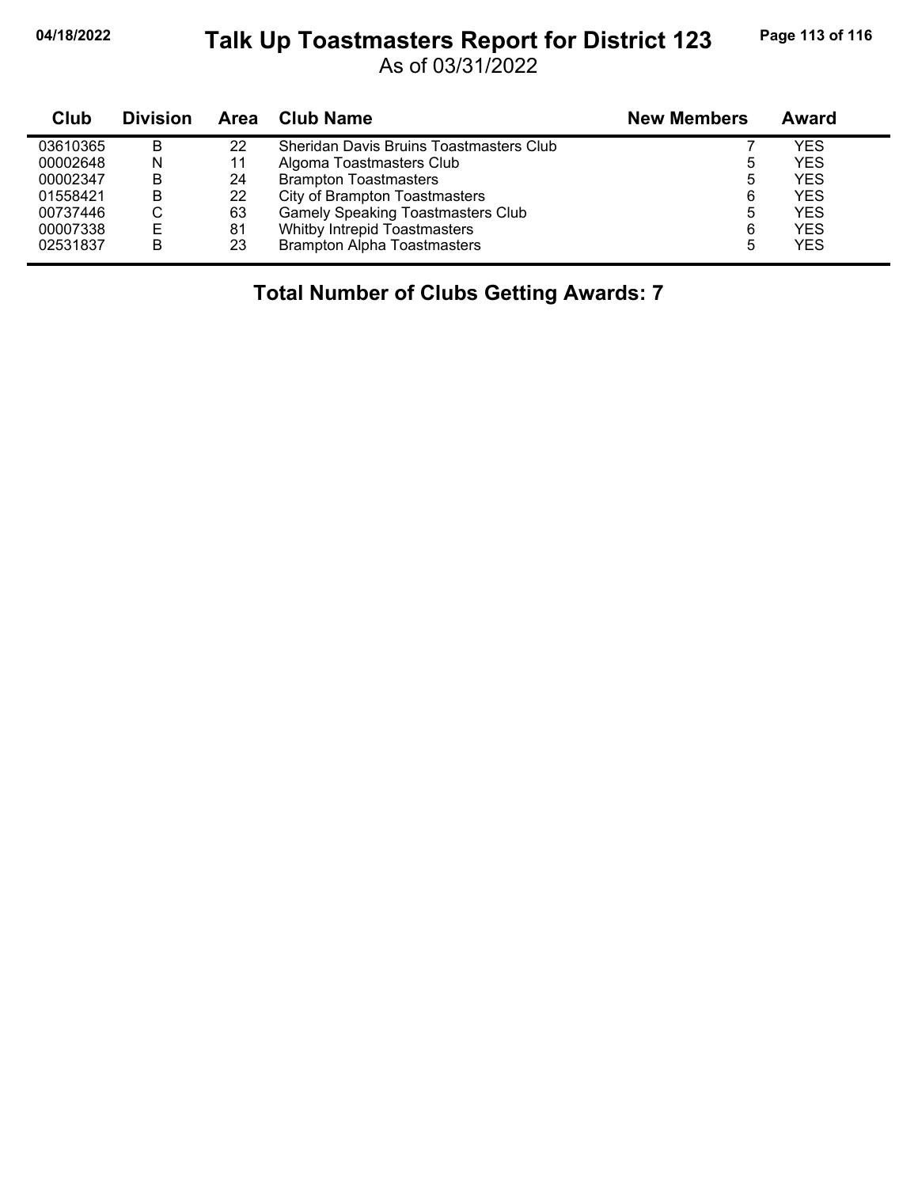# Talk Up Toastmasters Report for District 123

As of 03/31/2022

| Club | Division | Area | Club Name | New Members | Award |
|---|---|---|---|---|---|
| 03610365 | B | 22 | Sheridan Davis Bruins Toastmasters Club | 7 | YES |
| 00002648 | N | 11 | Algoma Toastmasters Club | 5 | YES |
| 00002347 | B | 24 | Brampton Toastmasters | 5 | YES |
| 01558421 | B | 22 | City of Brampton Toastmasters | 6 | YES |
| 00737446 | C | 63 | Gamely Speaking Toastmasters Club | 5 | YES |
| 00007338 | E | 81 | Whitby Intrepid Toastmasters | 6 | YES |
| 02531837 | B | 23 | Brampton Alpha Toastmasters | 5 | YES |

**Total Number of Clubs Getting Awards: 7**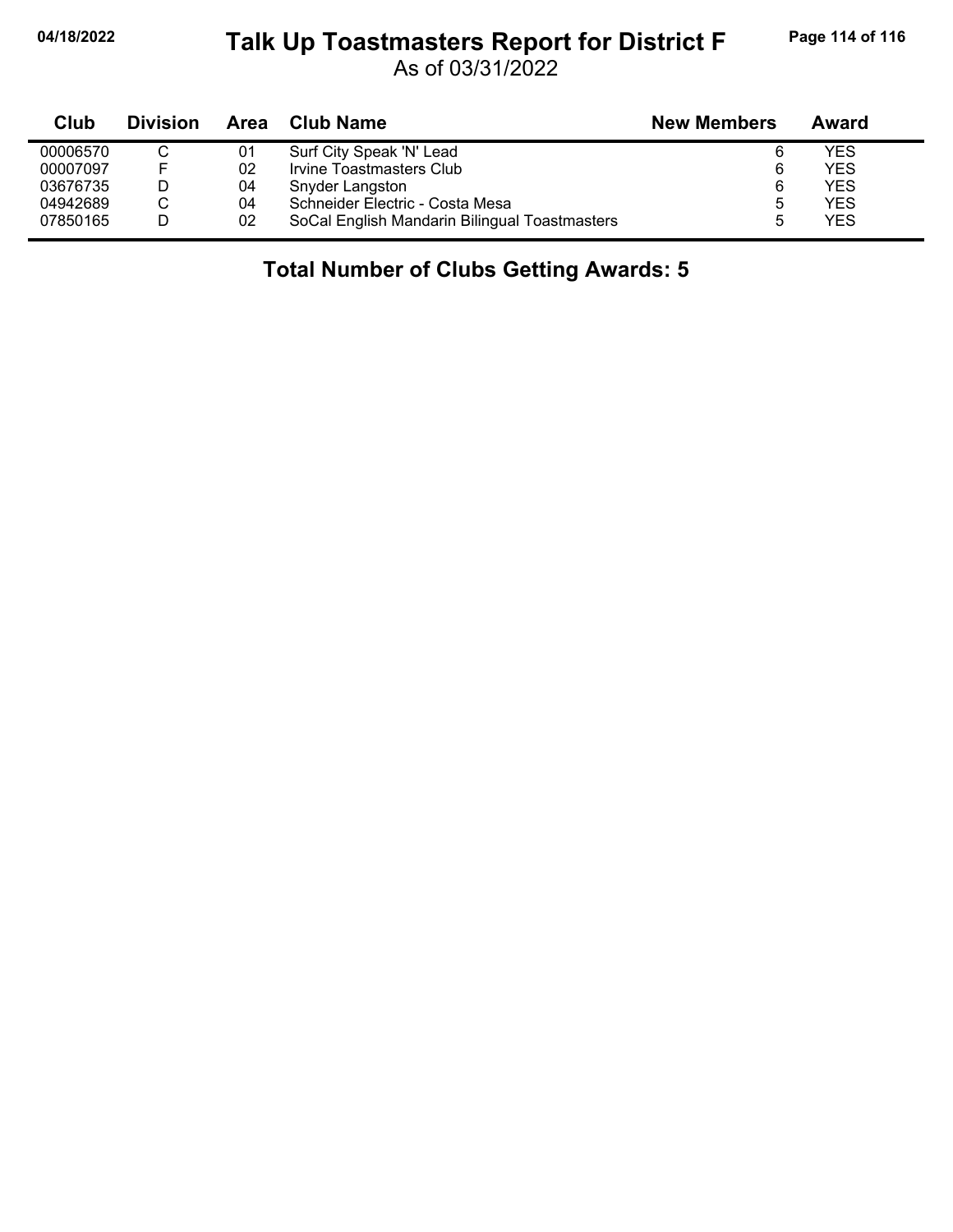# Talk Up Toastmasters Report for District F

As of 03/31/2022

| Club | Division | Area | Club Name | New Members | Award |
|---|---|---|---|---|---|
| 00006570 | C | 01 | Surf City Speak 'N' Lead | 6 | YES |
| 00007097 | F | 02 | Irvine Toastmasters Club | 6 | YES |
| 03676735 | D | 04 | Snyder Langston | 6 | YES |
| 04942689 | C | 04 | Schneider Electric - Costa Mesa | 5 | YES |
| 07850165 | D | 02 | SoCal English Mandarin Bilingual Toastmasters | 5 | YES |

**Total Number of Clubs Getting Awards: 5**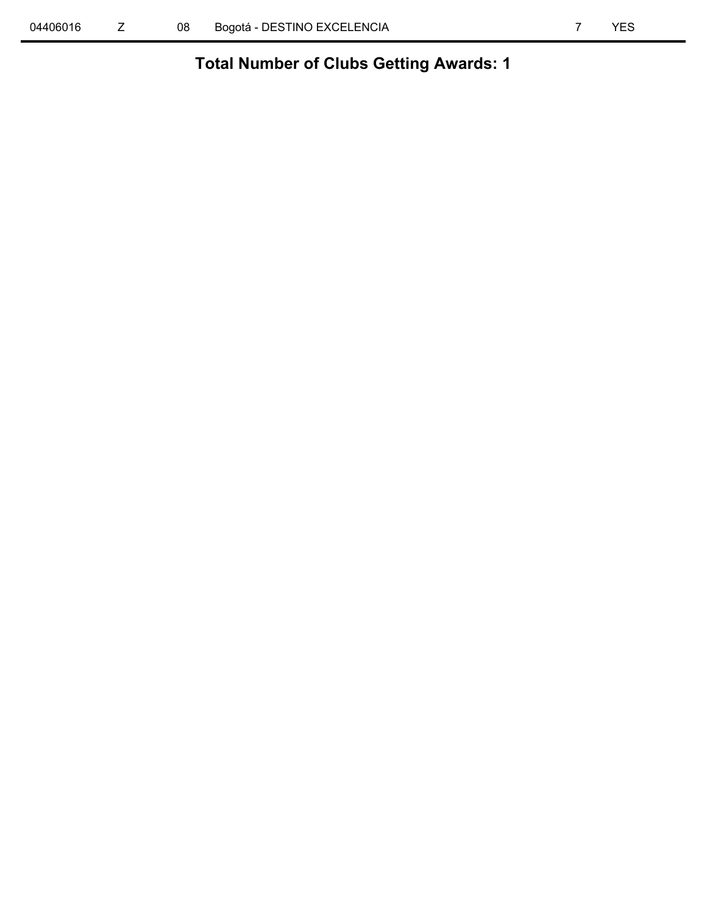| | | | | | |
|---|---|---|---|---|---|
| 04406016 | Z | 08 | Bogotá - DESTINO EXCELENCIA | 7 | YES |

**Total Number of Clubs Getting Awards: 1**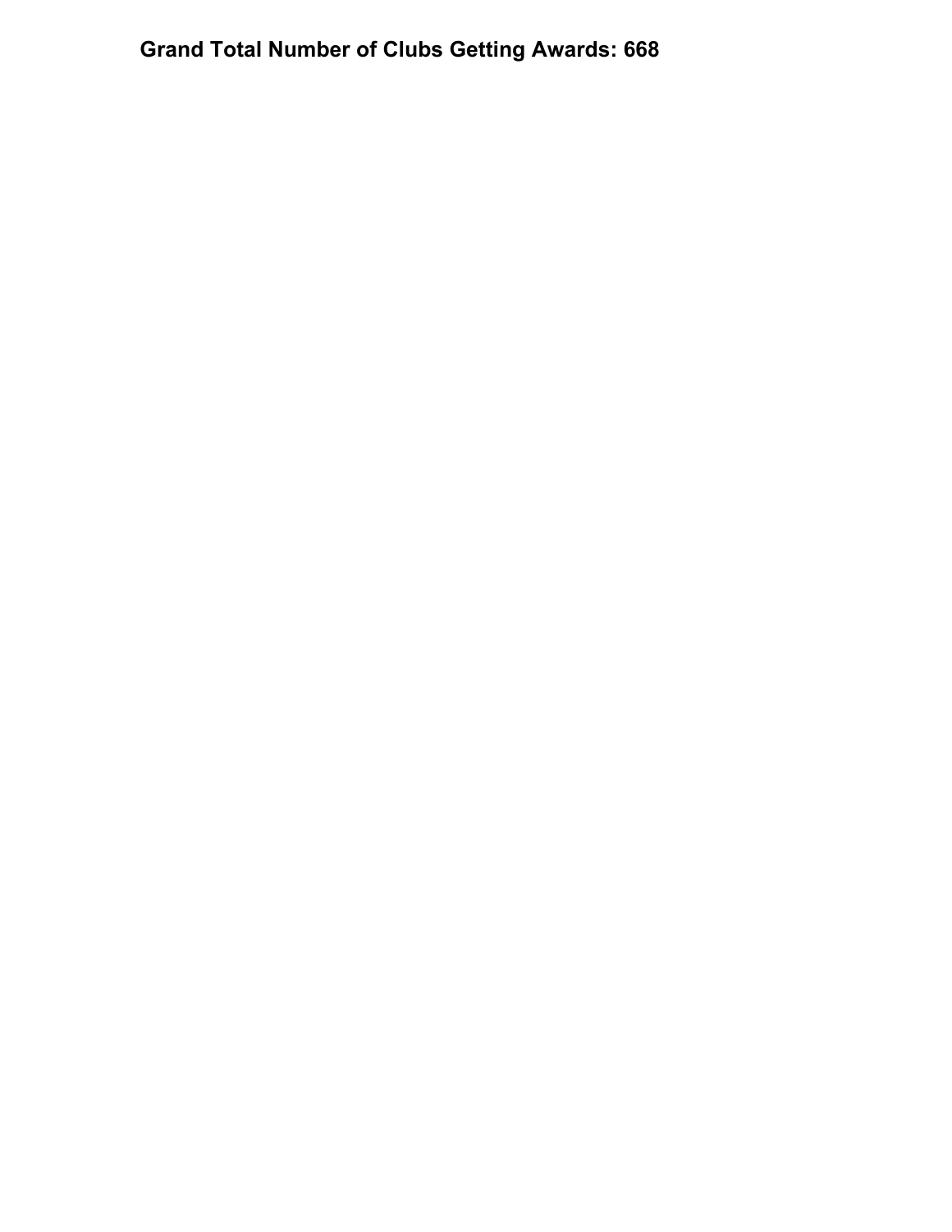**Grand Total Number of Clubs Getting Awards: 668**